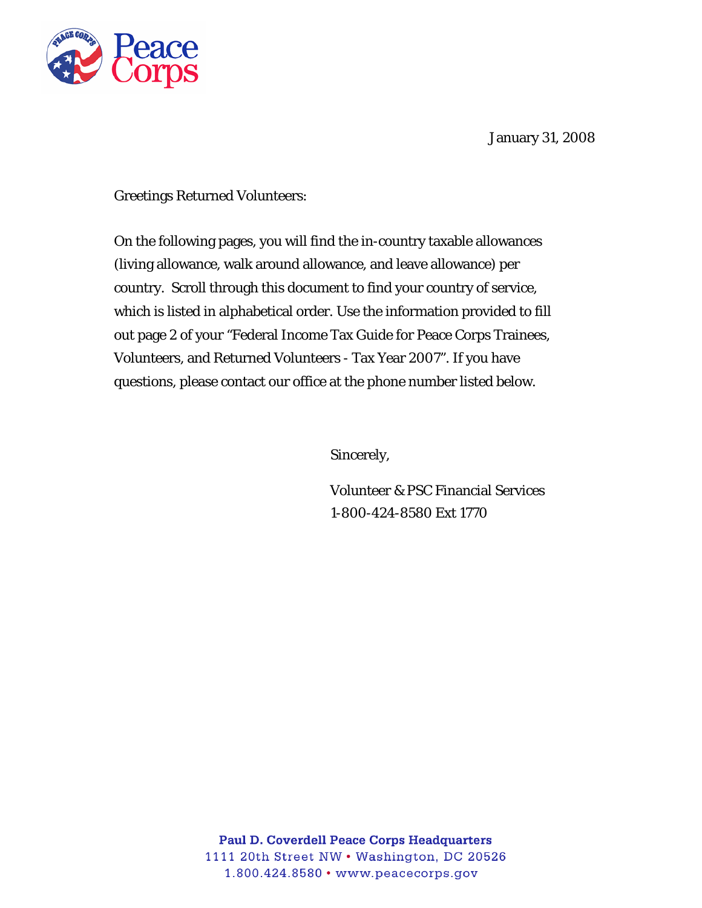Peace Corps

January 31, 2008

Greetings Returned Volunteers:

On the following pages, you will find the in-country taxable allowances (living allowance, walk around allowance, and leave allowance) per country. Scroll through this document to find your country of service, which is listed in alphabetical order. Use the information provided to fill out page 2 of your "Federal Income Tax Guide for Peace Corps Trainees, Volunteers, and Returned Volunteers - Tax Year 2007". If you have questions, please contact our office at the phone number listed below.

Sincerely,

Volunteer & PSC Financial Services
1-800-424-8580 Ext 1770

**Paul D. Coverdell Peace Corps Headquarters**
1111 20th Street NW • Washington, DC 20526
1.800.424.8580 • www.peacecorps.gov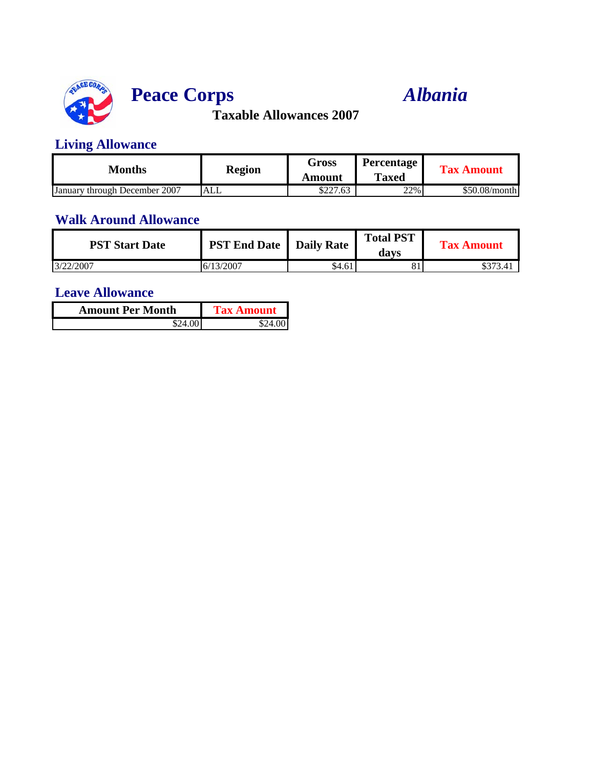# Peace Corps *Albania*

## Taxable Allowances 2007

### Living Allowance

| Months | Region | Gross Amount | Percentage Taxed | Tax Amount |
|---|---|---|---|---|
| January through December 2007 | ALL | $227.63 | 22% | $50.08/month |

### Walk Around Allowance

| PST Start Date | PST End Date | Daily Rate | Total PST days | Tax Amount |
|---|---|---|---|---|
| 3/22/2007 | 6/13/2007 | $4.61 | 81 | $373.41 |

### Leave Allowance

| Amount Per Month | Tax Amount |
|---|---|
| $24.00 | $24.00 |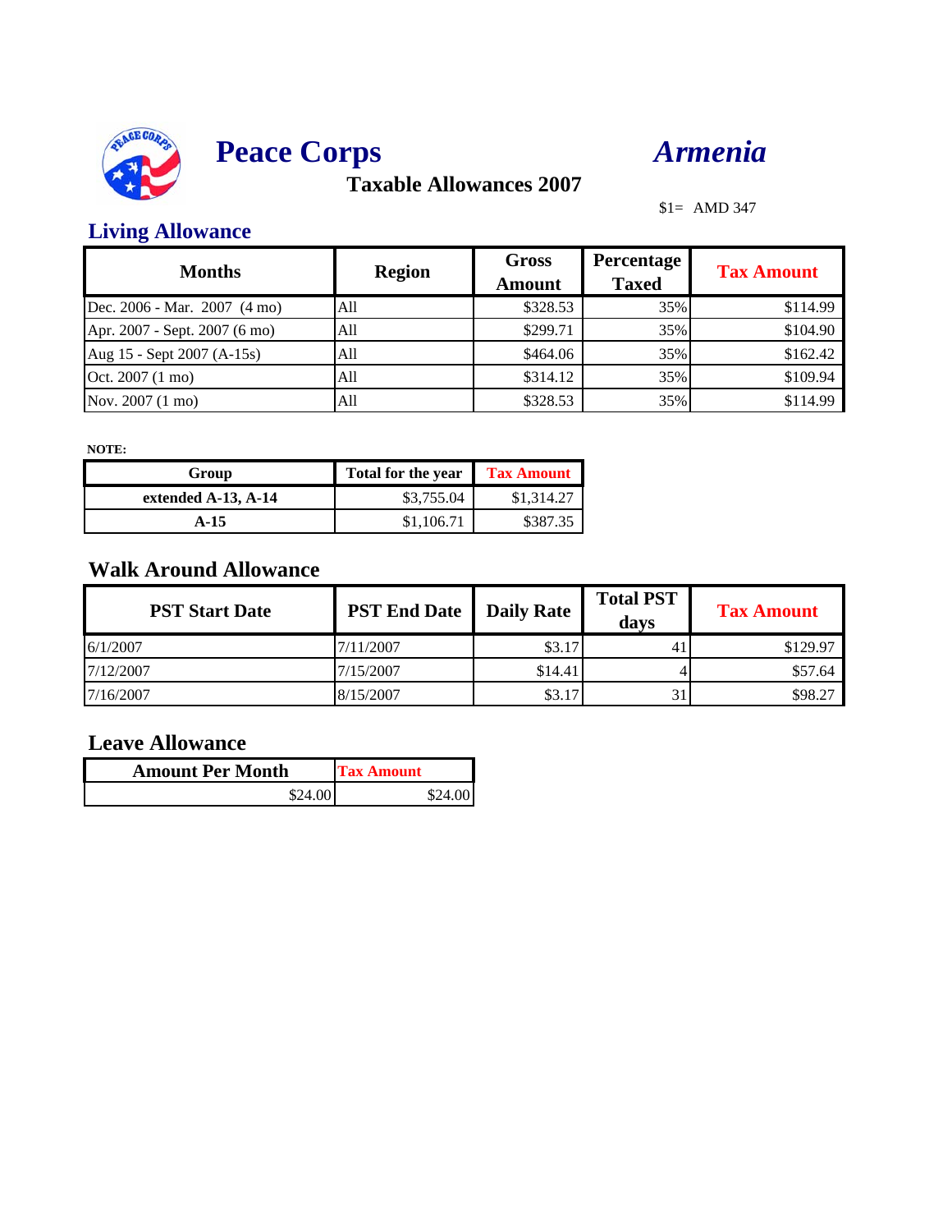# Peace Corps *Armenia*

## Taxable Allowances 2007

$1= AMD 347

## Living Allowance

| Months | Region | Gross Amount | Percentage Taxed | Tax Amount |
|---|---|---|---|---|
| Dec. 2006 - Mar. 2007 (4 mo) | All | $328.53 | 35% | $114.99 |
| Apr. 2007 - Sept. 2007 (6 mo) | All | $299.71 | 35% | $104.90 |
| Aug 15 - Sept 2007 (A-15s) | All | $464.06 | 35% | $162.42 |
| Oct. 2007 (1 mo) | All | $314.12 | 35% | $109.94 |
| Nov. 2007 (1 mo) | All | $328.53 | 35% | $114.99 |

**NOTE:**

| Group | Total for the year | Tax Amount |
|---|---|---|
| **extended A-13, A-14** | $3,755.04 | $1,314.27 |
| **A-15** | $1,106.71 | $387.35 |

## Walk Around Allowance

| PST Start Date | PST End Date | Daily Rate | Total PST days | Tax Amount |
|---|---|---|---|---|
| 6/1/2007 | 7/11/2007 | $3.17 | 41 | $129.97 |
| 7/12/2007 | 7/15/2007 | $14.41 | 4 | $57.64 |
| 7/16/2007 | 8/15/2007 | $3.17 | 31 | $98.27 |

## Leave Allowance

| Amount Per Month | Tax Amount |
|---|---|
| $24.00 | $24.00 |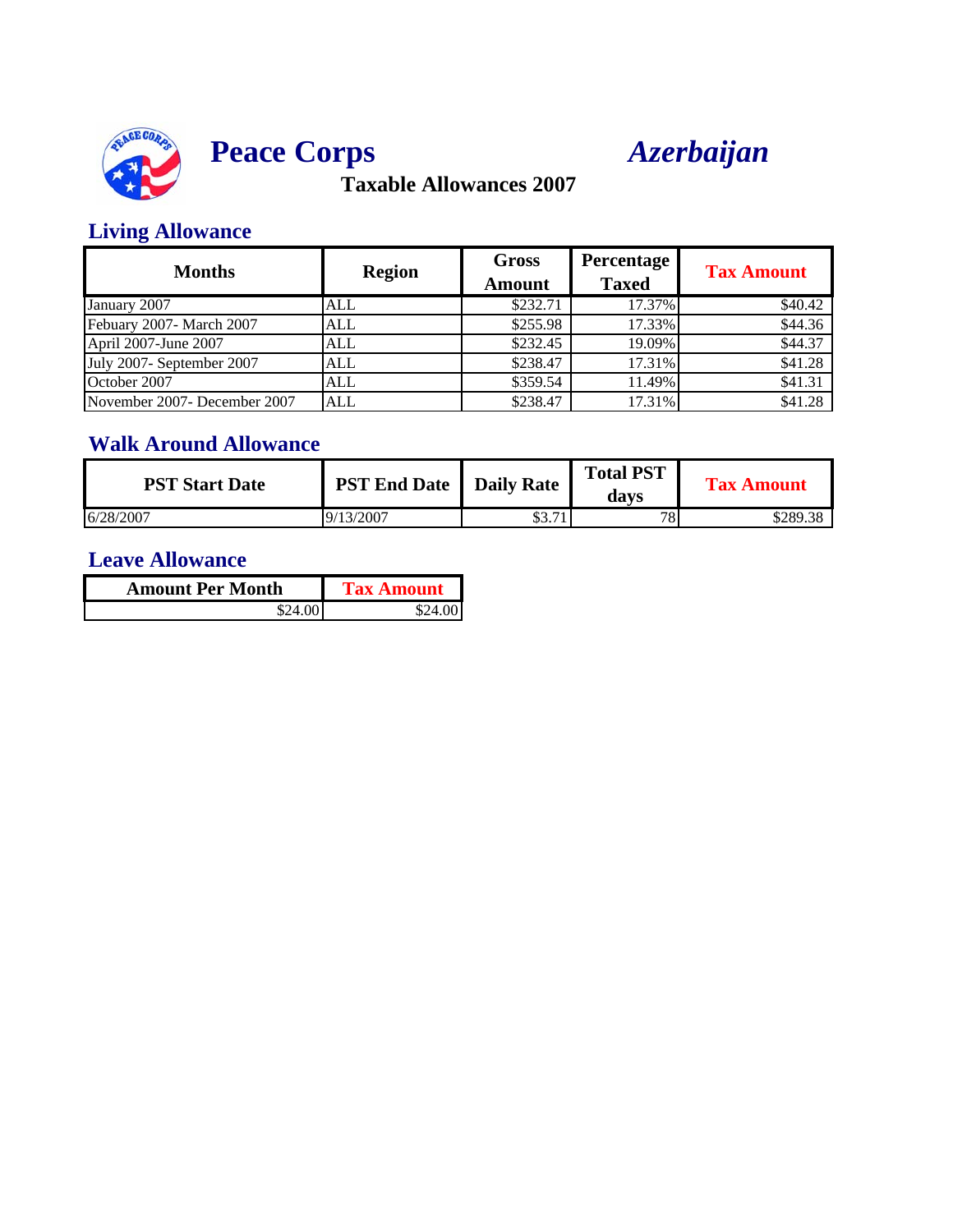# Peace Corps *Azerbaijan*

## Taxable Allowances 2007

### Living Allowance

| Months | Region | Gross Amount | Percentage Taxed | Tax Amount |
|---|---|---|---|---|
| January 2007 | ALL | $232.71 | 17.37% | $40.42 |
| Febuary 2007- March 2007 | ALL | $255.98 | 17.33% | $44.36 |
| April 2007-June 2007 | ALL | $232.45 | 19.09% | $44.37 |
| July 2007- September 2007 | ALL | $238.47 | 17.31% | $41.28 |
| October 2007 | ALL | $359.54 | 11.49% | $41.31 |
| November 2007- December 2007 | ALL | $238.47 | 17.31% | $41.28 |

### Walk Around Allowance

| PST Start Date | PST End Date | Daily Rate | Total PST days | Tax Amount |
|---|---|---|---|---|
| 6/28/2007 | 9/13/2007 | $3.71 | 78 | $289.38 |

### Leave Allowance

| Amount Per Month | Tax Amount |
|---|---|
| $24.00 | $24.00 |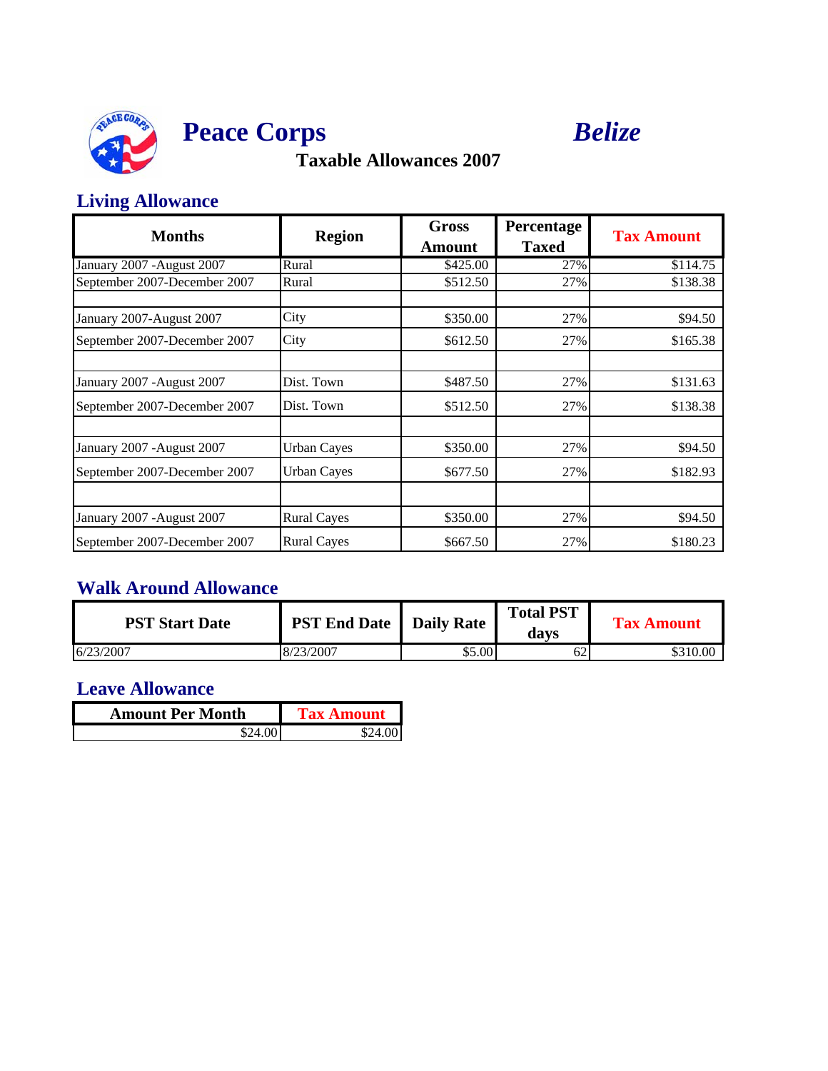# Peace Corps *Belize*

## Taxable Allowances 2007

### Living Allowance

| Months | Region | Gross Amount | Percentage Taxed | Tax Amount |
|---|---|---|---|---|
| January 2007 -August 2007 | Rural | $425.00 | 27% | $114.75 |
| September 2007-December 2007 | Rural | $512.50 | 27% | $138.38 |
| | | | | |
| January 2007-August 2007 | City | $350.00 | 27% | $94.50 |
| September 2007-December 2007 | City | $612.50 | 27% | $165.38 |
| | | | | |
| January 2007 -August 2007 | Dist. Town | $487.50 | 27% | $131.63 |
| September 2007-December 2007 | Dist. Town | $512.50 | 27% | $138.38 |
| | | | | |
| January 2007 -August 2007 | Urban Cayes | $350.00 | 27% | $94.50 |
| September 2007-December 2007 | Urban Cayes | $677.50 | 27% | $182.93 |
| | | | | |
| January 2007 -August 2007 | Rural Cayes | $350.00 | 27% | $94.50 |
| September 2007-December 2007 | Rural Cayes | $667.50 | 27% | $180.23 |

### Walk Around Allowance

| PST Start Date | PST End Date | Daily Rate | Total PST days | Tax Amount |
|---|---|---|---|---|
| 6/23/2007 | 8/23/2007 | $5.00 | 62 | $310.00 |

### Leave Allowance

| Amount Per Month | Tax Amount |
|---|---|
| $24.00 | $24.00 |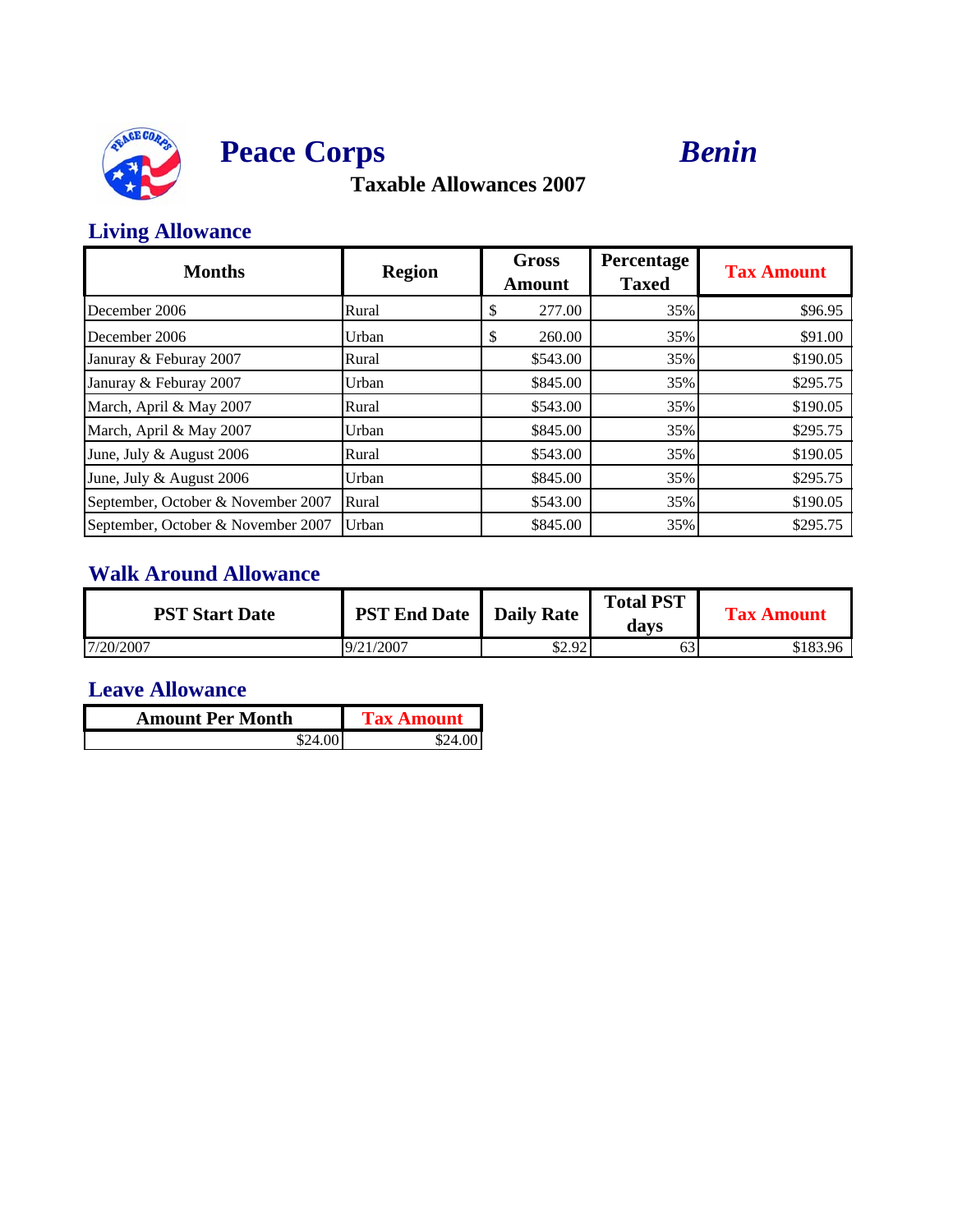# Peace Corps *Benin*

## Taxable Allowances 2007

### Living Allowance

| Months | Region | Gross Amount | Percentage Taxed | Tax Amount |
|---|---|---|---|---|
| December 2006 | Rural | $ 277.00 | 35% | $96.95 |
| December 2006 | Urban | $ 260.00 | 35% | $91.00 |
| Januray & Feburay 2007 | Rural | $543.00 | 35% | $190.05 |
| Januray & Feburay 2007 | Urban | $845.00 | 35% | $295.75 |
| March, April & May 2007 | Rural | $543.00 | 35% | $190.05 |
| March, April & May 2007 | Urban | $845.00 | 35% | $295.75 |
| June, July & August 2006 | Rural | $543.00 | 35% | $190.05 |
| June, July & August 2006 | Urban | $845.00 | 35% | $295.75 |
| September, October & November 2007 | Rural | $543.00 | 35% | $190.05 |
| September, October & November 2007 | Urban | $845.00 | 35% | $295.75 |

### Walk Around Allowance

| PST Start Date | PST End Date | Daily Rate | Total PST days | Tax Amount |
|---|---|---|---|---|
| 7/20/2007 | 9/21/2007 | $2.92 | 63 | $183.96 |

### Leave Allowance

| Amount Per Month | Tax Amount |
|---|---|
| $24.00 | $24.00 |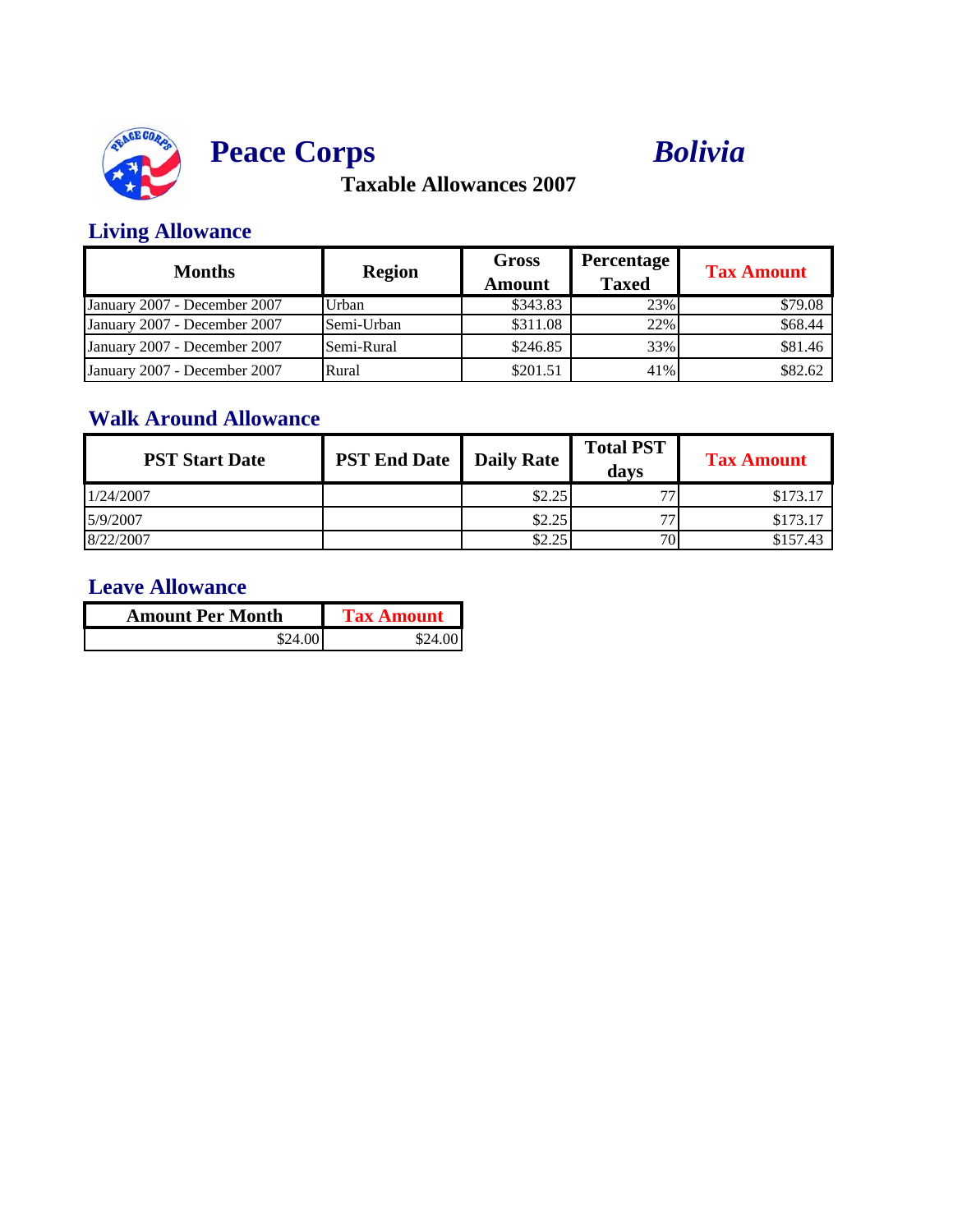# Peace Corps *Bolivia*

**Taxable Allowances 2007**

## Living Allowance

| Months | Region | Gross Amount | Percentage Taxed | Tax Amount |
|---|---|---|---|---|
| January 2007 - December 2007 | Urban | $343.83 | 23% | $79.08 |
| January 2007 - December 2007 | Semi-Urban | $311.08 | 22% | $68.44 |
| January 2007 - December 2007 | Semi-Rural | $246.85 | 33% | $81.46 |
| January 2007 - December 2007 | Rural | $201.51 | 41% | $82.62 |

## Walk Around Allowance

| PST Start Date | PST End Date | Daily Rate | Total PST days | Tax Amount |
|---|---|---|---|---|
| 1/24/2007 | | $2.25 | 77 | $173.17 |
| 5/9/2007 | | $2.25 | 77 | $173.17 |
| 8/22/2007 | | $2.25 | 70 | $157.43 |

## Leave Allowance

| Amount Per Month | Tax Amount |
|---|---|
| $24.00 | $24.00 |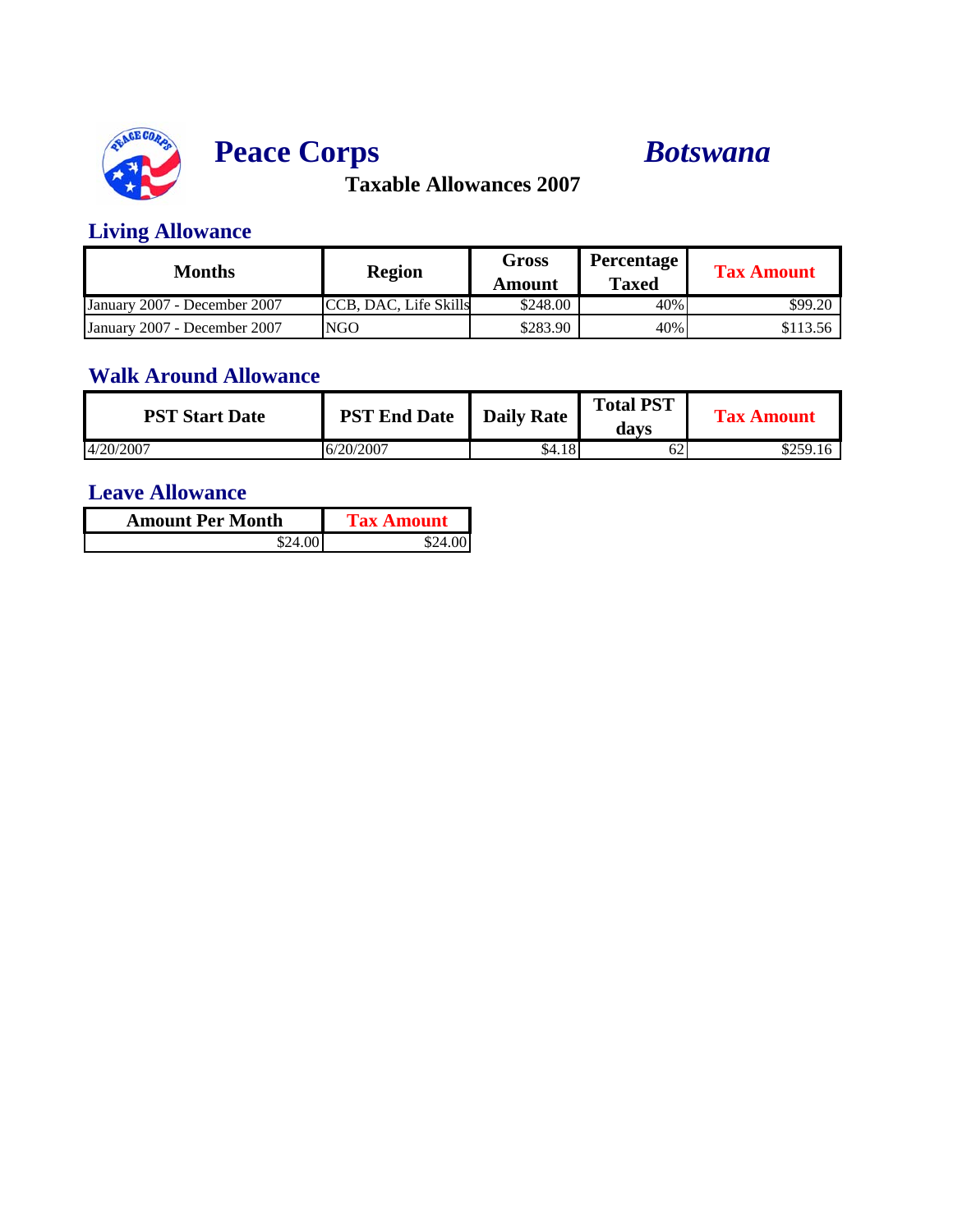# Peace Corps *Botswana*

## Taxable Allowances 2007

### Living Allowance

| Months | Region | Gross Amount | Percentage Taxed | Tax Amount |
|---|---|---|---|---|
| January 2007 - December 2007 | CCB, DAC, Life Skills | $248.00 | 40% | $99.20 |
| January 2007 - December 2007 | NGO | $283.90 | 40% | $113.56 |

### Walk Around Allowance

| PST Start Date | PST End Date | Daily Rate | Total PST days | Tax Amount |
|---|---|---|---|---|
| 4/20/2007 | 6/20/2007 | $4.18 | 62 | $259.16 |

### Leave Allowance

| Amount Per Month | Tax Amount |
|---|---|
| $24.00 | $24.00 |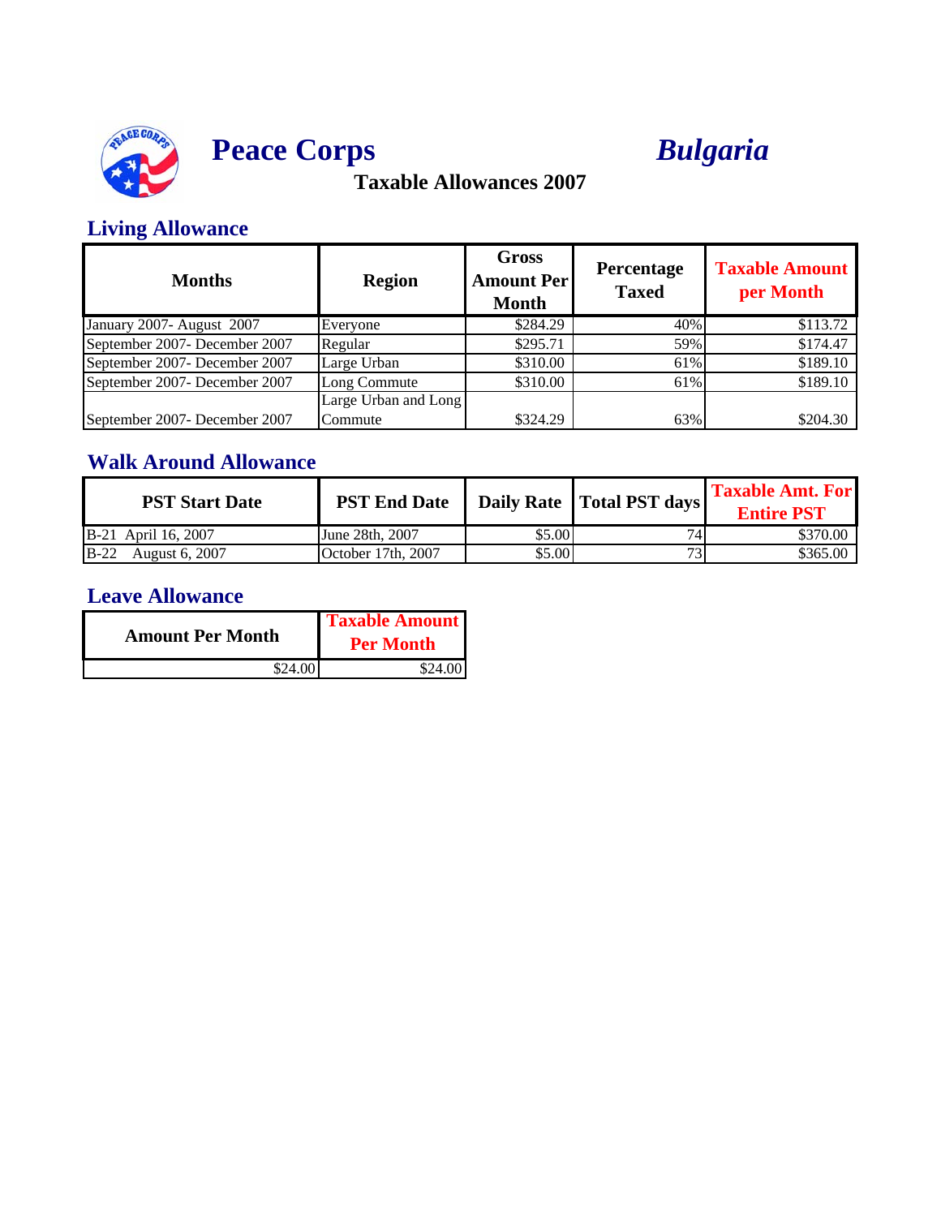# Peace Corps *Bulgaria*

## Taxable Allowances 2007

### Living Allowance

| Months | Region | Gross Amount Per Month | Percentage Taxed | Taxable Amount per Month |
|---|---|---|---|---|
| January 2007- August 2007 | Everyone | $284.29 | 40% | $113.72 |
| September 2007- December 2007 | Regular | $295.71 | 59% | $174.47 |
| September 2007- December 2007 | Large Urban | $310.00 | 61% | $189.10 |
| September 2007- December 2007 | Long Commute | $310.00 | 61% | $189.10 |
| September 2007- December 2007 | Large Urban and Long Commute | $324.29 | 63% | $204.30 |

### Walk Around Allowance

| PST Start Date | PST End Date | Daily Rate | Total PST days | Taxable Amt. For Entire PST |
|---|---|---|---|---|
| B-21 April 16, 2007 | June 28th, 2007 | $5.00 | 74 | $370.00 |
| B-22 August 6, 2007 | October 17th, 2007 | $5.00 | 73 | $365.00 |

### Leave Allowance

| Amount Per Month | Taxable Amount Per Month |
|---|---|
| $24.00 | $24.00 |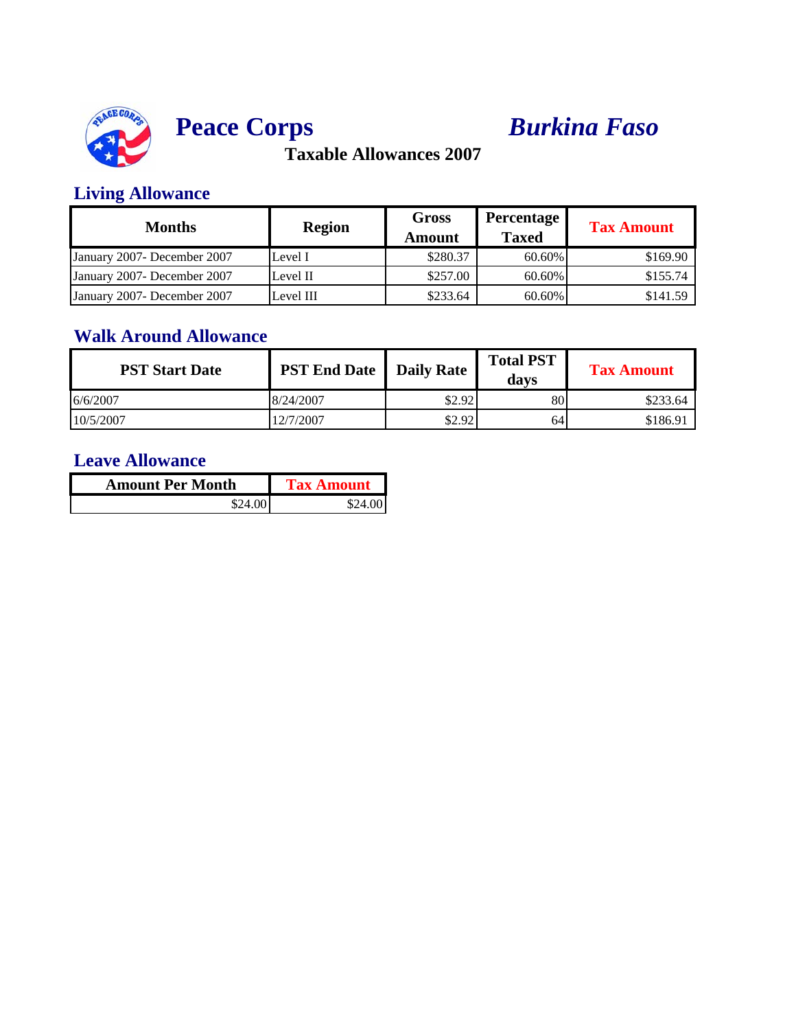# Peace Corps *Burkina Faso*

**Taxable Allowances 2007**

## Living Allowance

| Months | Region | Gross Amount | Percentage Taxed | Tax Amount |
|---|---|---|---|---|
| January 2007- December 2007 | Level I | $280.37 | 60.60% | $169.90 |
| January 2007- December 2007 | Level II | $257.00 | 60.60% | $155.74 |
| January 2007- December 2007 | Level III | $233.64 | 60.60% | $141.59 |

## Walk Around Allowance

| PST Start Date | PST End Date | Daily Rate | Total PST days | Tax Amount |
|---|---|---|---|---|
| 6/6/2007 | 8/24/2007 | $2.92 | 80 | $233.64 |
| 10/5/2007 | 12/7/2007 | $2.92 | 64 | $186.91 |

## Leave Allowance

| Amount Per Month | Tax Amount |
|---|---|
| $24.00 | $24.00 |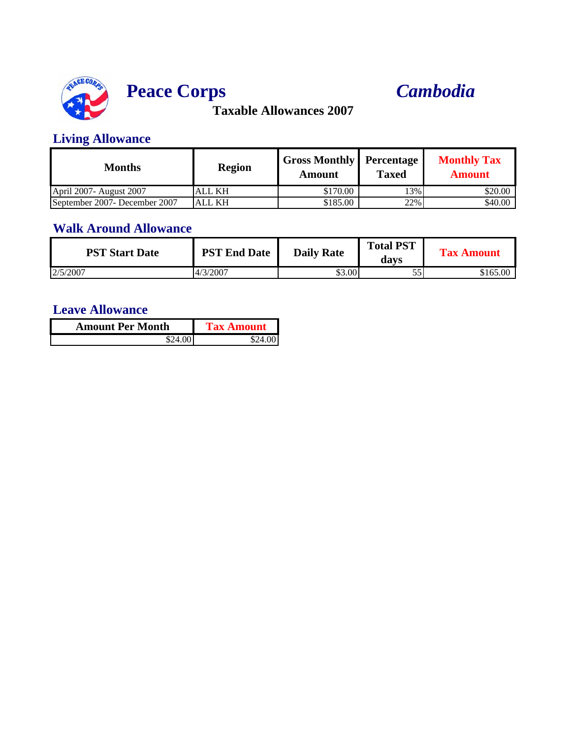# Peace Corps *Cambodia*

## Taxable Allowances 2007

### Living Allowance

| Months | Region | Gross Monthly Amount | Percentage Taxed | Monthly Tax Amount |
|---|---|---|---|---|
| April 2007- August 2007 | ALL KH | $170.00 | 13% | $20.00 |
| September 2007- December 2007 | ALL KH | $185.00 | 22% | $40.00 |

### Walk Around Allowance

| PST Start Date | PST End Date | Daily Rate | Total PST days | Tax Amount |
|---|---|---|---|---|
| 2/5/2007 | 4/3/2007 | $3.00 | 55 | $165.00 |

### Leave Allowance

| Amount Per Month | Tax Amount |
|---|---|
| $24.00 | $24.00 |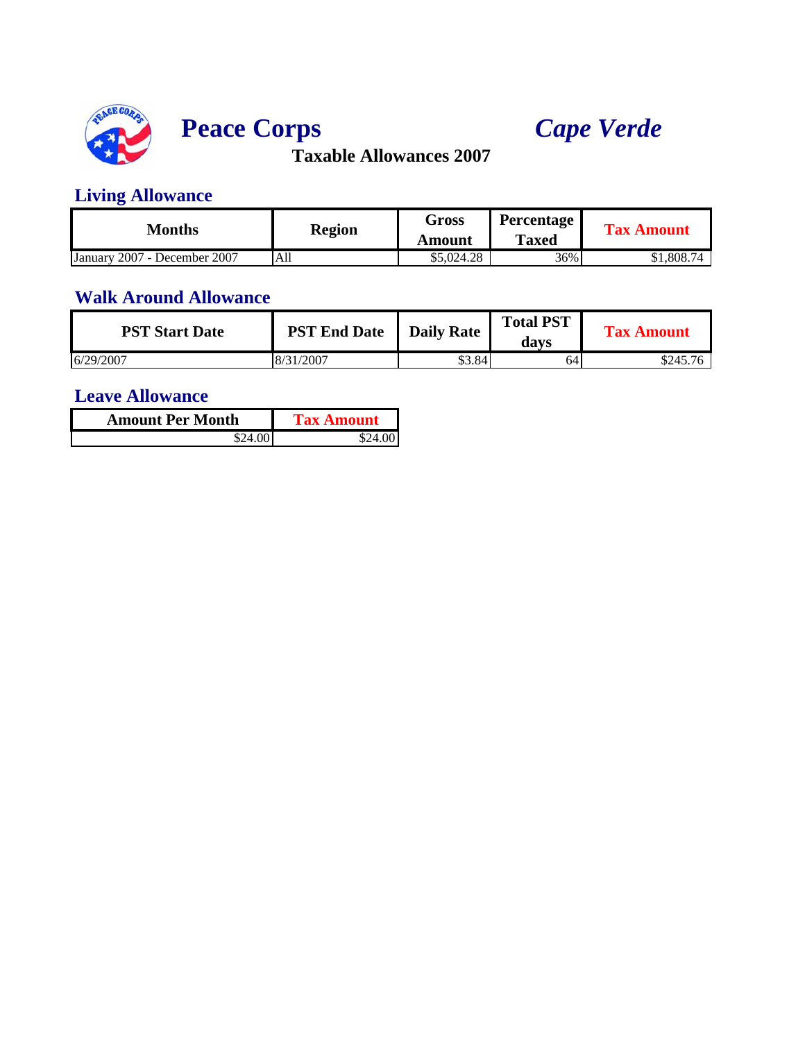# Peace Corps *Cape Verde*

**Taxable Allowances 2007**

## Living Allowance

| Months | Region | Gross Amount | Percentage Taxed | Tax Amount |
|---|---|---|---|---|
| January 2007 - December 2007 | All | $5,024.28 | 36% | $1,808.74 |

## Walk Around Allowance

| PST Start Date | PST End Date | Daily Rate | Total PST days | Tax Amount |
|---|---|---|---|---|
| 6/29/2007 | 8/31/2007 | $3.84 | 64 | $245.76 |

## Leave Allowance

| Amount Per Month | Tax Amount |
|---|---|
| $24.00 | $24.00 |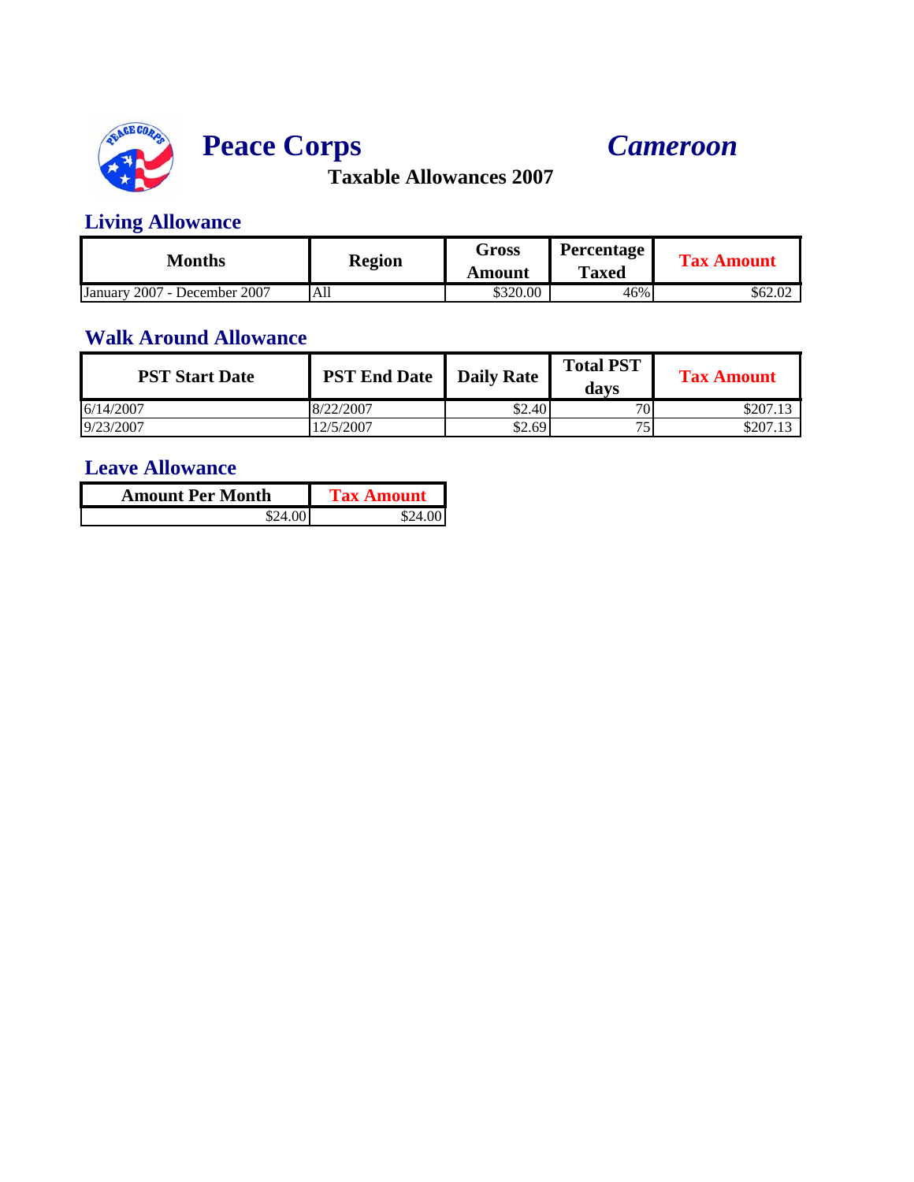# Peace Corps *Cameroon*

## Taxable Allowances 2007

### Living Allowance

| Months | Region | Gross Amount | Percentage Taxed | Tax Amount |
|---|---|---|---|---|
| January 2007 - December 2007 | All | $320.00 | 46% | $62.02 |

### Walk Around Allowance

| PST Start Date | PST End Date | Daily Rate | Total PST days | Tax Amount |
|---|---|---|---|---|
| 6/14/2007 | 8/22/2007 | $2.40 | 70 | $207.13 |
| 9/23/2007 | 12/5/2007 | $2.69 | 75 | $207.13 |

### Leave Allowance

| Amount Per Month | Tax Amount |
|---|---|
| $24.00 | $24.00 |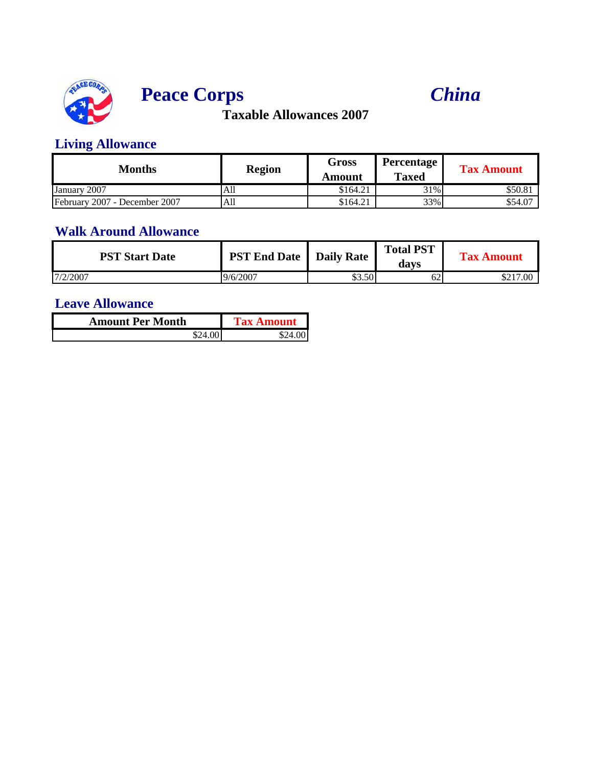# Peace Corps *China*

## Taxable Allowances 2007

### Living Allowance

| Months | Region | Gross Amount | Percentage Taxed | Tax Amount |
|---|---|---|---|---|
| January 2007 | All | $164.21 | 31% | $50.81 |
| February 2007 - December 2007 | All | $164.21 | 33% | $54.07 |

### Walk Around Allowance

| PST Start Date | PST End Date | Daily Rate | Total PST days | Tax Amount |
|---|---|---|---|---|
| 7/2/2007 | 9/6/2007 | $3.50 | 62 | $217.00 |

### Leave Allowance

| Amount Per Month | Tax Amount |
|---|---|
| $24.00 | $24.00 |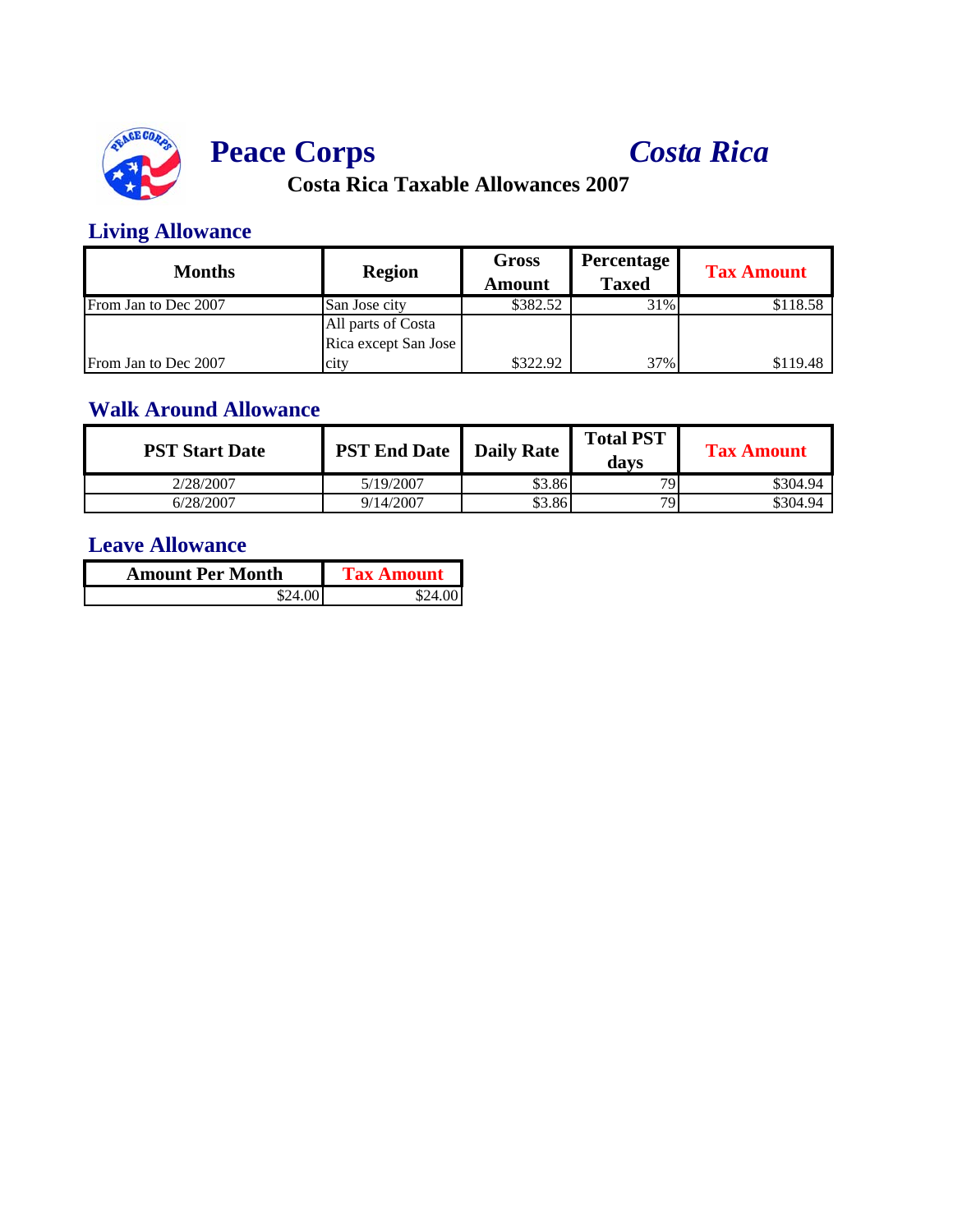# Peace Corps *Costa Rica*

## Costa Rica Taxable Allowances 2007

### Living Allowance

| Months | Region | Gross Amount | Percentage Taxed | Tax Amount |
|---|---|---|---|---|
| From Jan to Dec 2007 | San Jose city | $382.52 | 31% | $118.58 |
| From Jan to Dec 2007 | All parts of Costa Rica except San Jose city | $322.92 | 37% | $119.48 |

### Walk Around Allowance

| PST Start Date | PST End Date | Daily Rate | Total PST days | Tax Amount |
|---|---|---|---|---|
| 2/28/2007 | 5/19/2007 | $3.86 | 79 | $304.94 |
| 6/28/2007 | 9/14/2007 | $3.86 | 79 | $304.94 |

### Leave Allowance

| Amount Per Month | Tax Amount |
|---|---|
| $24.00 | $24.00 |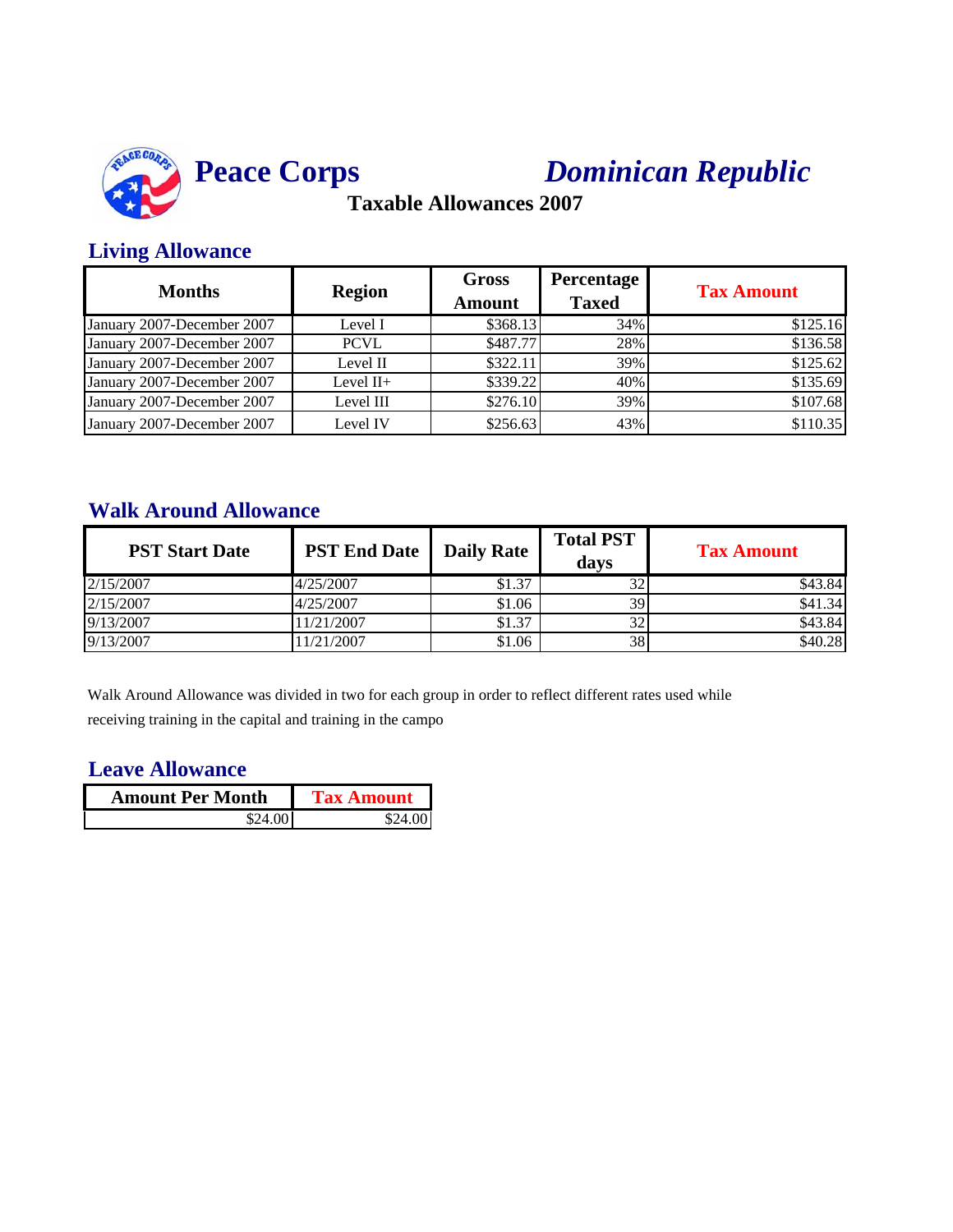# Peace Corps *Dominican Republic*

## Taxable Allowances 2007

### Living Allowance

| Months | Region | Gross Amount | Percentage Taxed | Tax Amount |
|---|---|---|---|---|
| January 2007-December 2007 | Level I | $368.13 | 34% | $125.16 |
| January 2007-December 2007 | PCVL | $487.77 | 28% | $136.58 |
| January 2007-December 2007 | Level II | $322.11 | 39% | $125.62 |
| January 2007-December 2007 | Level II+ | $339.22 | 40% | $135.69 |
| January 2007-December 2007 | Level III | $276.10 | 39% | $107.68 |
| January 2007-December 2007 | Level IV | $256.63 | 43% | $110.35 |

### Walk Around Allowance

| PST Start Date | PST End Date | Daily Rate | Total PST days | Tax Amount |
|---|---|---|---|---|
| 2/15/2007 | 4/25/2007 | $1.37 | 32 | $43.84 |
| 2/15/2007 | 4/25/2007 | $1.06 | 39 | $41.34 |
| 9/13/2007 | 11/21/2007 | $1.37 | 32 | $43.84 |
| 9/13/2007 | 11/21/2007 | $1.06 | 38 | $40.28 |

Walk Around Allowance was divided in two for each group in order to reflect different rates used while receiving training in the capital and training in the campo

### Leave Allowance

| Amount Per Month | Tax Amount |
|---|---|
| $24.00 | $24.00 |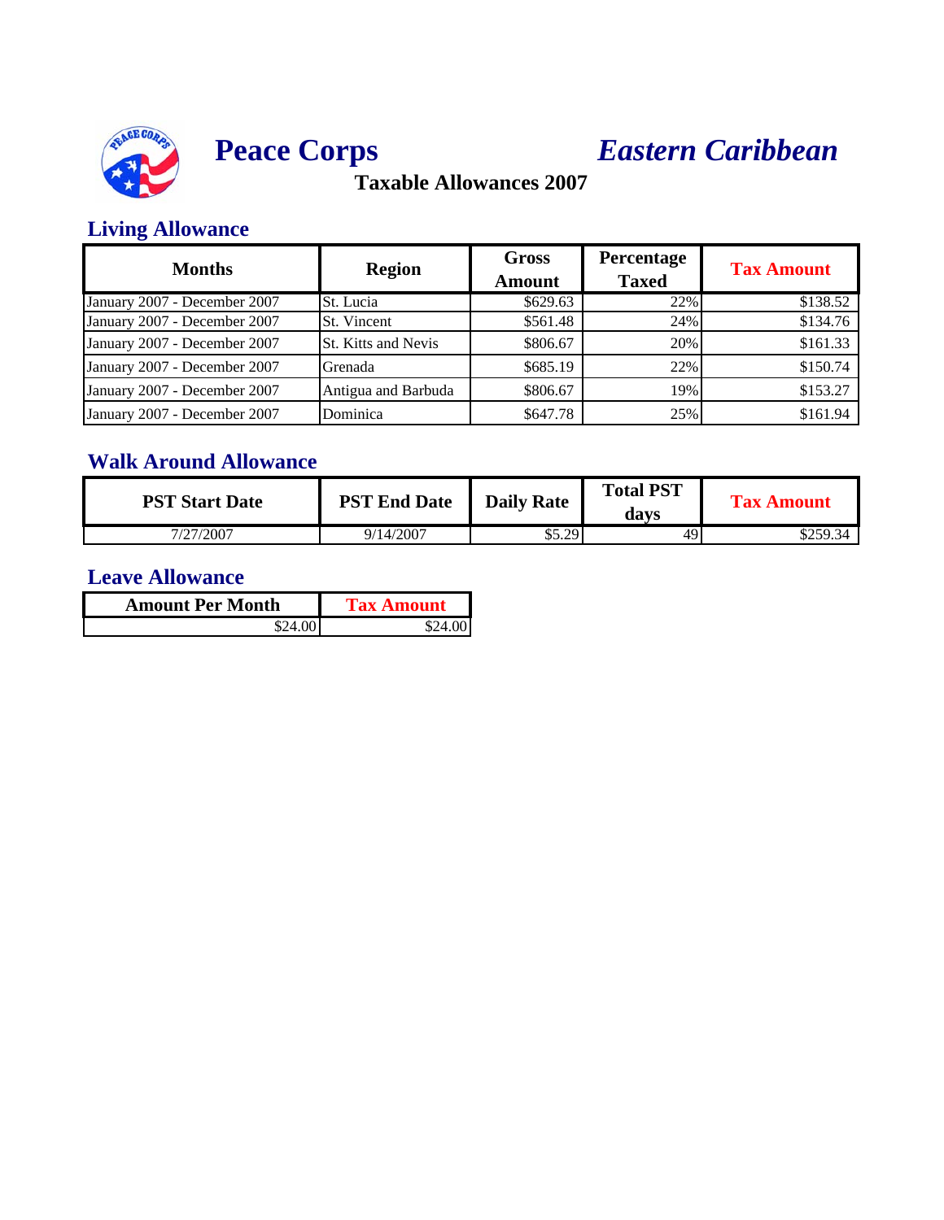# Peace Corps *Eastern Caribbean*

## Taxable Allowances 2007

### Living Allowance

| Months | Region | Gross Amount | Percentage Taxed | Tax Amount |
|---|---|---|---|---|
| January 2007 - December 2007 | St. Lucia | $629.63 | 22% | $138.52 |
| January 2007 - December 2007 | St. Vincent | $561.48 | 24% | $134.76 |
| January 2007 - December 2007 | St. Kitts and Nevis | $806.67 | 20% | $161.33 |
| January 2007 - December 2007 | Grenada | $685.19 | 22% | $150.74 |
| January 2007 - December 2007 | Antigua and Barbuda | $806.67 | 19% | $153.27 |
| January 2007 - December 2007 | Dominica | $647.78 | 25% | $161.94 |

### Walk Around Allowance

| PST Start Date | PST End Date | Daily Rate | Total PST days | Tax Amount |
|---|---|---|---|---|
| 7/27/2007 | 9/14/2007 | $5.29 | 49 | $259.34 |

### Leave Allowance

| Amount Per Month | Tax Amount |
|---|---|
| $24.00 | $24.00 |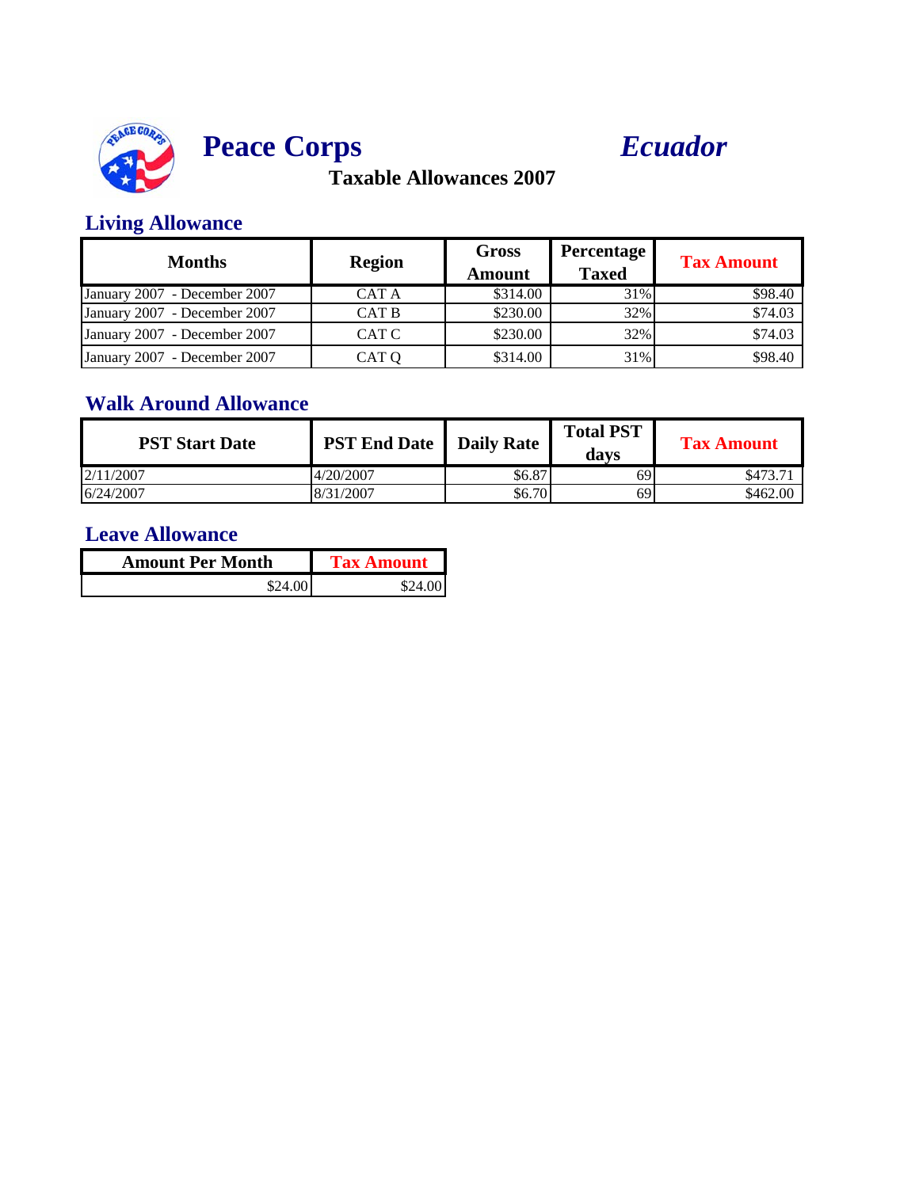# Peace Corps *Ecuador*

**Taxable Allowances 2007**

## Living Allowance

| Months | Region | Gross Amount | Percentage Taxed | Tax Amount |
|---|---|---|---|---|
| January 2007 - December 2007 | CAT A | $314.00 | 31% | $98.40 |
| January 2007 - December 2007 | CAT B | $230.00 | 32% | $74.03 |
| January 2007 - December 2007 | CAT C | $230.00 | 32% | $74.03 |
| January 2007 - December 2007 | CAT Q | $314.00 | 31% | $98.40 |

## Walk Around Allowance

| PST Start Date | PST End Date | Daily Rate | Total PST days | Tax Amount |
|---|---|---|---|---|
| 2/11/2007 | 4/20/2007 | $6.87 | 69 | $473.71 |
| 6/24/2007 | 8/31/2007 | $6.70 | 69 | $462.00 |

## Leave Allowance

| Amount Per Month | Tax Amount |
|---|---|
| $24.00 | $24.00 |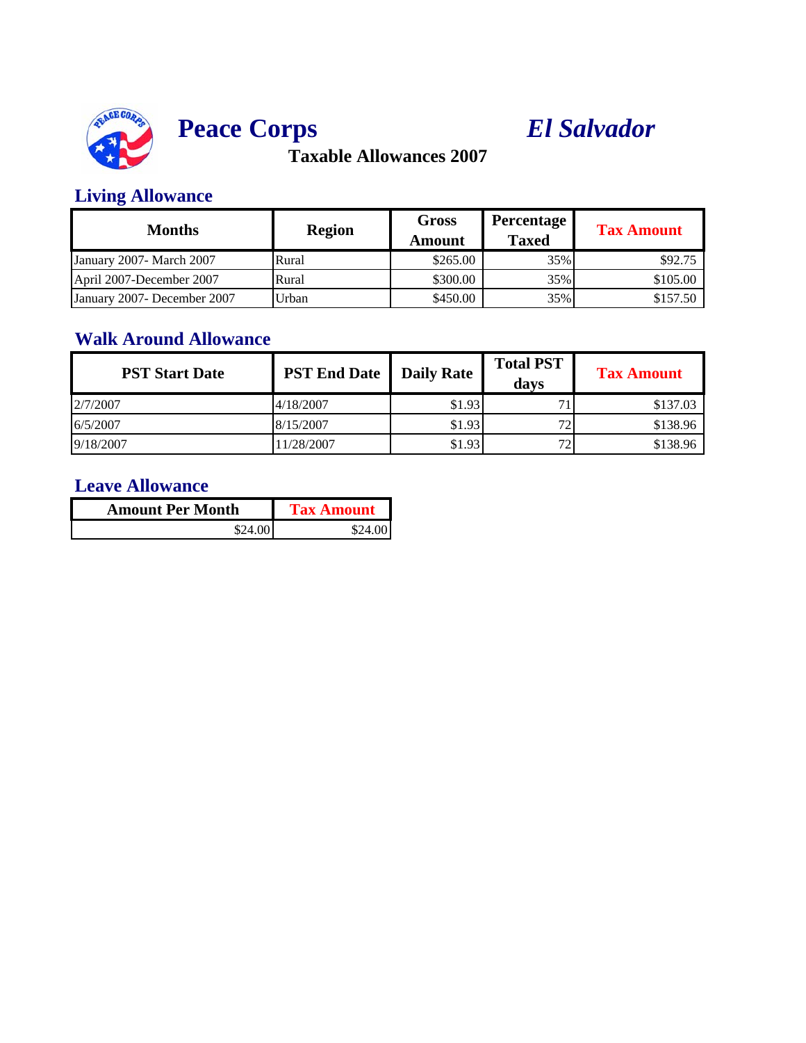# Peace Corps *El Salvador*

## Taxable Allowances 2007

### Living Allowance

| Months | Region | Gross Amount | Percentage Taxed | Tax Amount |
|---|---|---|---|---|
| January 2007- March 2007 | Rural | $265.00 | 35% | $92.75 |
| April 2007-December 2007 | Rural | $300.00 | 35% | $105.00 |
| January 2007- December 2007 | Urban | $450.00 | 35% | $157.50 |

### Walk Around Allowance

| PST Start Date | PST End Date | Daily Rate | Total PST days | Tax Amount |
|---|---|---|---|---|
| 2/7/2007 | 4/18/2007 | $1.93 | 71 | $137.03 |
| 6/5/2007 | 8/15/2007 | $1.93 | 72 | $138.96 |
| 9/18/2007 | 11/28/2007 | $1.93 | 72 | $138.96 |

### Leave Allowance

| Amount Per Month | Tax Amount |
|---|---|
| $24.00 | $24.00 |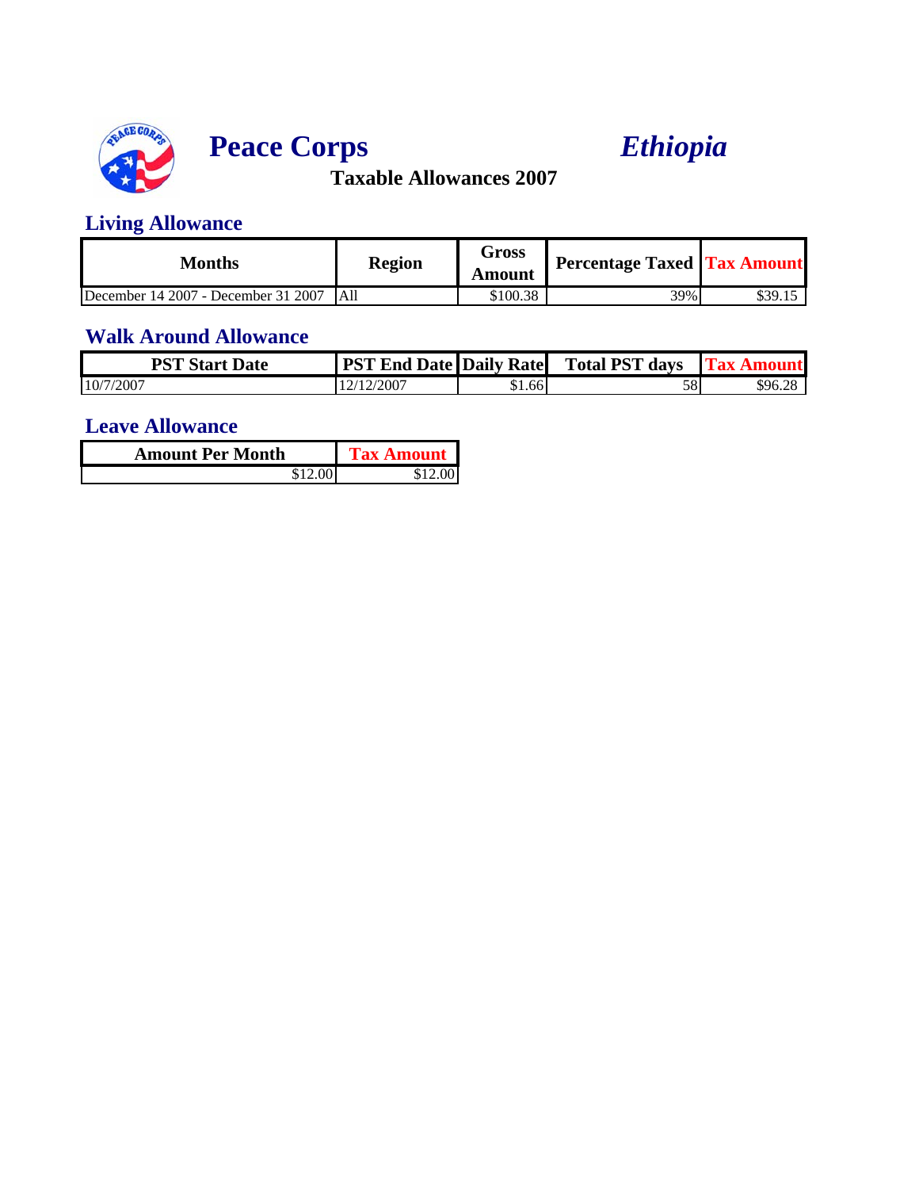# Peace Corps *Ethiopia*

**Taxable Allowances 2007**

## Living Allowance

| Months | Region | Gross Amount | Percentage Taxed | Tax Amount |
|---|---|---|---|---|
| December 14 2007 - December 31 2007 | All | $100.38 | 39% | $39.15 |

## Walk Around Allowance

| PST Start Date | PST End Date | Daily Rate | Total PST days | Tax Amount |
|---|---|---|---|---|
| 10/7/2007 | 12/12/2007 | $1.66 | 58 | $96.28 |

## Leave Allowance

| Amount Per Month | Tax Amount |
|---|---|
| $12.00 | $12.00 |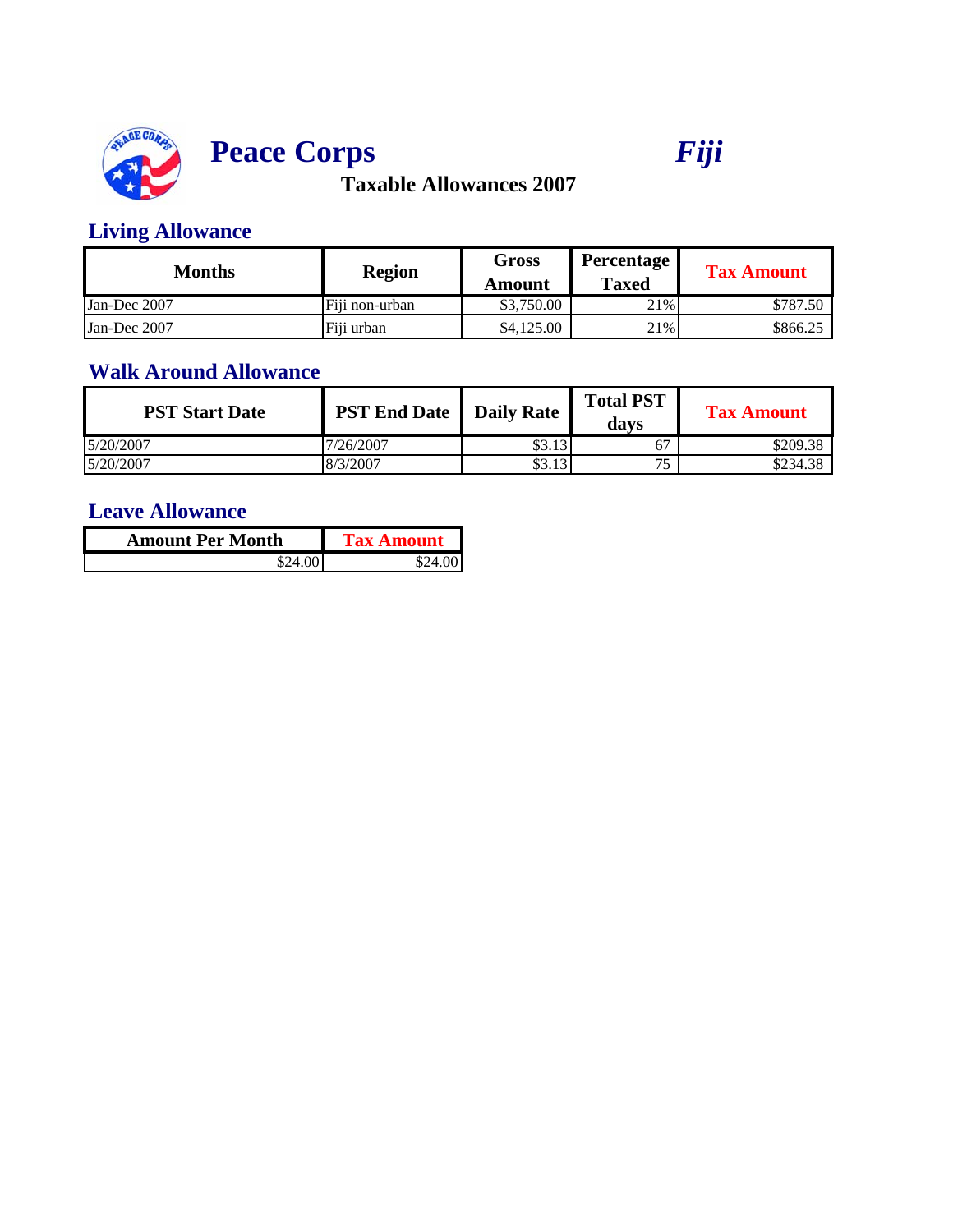# Peace Corps *Fiji*

## Taxable Allowances 2007

### Living Allowance

| Months | Region | Gross Amount | Percentage Taxed | Tax Amount |
|---|---|---|---|---|
| Jan-Dec 2007 | Fiji non-urban | $3,750.00 | 21% | $787.50 |
| Jan-Dec 2007 | Fiji urban | $4,125.00 | 21% | $866.25 |

### Walk Around Allowance

| PST Start Date | PST End Date | Daily Rate | Total PST days | Tax Amount |
|---|---|---|---|---|
| 5/20/2007 | 7/26/2007 | $3.13 | 67 | $209.38 |
| 5/20/2007 | 8/3/2007 | $3.13 | 75 | $234.38 |

### Leave Allowance

| Amount Per Month | Tax Amount |
|---|---|
| $24.00 | $24.00 |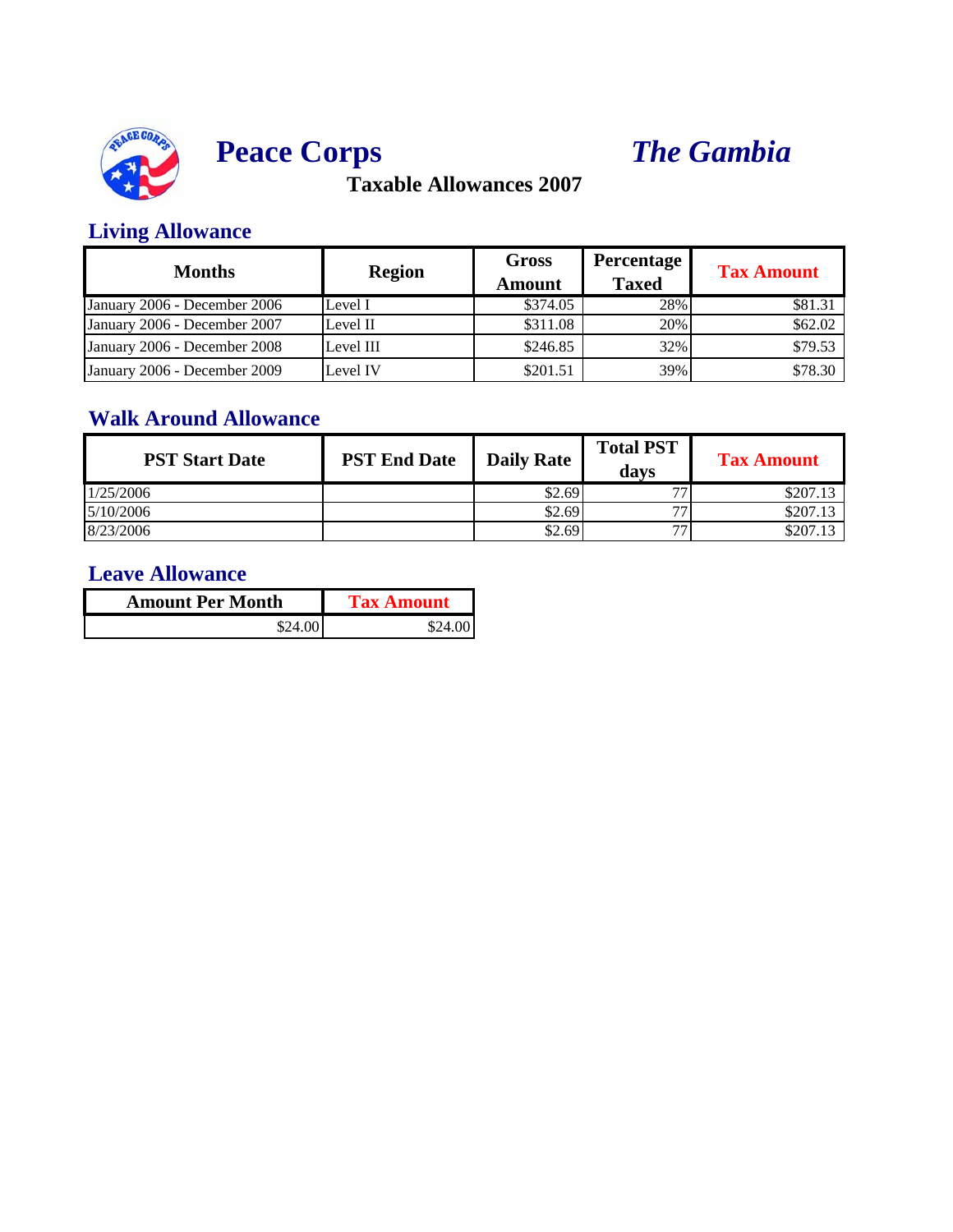# Peace Corps *The Gambia*

**Taxable Allowances 2007**

## Living Allowance

| Months | Region | Gross Amount | Percentage Taxed | Tax Amount |
|---|---|---|---|---|
| January 2006 - December 2006 | Level I | $374.05 | 28% | $81.31 |
| January 2006 - December 2007 | Level II | $311.08 | 20% | $62.02 |
| January 2006 - December 2008 | Level III | $246.85 | 32% | $79.53 |
| January 2006 - December 2009 | Level IV | $201.51 | 39% | $78.30 |

## Walk Around Allowance

| PST Start Date | PST End Date | Daily Rate | Total PST days | Tax Amount |
|---|---|---|---|---|
| 1/25/2006 | | $2.69 | 77 | $207.13 |
| 5/10/2006 | | $2.69 | 77 | $207.13 |
| 8/23/2006 | | $2.69 | 77 | $207.13 |

## Leave Allowance

| Amount Per Month | Tax Amount |
|---|---|
| $24.00 | $24.00 |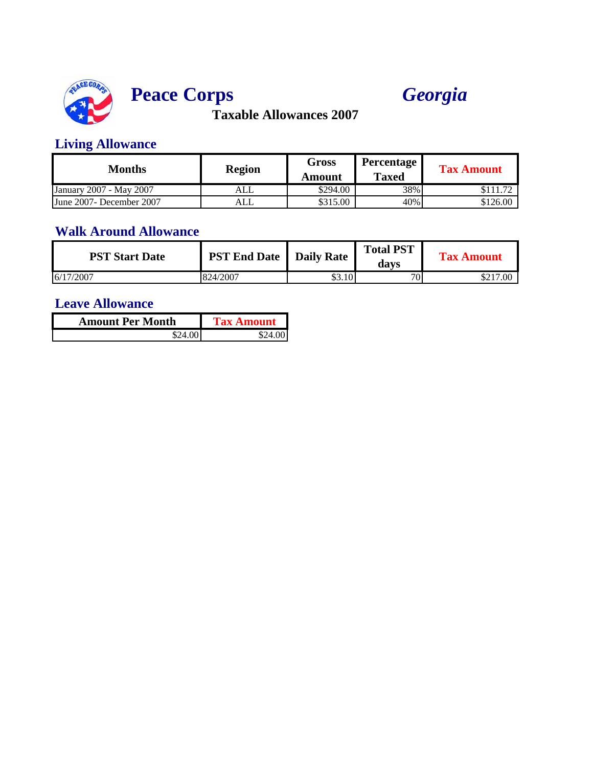# Peace Corps *Georgia*

**Taxable Allowances 2007**

## Living Allowance

| Months | Region | Gross Amount | Percentage Taxed | Tax Amount |
|---|---|---|---|---|
| January 2007 - May 2007 | ALL | $294.00 | 38% | $111.72 |
| June 2007- December 2007 | ALL | $315.00 | 40% | $126.00 |

## Walk Around Allowance

| PST Start Date | PST End Date | Daily Rate | Total PST days | Tax Amount |
|---|---|---|---|---|
| 6/17/2007 | 824/2007 | $3.10 | 70 | $217.00 |

## Leave Allowance

| Amount Per Month | Tax Amount |
|---|---|
| $24.00 | $24.00 |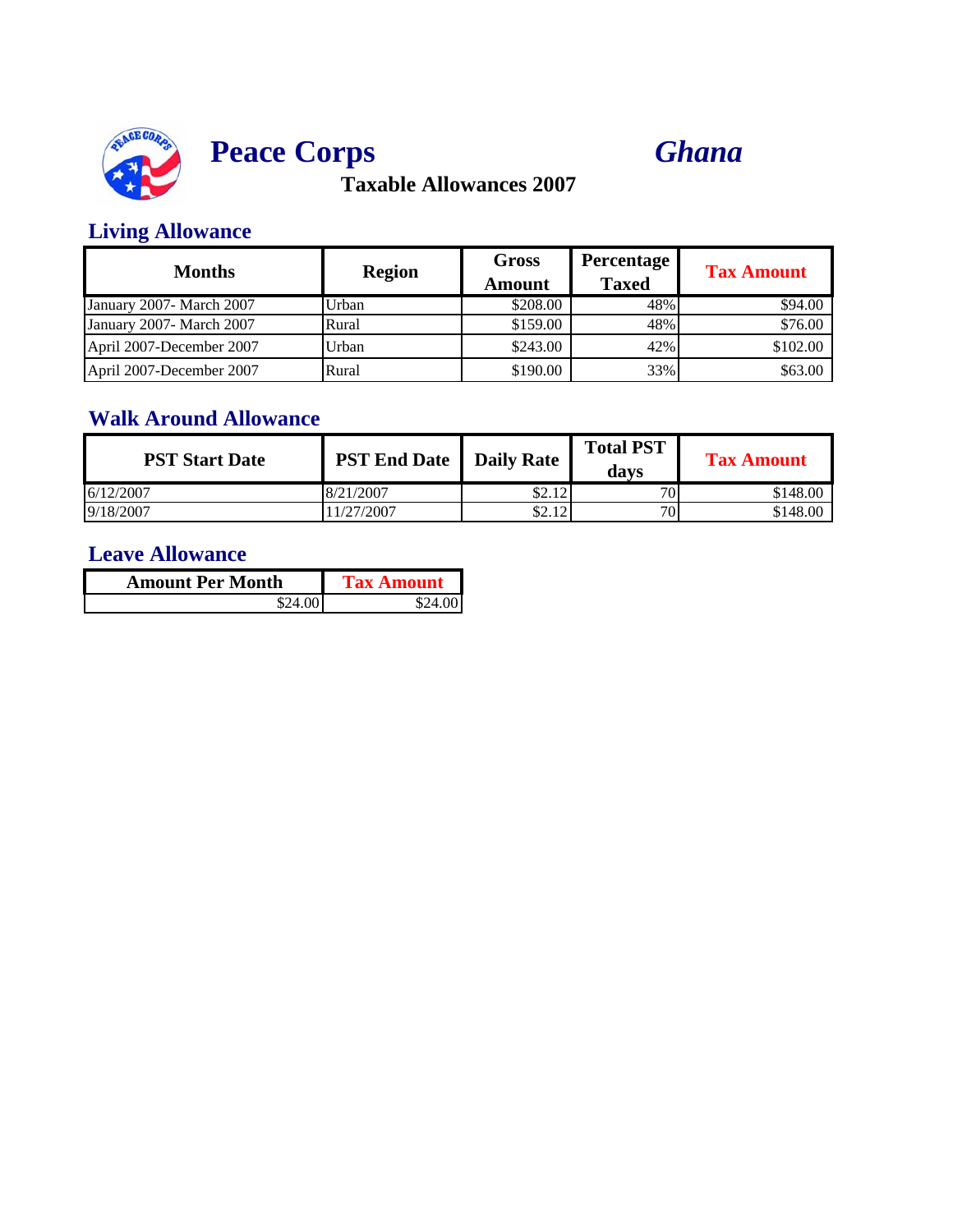# Peace Corps *Ghana*

## Taxable Allowances 2007

### Living Allowance

| Months | Region | Gross Amount | Percentage Taxed | Tax Amount |
|---|---|---|---|---|
| January 2007- March 2007 | Urban | $208.00 | 48% | $94.00 |
| January 2007- March 2007 | Rural | $159.00 | 48% | $76.00 |
| April 2007-December 2007 | Urban | $243.00 | 42% | $102.00 |
| April 2007-December 2007 | Rural | $190.00 | 33% | $63.00 |

### Walk Around Allowance

| PST Start Date | PST End Date | Daily Rate | Total PST days | Tax Amount |
|---|---|---|---|---|
| 6/12/2007 | 8/21/2007 | $2.12 | 70 | $148.00 |
| 9/18/2007 | 11/27/2007 | $2.12 | 70 | $148.00 |

### Leave Allowance

| Amount Per Month | Tax Amount |
|---|---|
| $24.00 | $24.00 |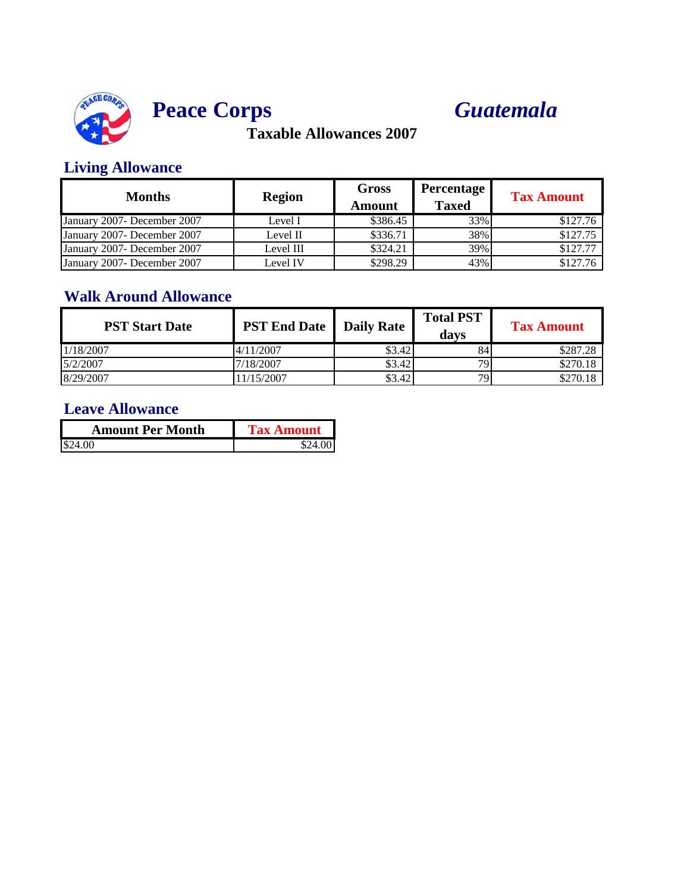# Peace Corps *Guatemala*

## Taxable Allowances 2007

### Living Allowance

| Months | Region | Gross Amount | Percentage Taxed | Tax Amount |
|---|---|---|---|---|
| January 2007- December 2007 | Level I | $386.45 | 33% | $127.76 |
| January 2007- December 2007 | Level II | $336.71 | 38% | $127.75 |
| January 2007- December 2007 | Level III | $324.21 | 39% | $127.77 |
| January 2007- December 2007 | Level IV | $298.29 | 43% | $127.76 |

### Walk Around Allowance

| PST Start Date | PST End Date | Daily Rate | Total PST days | Tax Amount |
|---|---|---|---|---|
| 1/18/2007 | 4/11/2007 | $3.42 | 84 | $287.28 |
| 5/2/2007 | 7/18/2007 | $3.42 | 79 | $270.18 |
| 8/29/2007 | 11/15/2007 | $3.42 | 79 | $270.18 |

### Leave Allowance

| Amount Per Month | Tax Amount |
|---|---|
| $24.00 | $24.00 |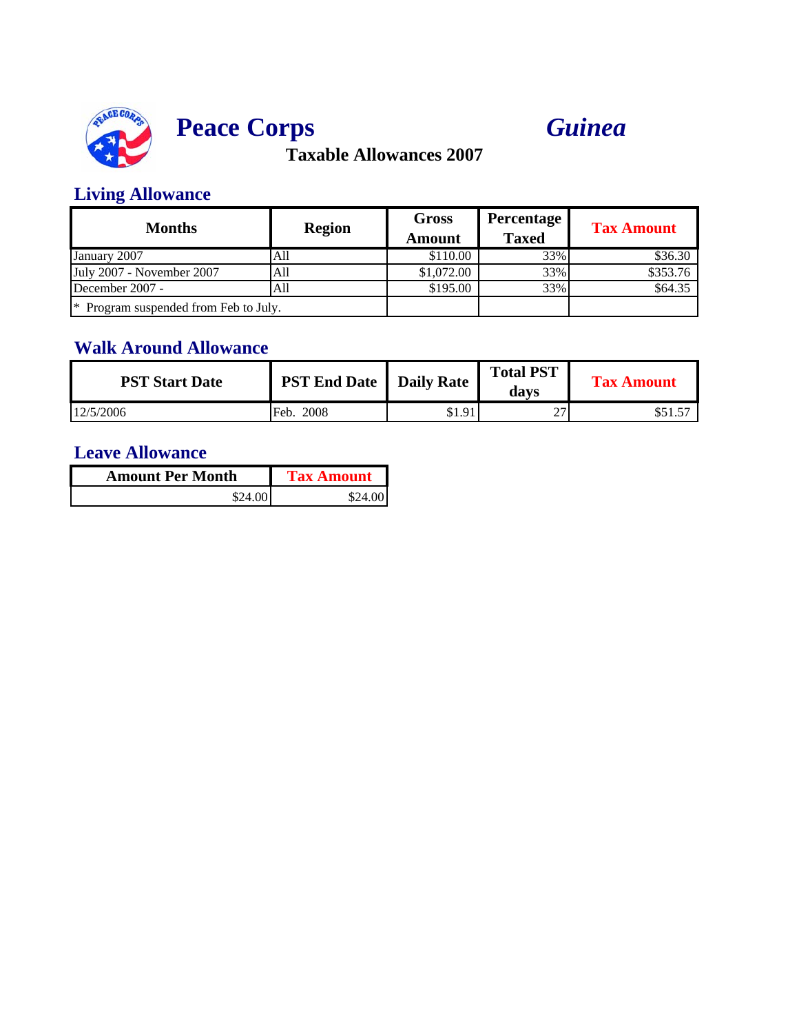# Peace Corps *Guinea*

## Taxable Allowances 2007

### Living Allowance

| Months | Region | Gross Amount | Percentage Taxed | Tax Amount |
|---|---|---|---|---|
| January 2007 | All | $110.00 | 33% | $36.30 |
| July 2007 - November 2007 | All | $1,072.00 | 33% | $353.76 |
| December 2007 - | All | $195.00 | 33% | $64.35 |
| * Program suspended from Feb to July. | | | | |

### Walk Around Allowance

| PST Start Date | PST End Date | Daily Rate | Total PST days | Tax Amount |
|---|---|---|---|---|
| 12/5/2006 | Feb. 2008 | $1.91 | 27 | $51.57 |

### Leave Allowance

| Amount Per Month | Tax Amount |
|---|---|
| $24.00 | $24.00 |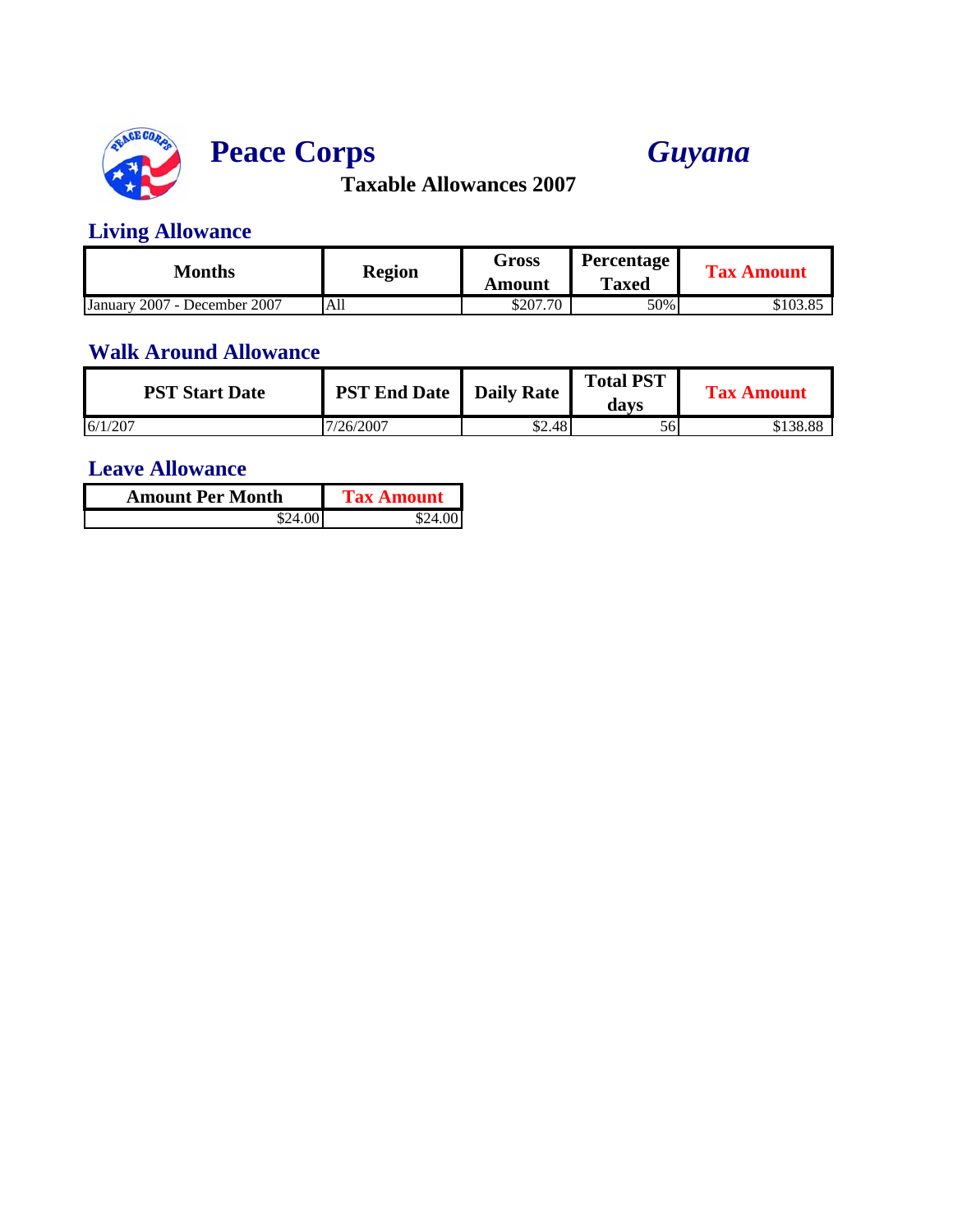# Peace Corps *Guyana*

### Taxable Allowances 2007

## Living Allowance

| Months | Region | Gross Amount | Percentage Taxed | Tax Amount |
|---|---|---|---|---|
| January 2007 - December 2007 | All | $207.70 | 50% | $103.85 |

## Walk Around Allowance

| PST Start Date | PST End Date | Daily Rate | Total PST days | Tax Amount |
|---|---|---|---|---|
| 6/1/207 | 7/26/2007 | $2.48 | 56 | $138.88 |

## Leave Allowance

| Amount Per Month | Tax Amount |
|---|---|
| $24.00 | $24.00 |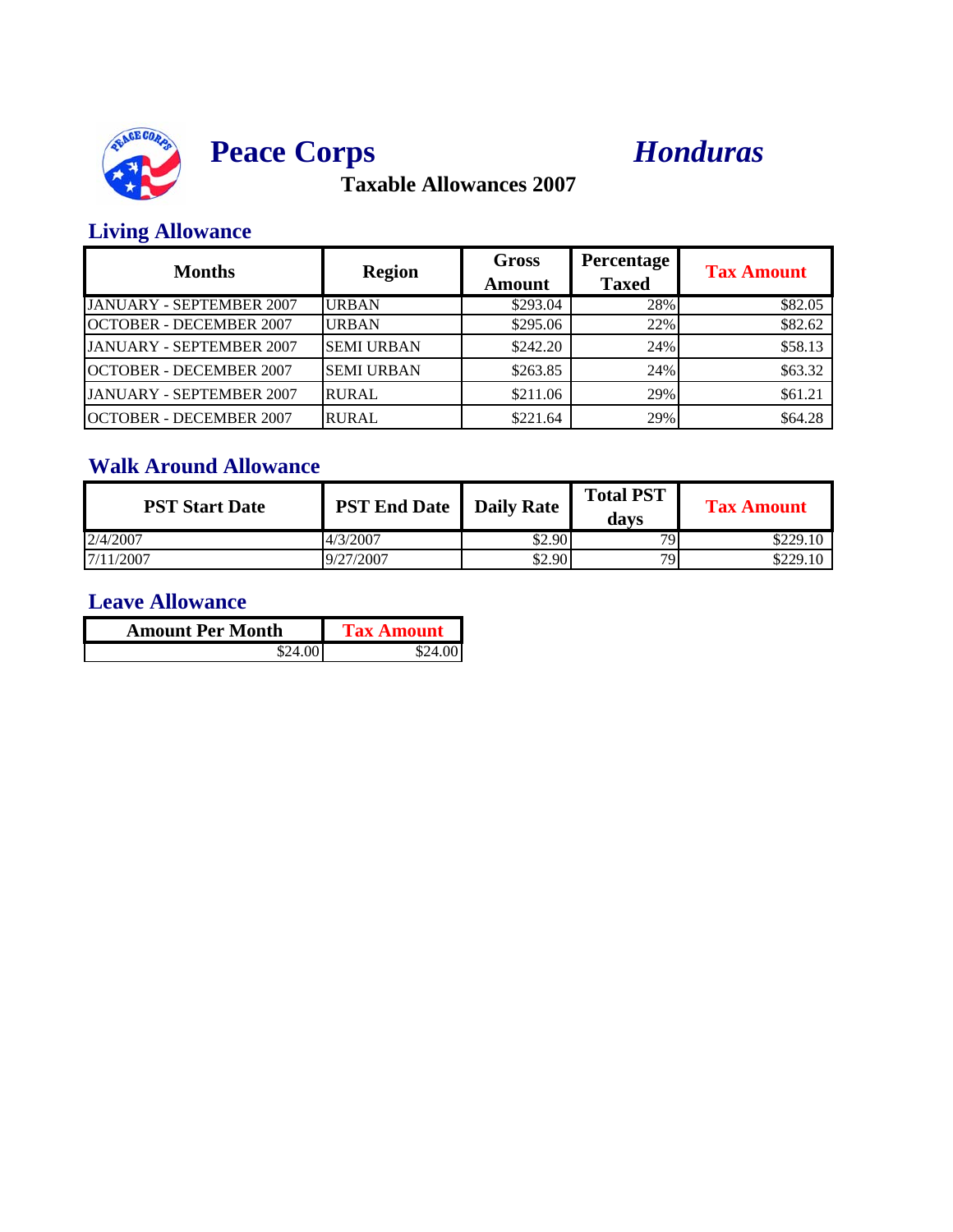# Peace Corps *Honduras*

**Taxable Allowances 2007**

## Living Allowance

| Months | Region | Gross Amount | Percentage Taxed | Tax Amount |
|---|---|---|---|---|
| JANUARY - SEPTEMBER 2007 | URBAN | $293.04 | 28% | $82.05 |
| OCTOBER - DECEMBER 2007 | URBAN | $295.06 | 22% | $82.62 |
| JANUARY - SEPTEMBER 2007 | SEMI URBAN | $242.20 | 24% | $58.13 |
| OCTOBER - DECEMBER 2007 | SEMI URBAN | $263.85 | 24% | $63.32 |
| JANUARY - SEPTEMBER 2007 | RURAL | $211.06 | 29% | $61.21 |
| OCTOBER - DECEMBER 2007 | RURAL | $221.64 | 29% | $64.28 |

## Walk Around Allowance

| PST Start Date | PST End Date | Daily Rate | Total PST days | Tax Amount |
|---|---|---|---|---|
| 2/4/2007 | 4/3/2007 | $2.90 | 79 | $229.10 |
| 7/11/2007 | 9/27/2007 | $2.90 | 79 | $229.10 |

## Leave Allowance

| Amount Per Month | Tax Amount |
|---|---|
| $24.00 | $24.00 |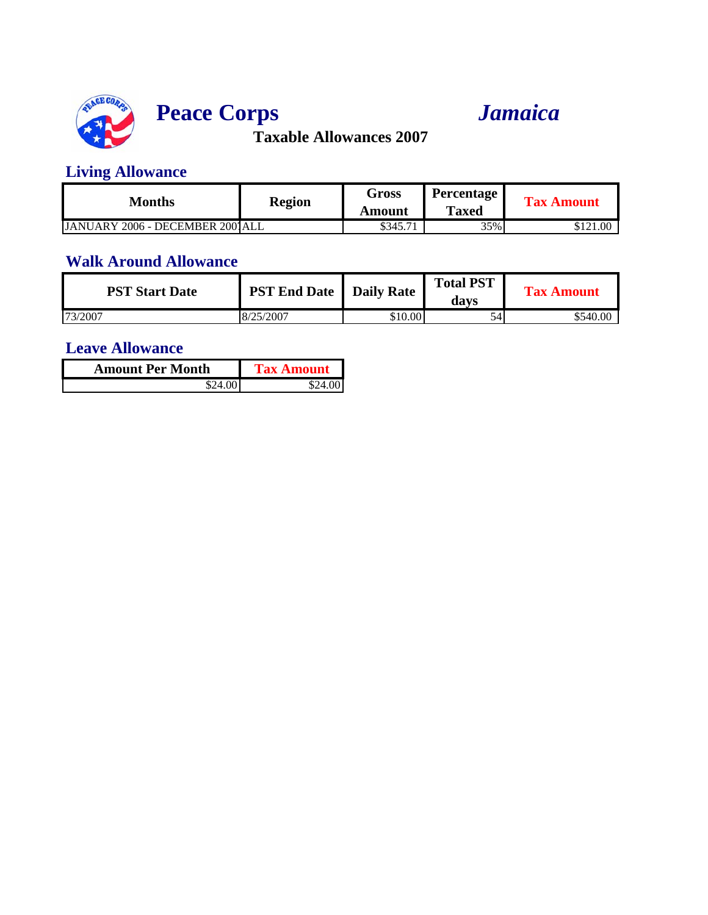# Peace Corps *Jamaica*

## Taxable Allowances 2007

### Living Allowance

| Months | Region | Gross Amount | Percentage Taxed | Tax Amount |
|---|---|---|---|---|
| JANUARY 2006 - DECEMBER 2007 | ALL | $345.71 | 35% | $121.00 |

### Walk Around Allowance

| PST Start Date | PST End Date | Daily Rate | Total PST days | Tax Amount |
|---|---|---|---|---|
| 73/2007 | 8/25/2007 | $10.00 | 54 | $540.00 |

### Leave Allowance

| Amount Per Month | Tax Amount |
|---|---|
| $24.00 | $24.00 |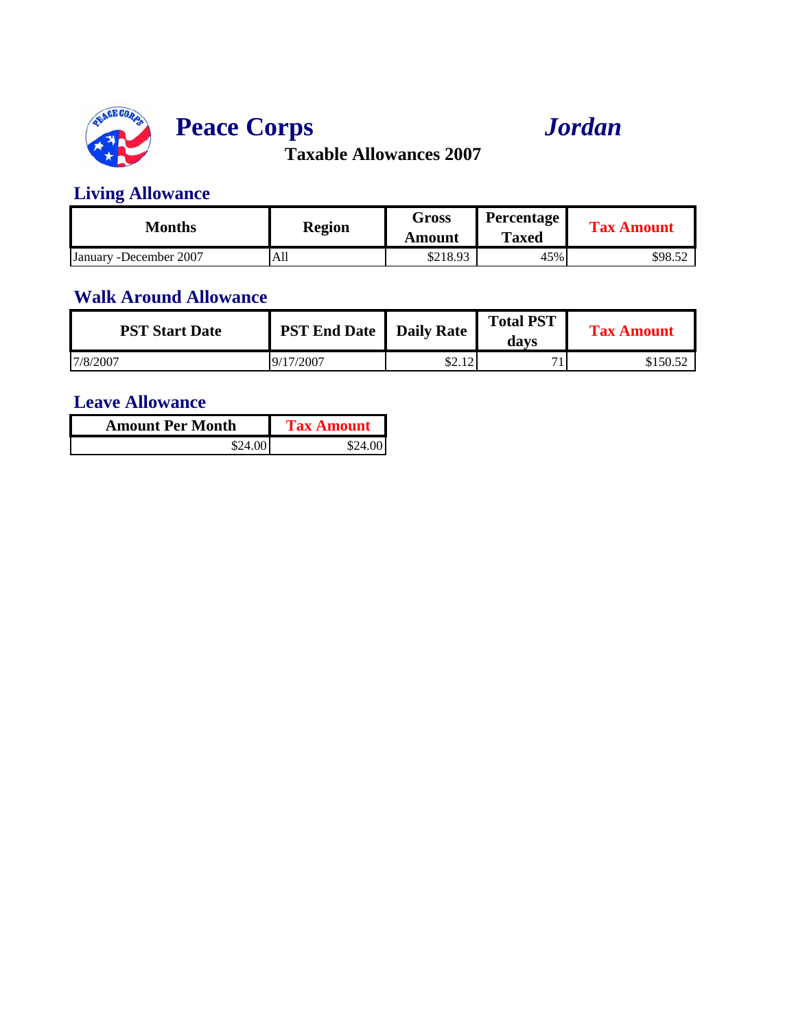# Peace Corps *Jordan*

**Taxable Allowances 2007**

## Living Allowance

| Months | Region | Gross Amount | Percentage Taxed | Tax Amount |
|---|---|---|---|---|
| January -December 2007 | All | $218.93 | 45% | $98.52 |

## Walk Around Allowance

| PST Start Date | PST End Date | Daily Rate | Total PST days | Tax Amount |
|---|---|---|---|---|
| 7/8/2007 | 9/17/2007 | $2.12 | 71 | $150.52 |

## Leave Allowance

| Amount Per Month | Tax Amount |
|---|---|
| $24.00 | $24.00 |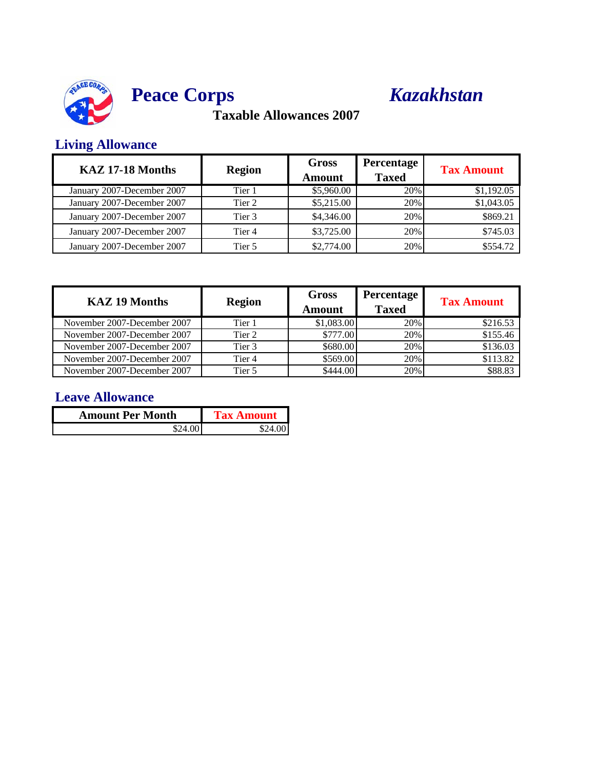# Peace Corps *Kazakhstan*

### Taxable Allowances 2007

## Living Allowance

| KAZ 17-18 Months | Region | Gross Amount | Percentage Taxed | Tax Amount |
|---|---|---|---|---|
| January 2007-December 2007 | Tier 1 | $5,960.00 | 20% | $1,192.05 |
| January 2007-December 2007 | Tier 2 | $5,215.00 | 20% | $1,043.05 |
| January 2007-December 2007 | Tier 3 | $4,346.00 | 20% | $869.21 |
| January 2007-December 2007 | Tier 4 | $3,725.00 | 20% | $745.03 |
| January 2007-December 2007 | Tier 5 | $2,774.00 | 20% | $554.72 |

| KAZ 19 Months | Region | Gross Amount | Percentage Taxed | Tax Amount |
|---|---|---|---|---|
| November 2007-December 2007 | Tier 1 | $1,083.00 | 20% | $216.53 |
| November 2007-December 2007 | Tier 2 | $777.00 | 20% | $155.46 |
| November 2007-December 2007 | Tier 3 | $680.00 | 20% | $136.03 |
| November 2007-December 2007 | Tier 4 | $569.00 | 20% | $113.82 |
| November 2007-December 2007 | Tier 5 | $444.00 | 20% | $88.83 |

## Leave Allowance

| Amount Per Month | Tax Amount |
|---|---|
| $24.00 | $24.00 |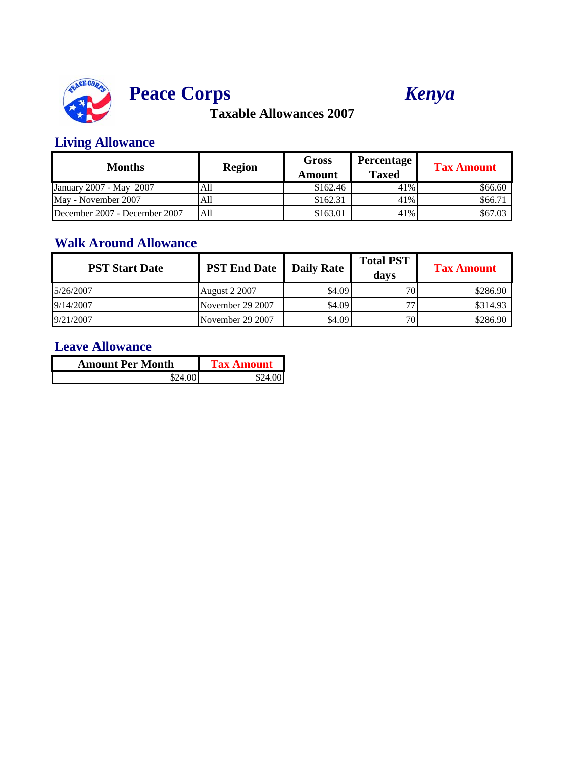# Peace Corps *Kenya*

## Taxable Allowances 2007

### Living Allowance

| Months | Region | Gross Amount | Percentage Taxed | Tax Amount |
|---|---|---|---|---|
| January 2007 - May 2007 | All | $162.46 | 41% | $66.60 |
| May - November 2007 | All | $162.31 | 41% | $66.71 |
| December 2007 - December 2007 | All | $163.01 | 41% | $67.03 |

### Walk Around Allowance

| PST Start Date | PST End Date | Daily Rate | Total PST days | Tax Amount |
|---|---|---|---|---|
| 5/26/2007 | August 2 2007 | $4.09 | 70 | $286.90 |
| 9/14/2007 | November 29 2007 | $4.09 | 77 | $314.93 |
| 9/21/2007 | November 29 2007 | $4.09 | 70 | $286.90 |

### Leave Allowance

| Amount Per Month | Tax Amount |
|---|---|
| $24.00 | $24.00 |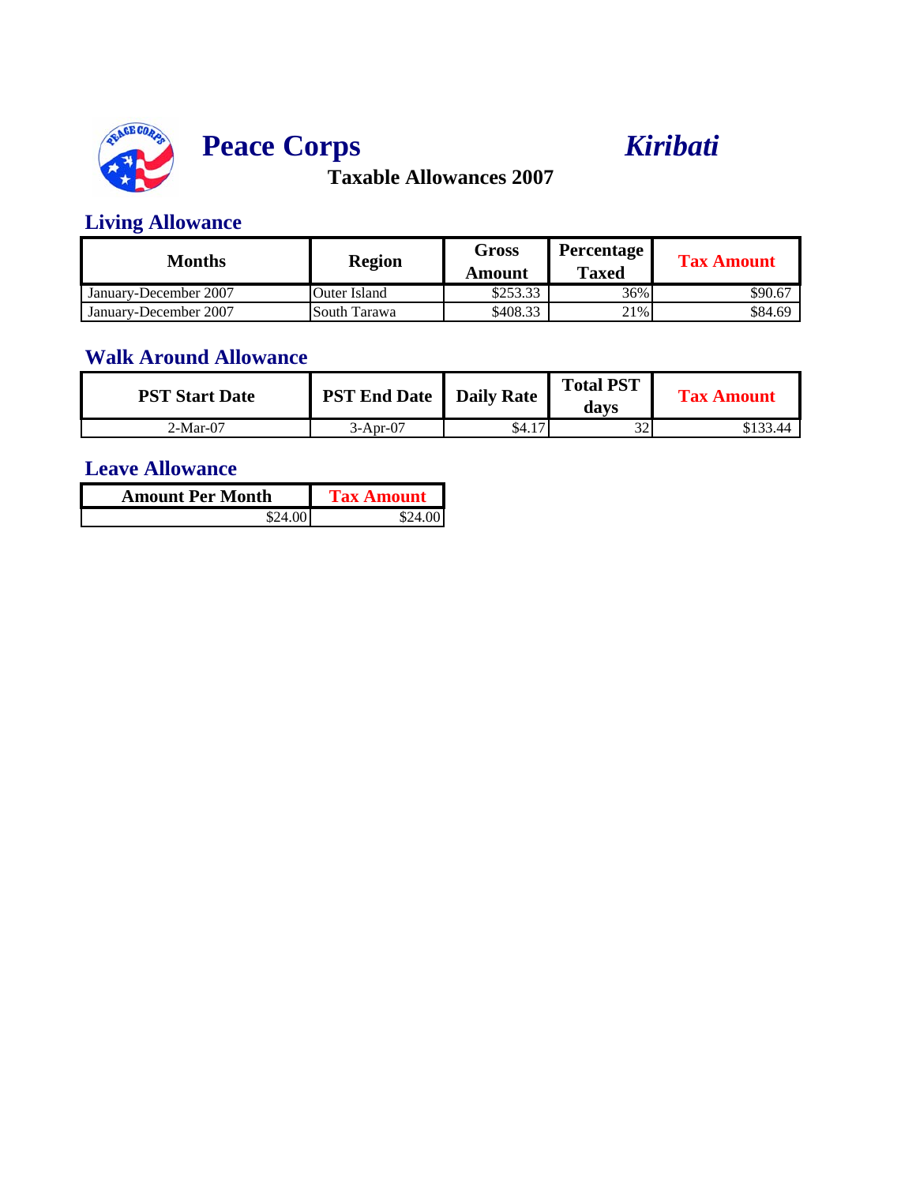# Peace Corps *Kiribati*

### Taxable Allowances 2007

## Living Allowance

| Months | Region | Gross Amount | Percentage Taxed | Tax Amount |
|---|---|---|---|---|
| January-December 2007 | Outer Island | $253.33 | 36% | $90.67 |
| January-December 2007 | South Tarawa | $408.33 | 21% | $84.69 |

## Walk Around Allowance

| PST Start Date | PST End Date | Daily Rate | Total PST days | Tax Amount |
|---|---|---|---|---|
| 2-Mar-07 | 3-Apr-07 | $4.17 | 32 | $133.44 |

## Leave Allowance

| Amount Per Month | Tax Amount |
|---|---|
| $24.00 | $24.00 |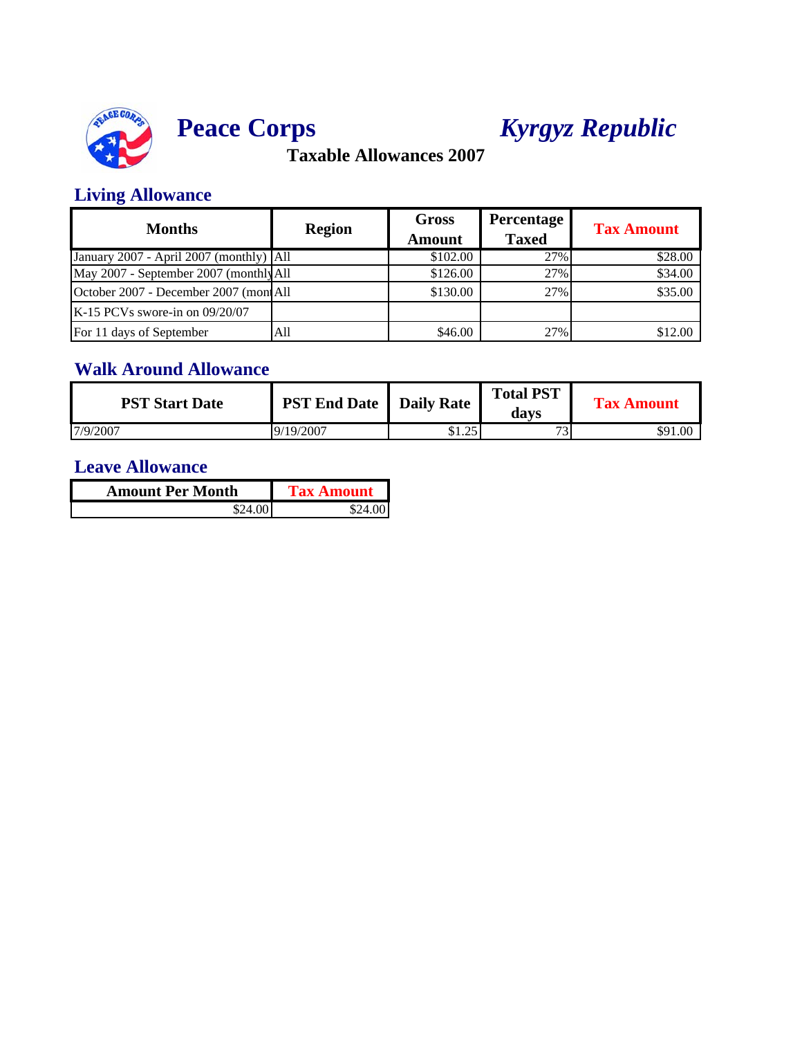# Peace Corps *Kyrgyz Republic*

**Taxable Allowances 2007**

## Living Allowance

| Months | Region | Gross Amount | Percentage Taxed | Tax Amount |
|---|---|---|---|---|
| January 2007 - April 2007 (monthly) | All | $102.00 | 27% | $28.00 |
| May 2007 - September 2007 (monthly | All | $126.00 | 27% | $34.00 |
| October 2007 - December 2007 (mon | All | $130.00 | 27% | $35.00 |
| K-15 PCVs swore-in on 09/20/07 | | | | |
| For 11 days of September | All | $46.00 | 27% | $12.00 |

## Walk Around Allowance

| PST Start Date | PST End Date | Daily Rate | Total PST days | Tax Amount |
|---|---|---|---|---|
| 7/9/2007 | 9/19/2007 | $1.25 | 73 | $91.00 |

## Leave Allowance

| Amount Per Month | Tax Amount |
|---|---|
| $24.00 | $24.00 |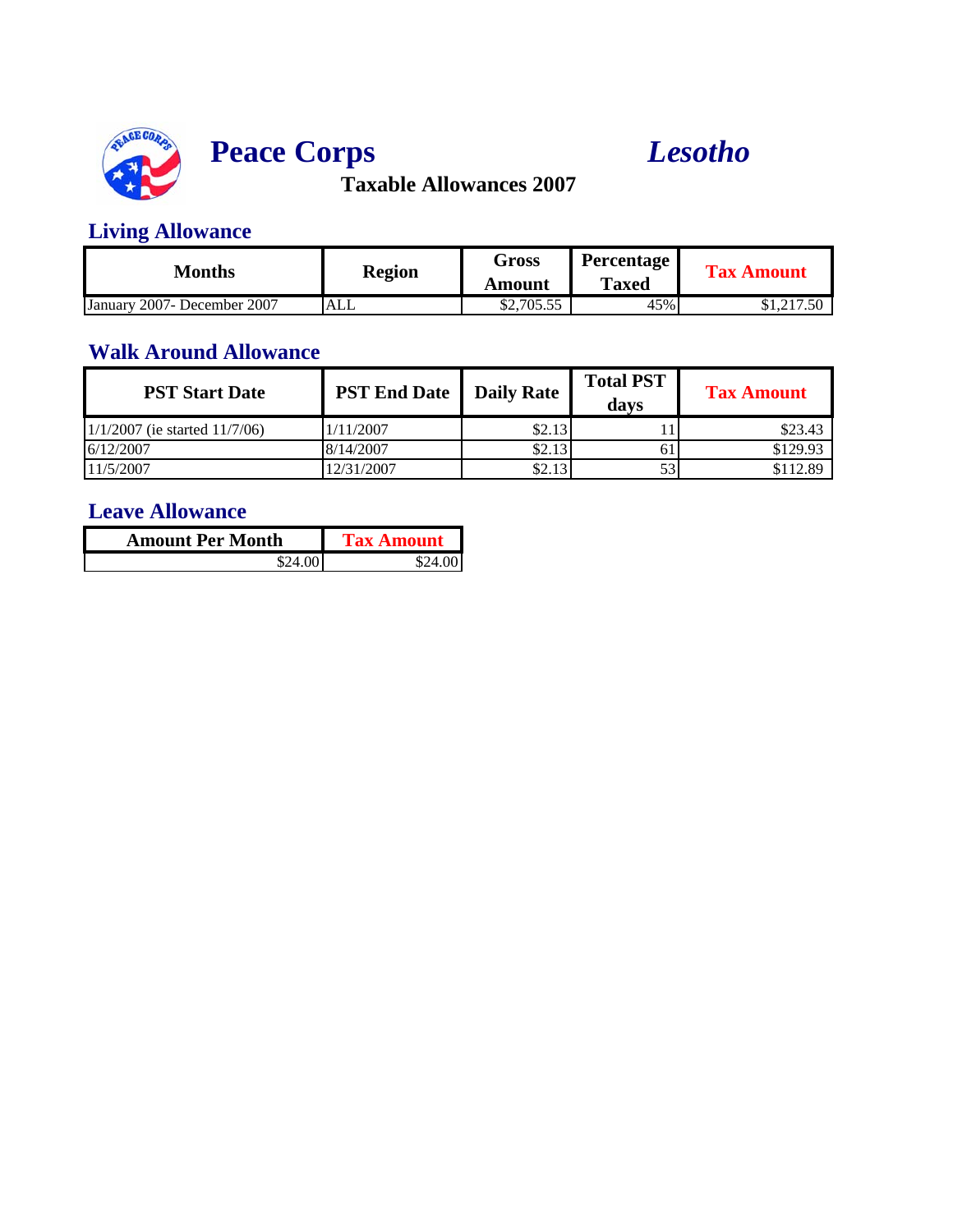# Peace Corps *Lesotho*

**Taxable Allowances 2007**

## Living Allowance

| Months | Region | Gross Amount | Percentage Taxed | Tax Amount |
|---|---|---|---|---|
| January 2007- December 2007 | ALL | $2,705.55 | 45% | $1,217.50 |

## Walk Around Allowance

| PST Start Date | PST End Date | Daily Rate | Total PST days | Tax Amount |
|---|---|---|---|---|
| 1/1/2007 (ie started 11/7/06) | 1/11/2007 | $2.13 | 11 | $23.43 |
| 6/12/2007 | 8/14/2007 | $2.13 | 61 | $129.93 |
| 11/5/2007 | 12/31/2007 | $2.13 | 53 | $112.89 |

## Leave Allowance

| Amount Per Month | Tax Amount |
|---|---|
| $24.00 | $24.00 |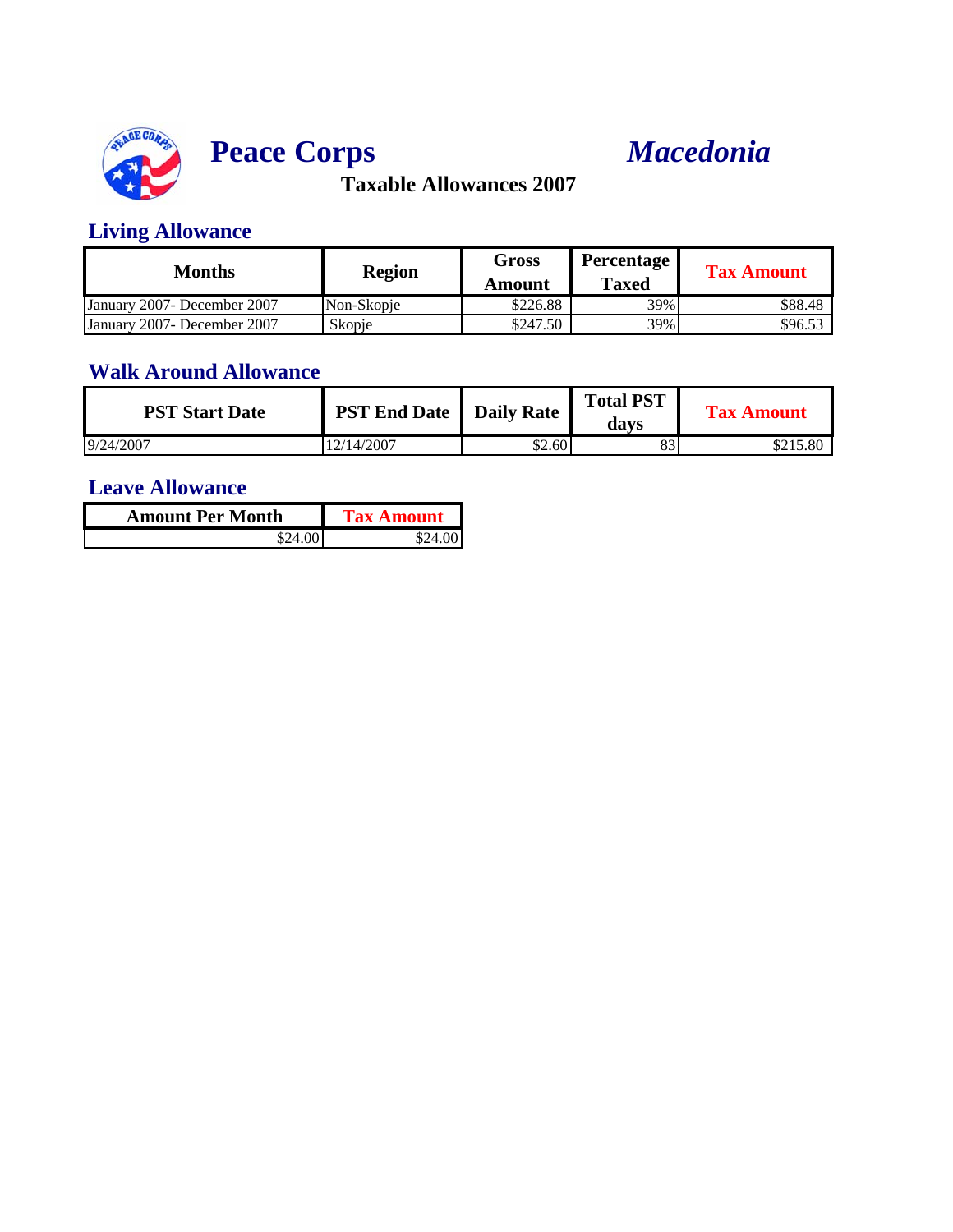# Peace Corps *Macedonia*

**Taxable Allowances 2007**

## Living Allowance

| Months | Region | Gross Amount | Percentage Taxed | Tax Amount |
|---|---|---|---|---|
| January 2007- December 2007 | Non-Skopje | $226.88 | 39% | $88.48 |
| January 2007- December 2007 | Skopje | $247.50 | 39% | $96.53 |

## Walk Around Allowance

| PST Start Date | PST End Date | Daily Rate | Total PST days | Tax Amount |
|---|---|---|---|---|
| 9/24/2007 | 12/14/2007 | $2.60 | 83 | $215.80 |

## Leave Allowance

| Amount Per Month | Tax Amount |
|---|---|
| $24.00 | $24.00 |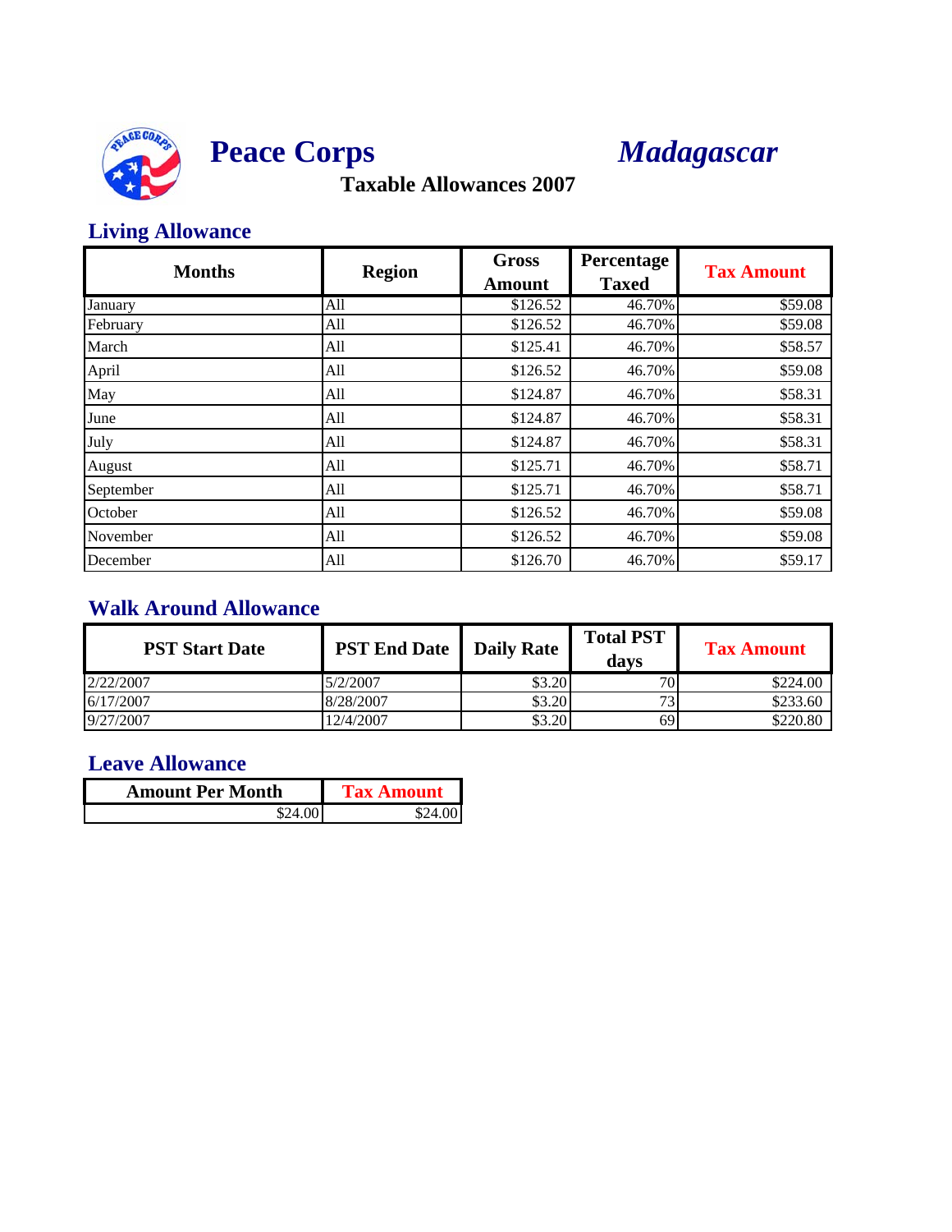# Peace Corps *Madagascar*

**Taxable Allowances 2007**

## Living Allowance

| Months | Region | Gross Amount | Percentage Taxed | Tax Amount |
|---|---|---|---|---|
| January | All | $126.52 | 46.70% | $59.08 |
| February | All | $126.52 | 46.70% | $59.08 |
| March | All | $125.41 | 46.70% | $58.57 |
| April | All | $126.52 | 46.70% | $59.08 |
| May | All | $124.87 | 46.70% | $58.31 |
| June | All | $124.87 | 46.70% | $58.31 |
| July | All | $124.87 | 46.70% | $58.31 |
| August | All | $125.71 | 46.70% | $58.71 |
| September | All | $125.71 | 46.70% | $58.71 |
| October | All | $126.52 | 46.70% | $59.08 |
| November | All | $126.52 | 46.70% | $59.08 |
| December | All | $126.70 | 46.70% | $59.17 |

## Walk Around Allowance

| PST Start Date | PST End Date | Daily Rate | Total PST days | Tax Amount |
|---|---|---|---|---|
| 2/22/2007 | 5/2/2007 | $3.20 | 70 | $224.00 |
| 6/17/2007 | 8/28/2007 | $3.20 | 73 | $233.60 |
| 9/27/2007 | 12/4/2007 | $3.20 | 69 | $220.80 |

## Leave Allowance

| Amount Per Month | Tax Amount |
|---|---|
| $24.00 | $24.00 |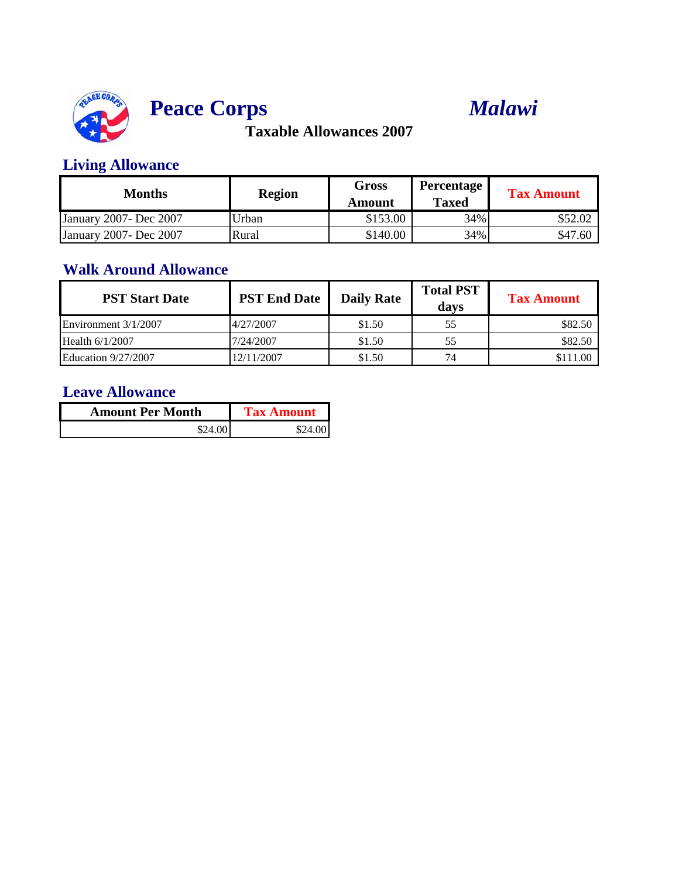# Peace Corps *Malawi*

## Taxable Allowances 2007

### Living Allowance

| Months | Region | Gross Amount | Percentage Taxed | Tax Amount |
|---|---|---|---|---|
| January 2007- Dec 2007 | Urban | $153.00 | 34% | $52.02 |
| January 2007- Dec 2007 | Rural | $140.00 | 34% | $47.60 |

### Walk Around Allowance

| PST Start Date | PST End Date | Daily Rate | Total PST days | Tax Amount |
|---|---|---|---|---|
| Environment 3/1/2007 | 4/27/2007 | $1.50 | 55 | $82.50 |
| Health 6/1/2007 | 7/24/2007 | $1.50 | 55 | $82.50 |
| Education 9/27/2007 | 12/11/2007 | $1.50 | 74 | $111.00 |

### Leave Allowance

| Amount Per Month | Tax Amount |
|---|---|
| $24.00 | $24.00 |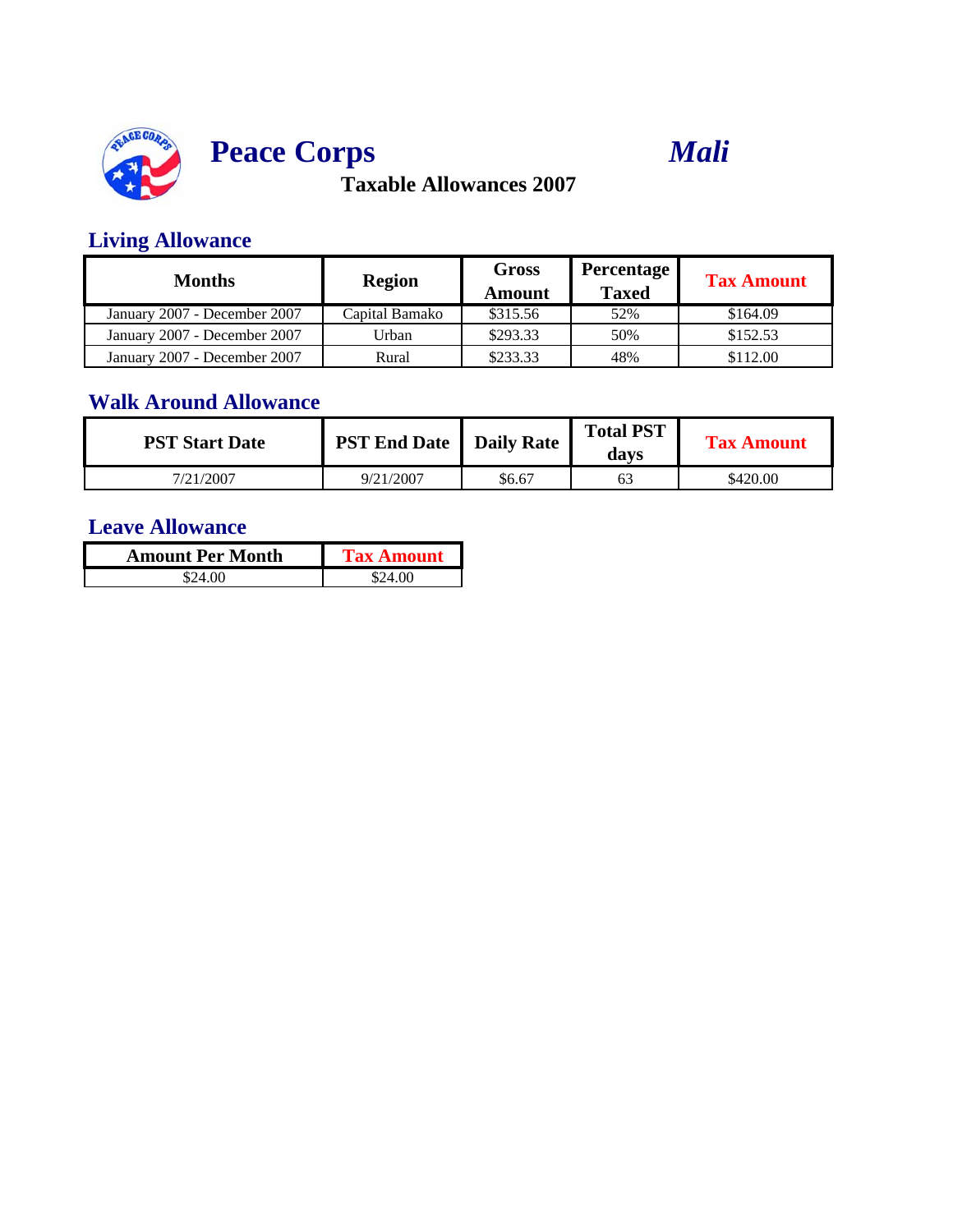# Peace Corps *Mali*

**Taxable Allowances 2007**

## Living Allowance

| Months | Region | Gross Amount | Percentage Taxed | Tax Amount |
|---|---|---|---|---|
| January 2007 - December 2007 | Capital Bamako | $315.56 | 52% | $164.09 |
| January 2007 - December 2007 | Urban | $293.33 | 50% | $152.53 |
| January 2007 - December 2007 | Rural | $233.33 | 48% | $112.00 |

## Walk Around Allowance

| PST Start Date | PST End Date | Daily Rate | Total PST days | Tax Amount |
|---|---|---|---|---|
| 7/21/2007 | 9/21/2007 | $6.67 | 63 | $420.00 |

## Leave Allowance

| Amount Per Month | Tax Amount |
|---|---|
| $24.00 | $24.00 |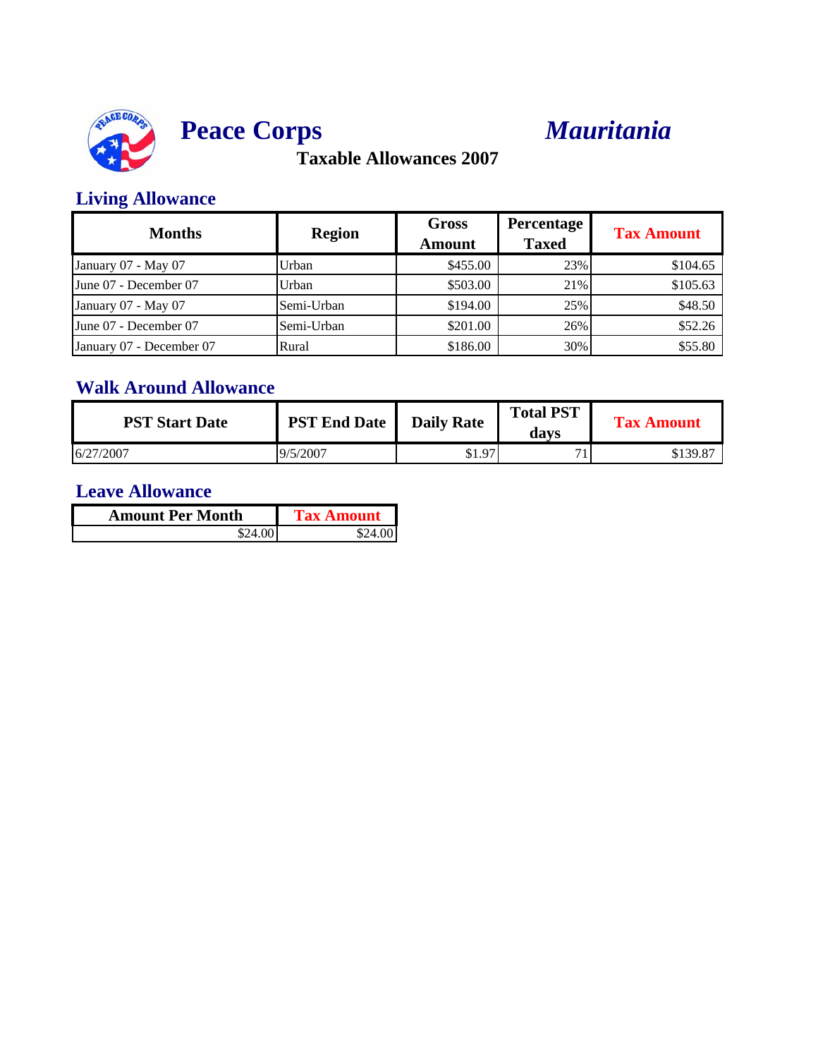# Peace Corps *Mauritania*

## Taxable Allowances 2007

### Living Allowance

| Months | Region | Gross Amount | Percentage Taxed | Tax Amount |
|---|---|---|---|---|
| January 07 - May 07 | Urban | $455.00 | 23% | $104.65 |
| June 07 - December 07 | Urban | $503.00 | 21% | $105.63 |
| January 07 - May 07 | Semi-Urban | $194.00 | 25% | $48.50 |
| June 07 - December 07 | Semi-Urban | $201.00 | 26% | $52.26 |
| January 07 - December 07 | Rural | $186.00 | 30% | $55.80 |

### Walk Around Allowance

| PST Start Date | PST End Date | Daily Rate | Total PST days | Tax Amount |
|---|---|---|---|---|
| 6/27/2007 | 9/5/2007 | $1.97 | 71 | $139.87 |

### Leave Allowance

| Amount Per Month | Tax Amount |
|---|---|
| $24.00 | $24.00 |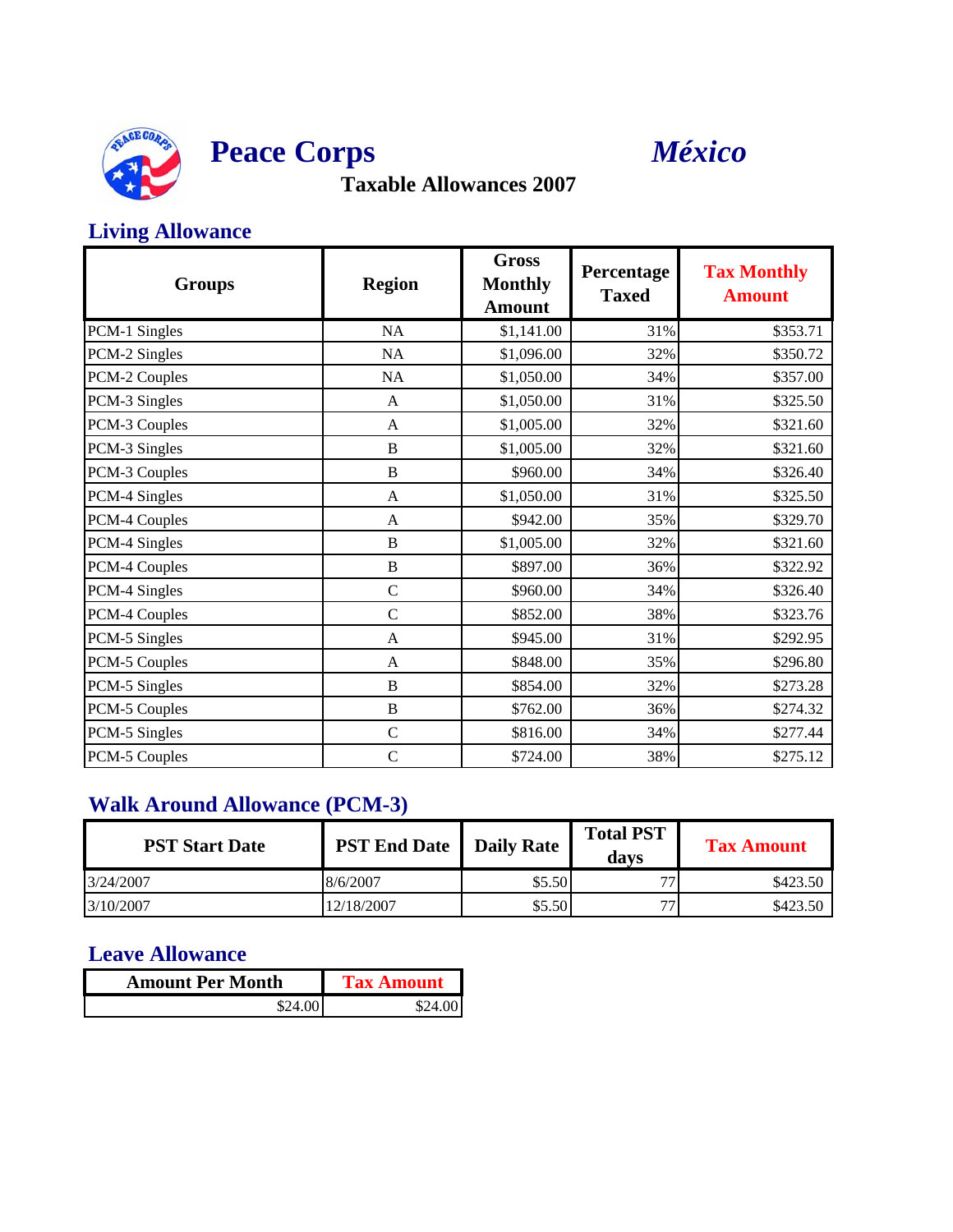# Peace Corps *México*

## Taxable Allowances 2007

### Living Allowance

| Groups | Region | Gross Monthly Amount | Percentage Taxed | Tax Monthly Amount |
|---|---|---|---|---|
| PCM-1 Singles | NA | $1,141.00 | 31% | $353.71 |
| PCM-2 Singles | NA | $1,096.00 | 32% | $350.72 |
| PCM-2 Couples | NA | $1,050.00 | 34% | $357.00 |
| PCM-3 Singles | A | $1,050.00 | 31% | $325.50 |
| PCM-3 Couples | A | $1,005.00 | 32% | $321.60 |
| PCM-3 Singles | B | $1,005.00 | 32% | $321.60 |
| PCM-3 Couples | B | $960.00 | 34% | $326.40 |
| PCM-4 Singles | A | $1,050.00 | 31% | $325.50 |
| PCM-4 Couples | A | $942.00 | 35% | $329.70 |
| PCM-4 Singles | B | $1,005.00 | 32% | $321.60 |
| PCM-4 Couples | B | $897.00 | 36% | $322.92 |
| PCM-4 Singles | C | $960.00 | 34% | $326.40 |
| PCM-4 Couples | C | $852.00 | 38% | $323.76 |
| PCM-5 Singles | A | $945.00 | 31% | $292.95 |
| PCM-5 Couples | A | $848.00 | 35% | $296.80 |
| PCM-5 Singles | B | $854.00 | 32% | $273.28 |
| PCM-5 Couples | B | $762.00 | 36% | $274.32 |
| PCM-5 Singles | C | $816.00 | 34% | $277.44 |
| PCM-5 Couples | C | $724.00 | 38% | $275.12 |

### Walk Around Allowance (PCM-3)

| PST Start Date | PST End Date | Daily Rate | Total PST days | Tax Amount |
|---|---|---|---|---|
| 3/24/2007 | 8/6/2007 | $5.50 | 77 | $423.50 |
| 3/10/2007 | 12/18/2007 | $5.50 | 77 | $423.50 |

### Leave Allowance

| Amount Per Month | Tax Amount |
|---|---|
| $24.00 | $24.00 |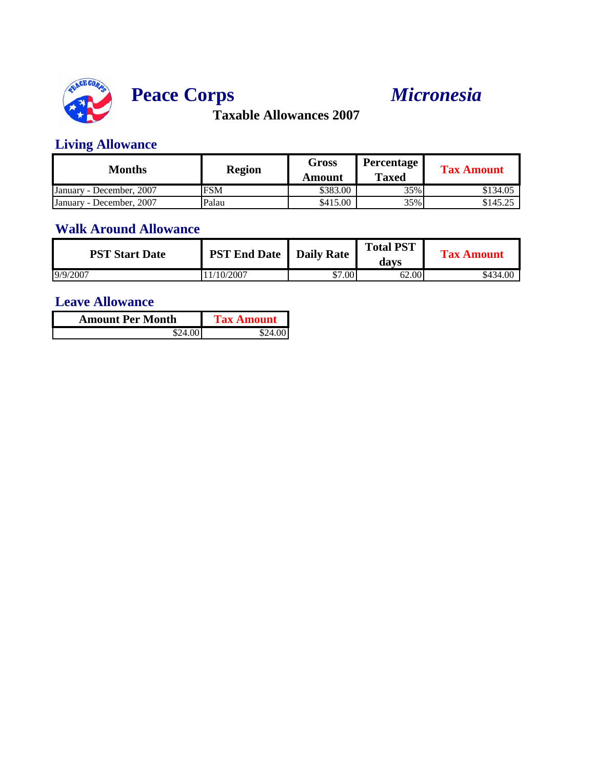# Peace Corps *Micronesia*

**Taxable Allowances 2007**

## Living Allowance

| Months | Region | Gross Amount | Percentage Taxed | Tax Amount |
|---|---|---|---|---|
| January - December, 2007 | FSM | $383.00 | 35% | $134.05 |
| January - December, 2007 | Palau | $415.00 | 35% | $145.25 |

## Walk Around Allowance

| PST Start Date | PST End Date | Daily Rate | Total PST days | Tax Amount |
|---|---|---|---|---|
| 9/9/2007 | 11/10/2007 | $7.00 | 62.00 | $434.00 |

## Leave Allowance

| Amount Per Month | Tax Amount |
|---|---|
| $24.00 | $24.00 |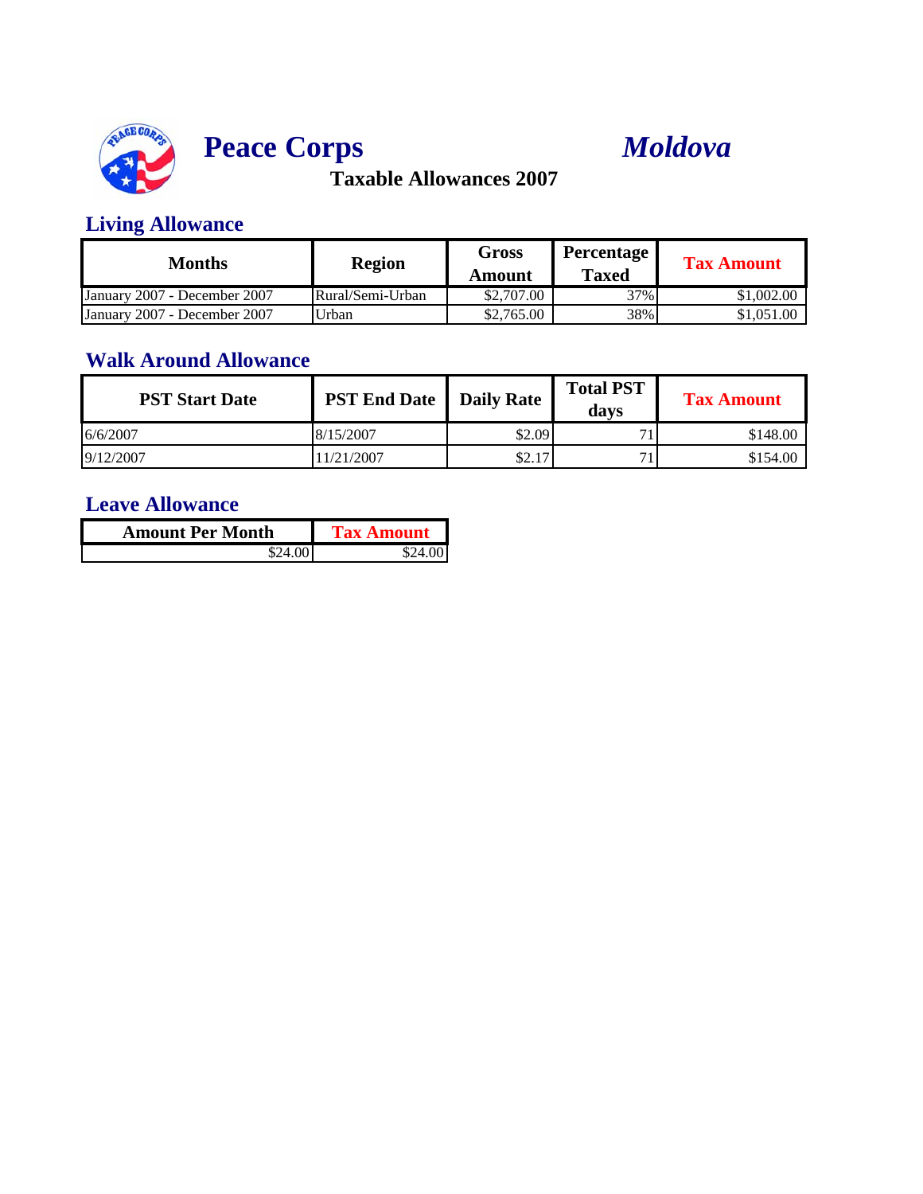# Peace Corps *Moldova*

**Taxable Allowances 2007**

## Living Allowance

| Months | Region | Gross Amount | Percentage Taxed | Tax Amount |
|---|---|---|---|---|
| January 2007 - December 2007 | Rural/Semi-Urban | $2,707.00 | 37% | $1,002.00 |
| January 2007 - December 2007 | Urban | $2,765.00 | 38% | $1,051.00 |

## Walk Around Allowance

| PST Start Date | PST End Date | Daily Rate | Total PST days | Tax Amount |
|---|---|---|---|---|
| 6/6/2007 | 8/15/2007 | $2.09 | 71 | $148.00 |
| 9/12/2007 | 11/21/2007 | $2.17 | 71 | $154.00 |

## Leave Allowance

| Amount Per Month | Tax Amount |
|---|---|
| $24.00 | $24.00 |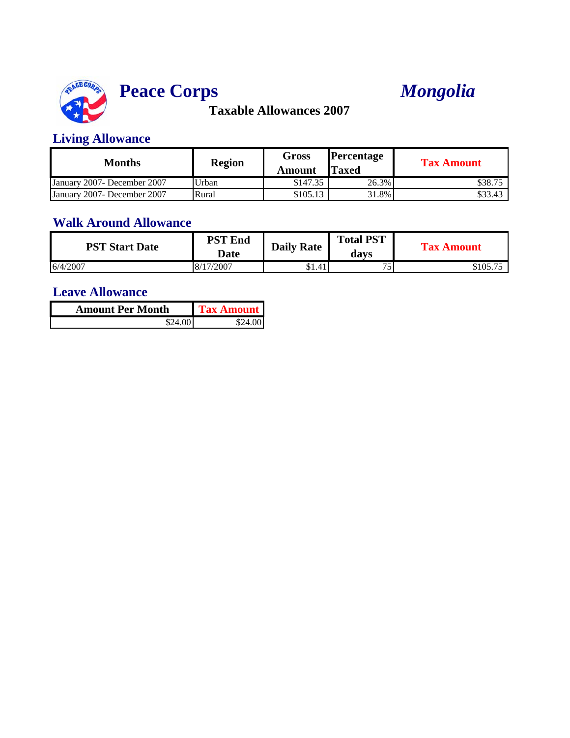# Peace Corps *Mongolia*

### Taxable Allowances 2007

## Living Allowance

| Months | Region | Gross Amount | Percentage Taxed | Tax Amount |
|---|---|---|---|---|
| January 2007- December 2007 | Urban | $147.35 | 26.3% | $38.75 |
| January 2007- December 2007 | Rural | $105.13 | 31.8% | $33.43 |

## Walk Around Allowance

| PST Start Date | PST End Date | Daily Rate | Total PST days | Tax Amount |
|---|---|---|---|---|
| 6/4/2007 | 8/17/2007 | $1.41 | 75 | $105.75 |

## Leave Allowance

| Amount Per Month | Tax Amount |
|---|---|
| $24.00 | $24.00 |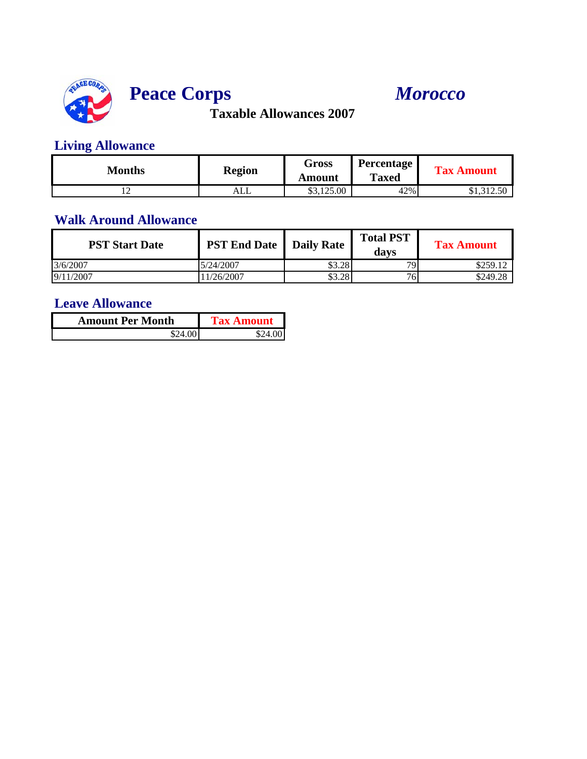# Peace Corps *Morocco*

**Taxable Allowances 2007**

## Living Allowance

| Months | Region | Gross Amount | Percentage Taxed | Tax Amount |
|---|---|---|---|---|
| 12 | ALL | $3,125.00 | 42% | $1,312.50 |

## Walk Around Allowance

| PST Start Date | PST End Date | Daily Rate | Total PST days | Tax Amount |
|---|---|---|---|---|
| 3/6/2007 | 5/24/2007 | $3.28 | 79 | $259.12 |
| 9/11/2007 | 11/26/2007 | $3.28 | 76 | $249.28 |

## Leave Allowance

| Amount Per Month | Tax Amount |
|---|---|
| $24.00 | $24.00 |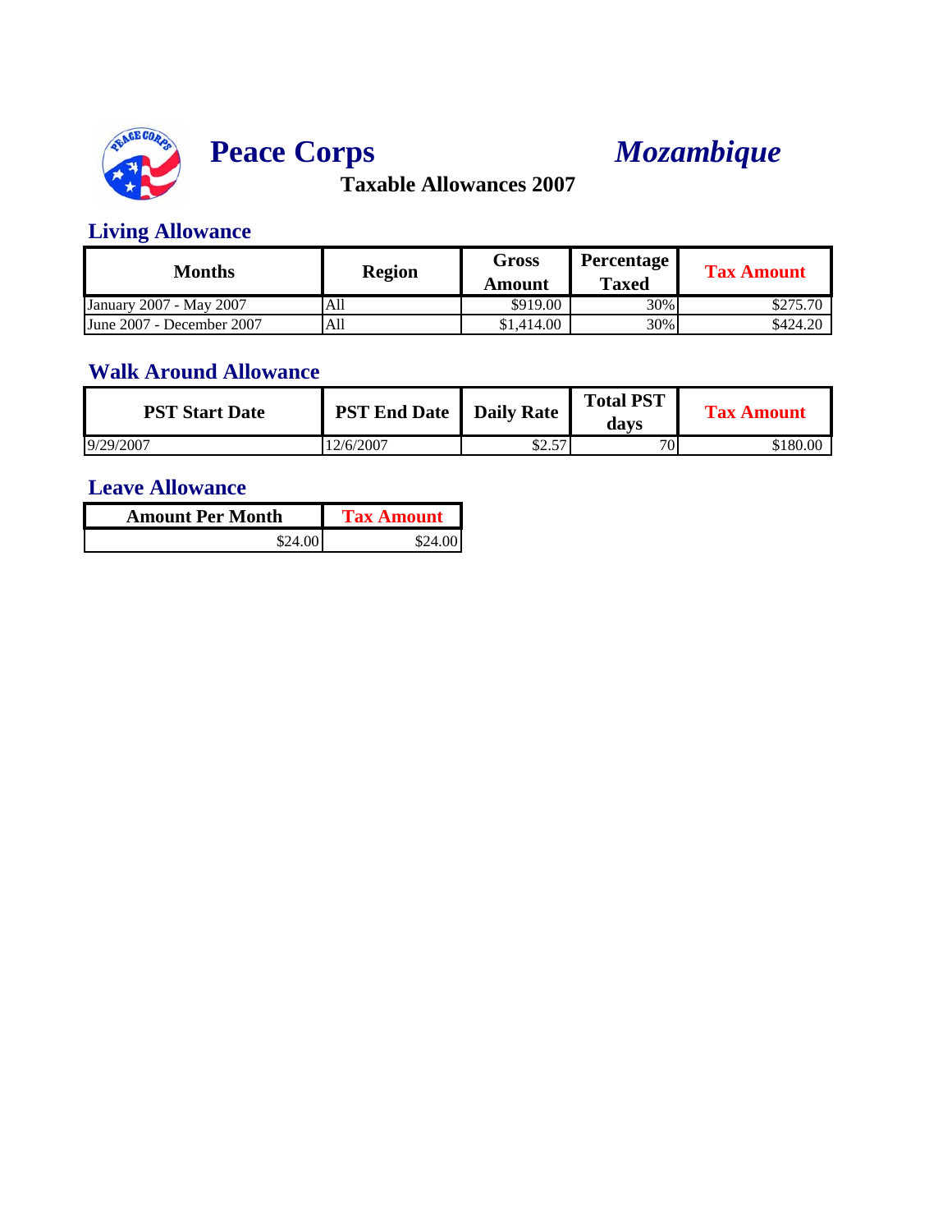# Peace Corps *Mozambique*

## Taxable Allowances 2007

### Living Allowance

| Months | Region | Gross Amount | Percentage Taxed | Tax Amount |
|---|---|---|---|---|
| January 2007 - May 2007 | All | $919.00 | 30% | $275.70 |
| June 2007 - December 2007 | All | $1,414.00 | 30% | $424.20 |

### Walk Around Allowance

| PST Start Date | PST End Date | Daily Rate | Total PST days | Tax Amount |
|---|---|---|---|---|
| 9/29/2007 | 12/6/2007 | $2.57 | 70 | $180.00 |

### Leave Allowance

| Amount Per Month | Tax Amount |
|---|---|
| $24.00 | $24.00 |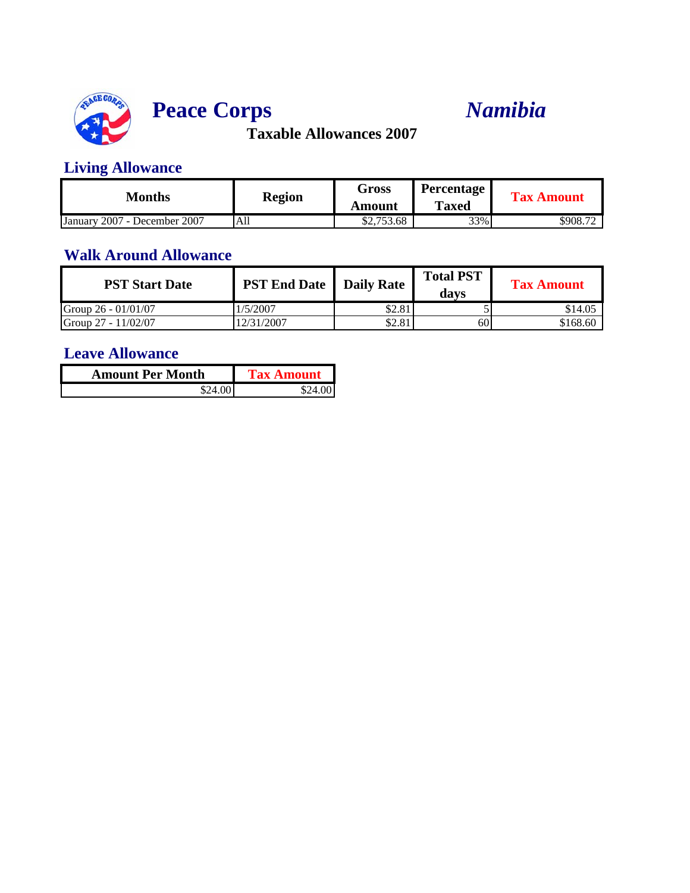# Peace Corps *Namibia*

## Taxable Allowances 2007

### Living Allowance

| Months | Region | Gross Amount | Percentage Taxed | Tax Amount |
|---|---|---|---|---|
| January 2007 - December 2007 | All | $2,753.68 | 33% | $908.72 |

### Walk Around Allowance

| PST Start Date | PST End Date | Daily Rate | Total PST days | Tax Amount |
|---|---|---|---|---|
| Group 26 - 01/01/07 | 1/5/2007 | $2.81 | 5 | $14.05 |
| Group 27 - 11/02/07 | 12/31/2007 | $2.81 | 60 | $168.60 |

### Leave Allowance

| Amount Per Month | Tax Amount |
|---|---|
| $24.00 | $24.00 |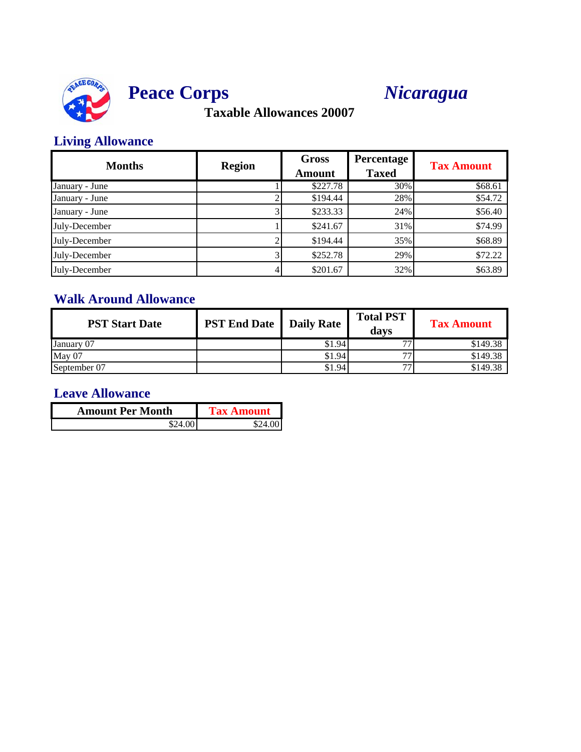# Peace Corps *Nicaragua*

**Taxable Allowances 20007**

## Living Allowance

| Months | Region | Gross Amount | Percentage Taxed | Tax Amount |
|---|---|---|---|---|
| January - June | 1 | $227.78 | 30% | $68.61 |
| January - June | 2 | $194.44 | 28% | $54.72 |
| January - June | 3 | $233.33 | 24% | $56.40 |
| July-December | 1 | $241.67 | 31% | $74.99 |
| July-December | 2 | $194.44 | 35% | $68.89 |
| July-December | 3 | $252.78 | 29% | $72.22 |
| July-December | 4 | $201.67 | 32% | $63.89 |

## Walk Around Allowance

| PST Start Date | PST End Date | Daily Rate | Total PST days | Tax Amount |
|---|---|---|---|---|
| January 07 | | $1.94 | 77 | $149.38 |
| May 07 | | $1.94 | 77 | $149.38 |
| September 07 | | $1.94 | 77 | $149.38 |

## Leave Allowance

| Amount Per Month | Tax Amount |
|---|---|
| $24.00 | $24.00 |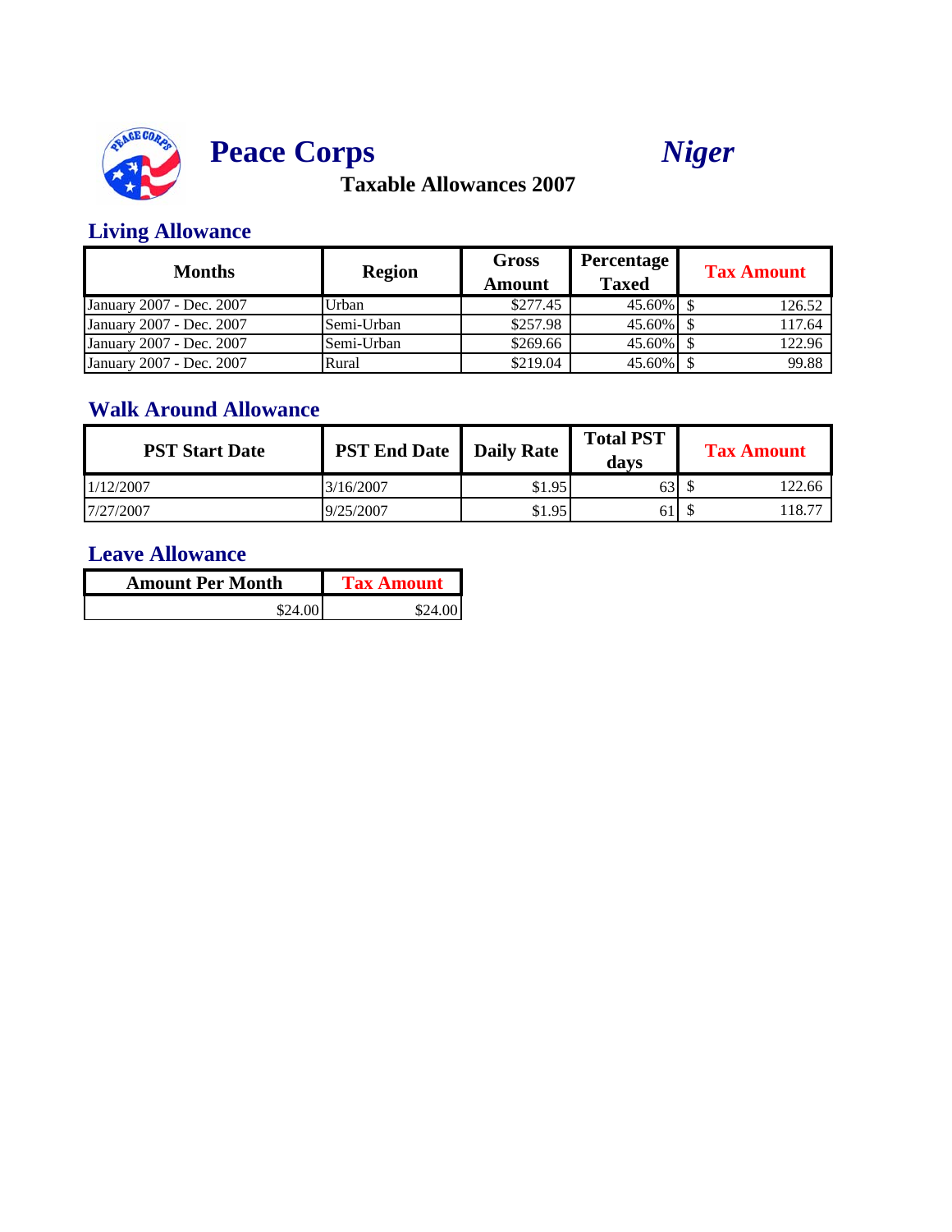# Peace Corps *Niger*

**Taxable Allowances 2007**

## Living Allowance

| Months | Region | Gross Amount | Percentage Taxed | Tax Amount |
|---|---|---|---|---|
| January 2007 - Dec. 2007 | Urban | $277.45 | 45.60% | $ 126.52 |
| January 2007 - Dec. 2007 | Semi-Urban | $257.98 | 45.60% | $ 117.64 |
| January 2007 - Dec. 2007 | Semi-Urban | $269.66 | 45.60% | $ 122.96 |
| January 2007 - Dec. 2007 | Rural | $219.04 | 45.60% | $ 99.88 |

## Walk Around Allowance

| PST Start Date | PST End Date | Daily Rate | Total PST days | Tax Amount |
|---|---|---|---|---|
| 1/12/2007 | 3/16/2007 | $1.95 | 63 | $ 122.66 |
| 7/27/2007 | 9/25/2007 | $1.95 | 61 | $ 118.77 |

## Leave Allowance

| Amount Per Month | Tax Amount |
|---|---|
| $24.00 | $24.00 |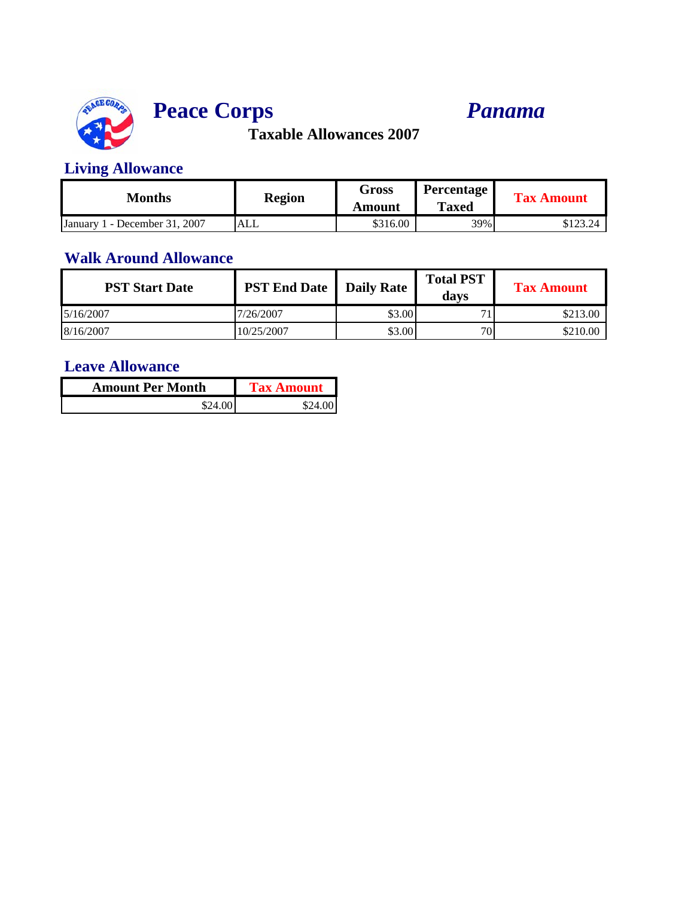# Peace Corps *Panama*

**Taxable Allowances 2007**

## Living Allowance

| Months | Region | Gross Amount | Percentage Taxed | Tax Amount |
|---|---|---|---|---|
| January 1 - December 31, 2007 | ALL | $316.00 | 39% | $123.24 |

## Walk Around Allowance

| PST Start Date | PST End Date | Daily Rate | Total PST days | Tax Amount |
|---|---|---|---|---|
| 5/16/2007 | 7/26/2007 | $3.00 | 71 | $213.00 |
| 8/16/2007 | 10/25/2007 | $3.00 | 70 | $210.00 |

## Leave Allowance

| Amount Per Month | Tax Amount |
|---|---|
| $24.00 | $24.00 |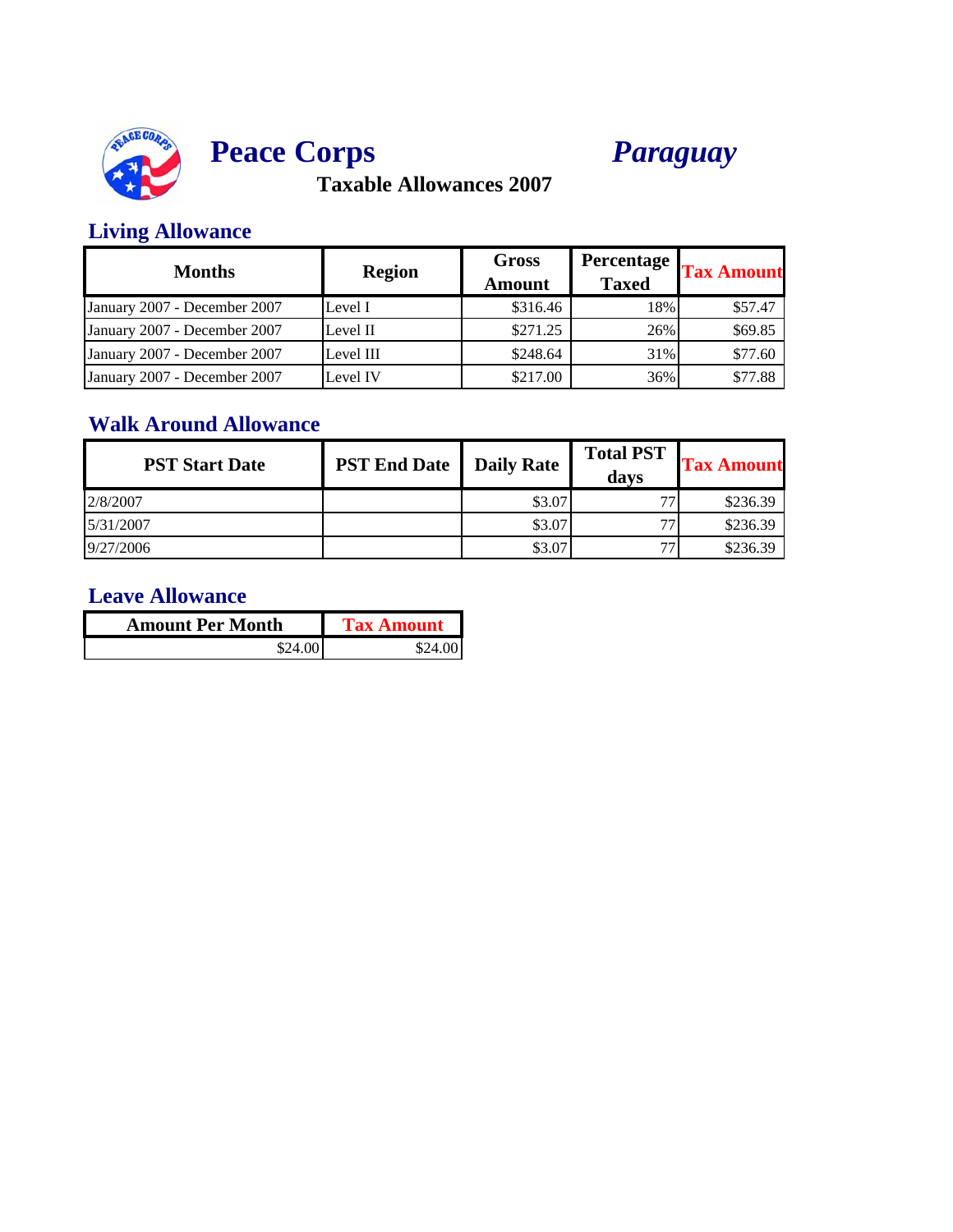# Peace Corps *Paraguay*

## Taxable Allowances 2007

### Living Allowance

| Months | Region | Gross Amount | Percentage Taxed | Tax Amount |
|---|---|---|---|---|
| January 2007 - December 2007 | Level I | $316.46 | 18% | $57.47 |
| January 2007 - December 2007 | Level II | $271.25 | 26% | $69.85 |
| January 2007 - December 2007 | Level III | $248.64 | 31% | $77.60 |
| January 2007 - December 2007 | Level IV | $217.00 | 36% | $77.88 |

### Walk Around Allowance

| PST Start Date | PST End Date | Daily Rate | Total PST days | Tax Amount |
|---|---|---|---|---|
| 2/8/2007 | | $3.07 | 77 | $236.39 |
| 5/31/2007 | | $3.07 | 77 | $236.39 |
| 9/27/2006 | | $3.07 | 77 | $236.39 |

### Leave Allowance

| Amount Per Month | Tax Amount |
|---|---|
| $24.00 | $24.00 |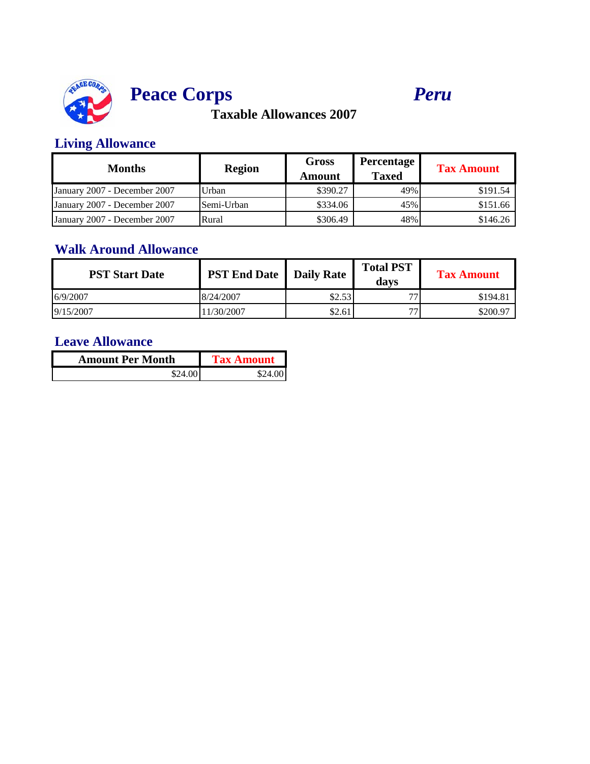# Peace Corps *Peru*

## Taxable Allowances 2007

### Living Allowance

| Months | Region | Gross Amount | Percentage Taxed | Tax Amount |
|---|---|---|---|---|
| January 2007 - December 2007 | Urban | $390.27 | 49% | $191.54 |
| January 2007 - December 2007 | Semi-Urban | $334.06 | 45% | $151.66 |
| January 2007 - December 2007 | Rural | $306.49 | 48% | $146.26 |

### Walk Around Allowance

| PST Start Date | PST End Date | Daily Rate | Total PST days | Tax Amount |
|---|---|---|---|---|
| 6/9/2007 | 8/24/2007 | $2.53 | 77 | $194.81 |
| 9/15/2007 | 11/30/2007 | $2.61 | 77 | $200.97 |

### Leave Allowance

| Amount Per Month | Tax Amount |
|---|---|
| $24.00 | $24.00 |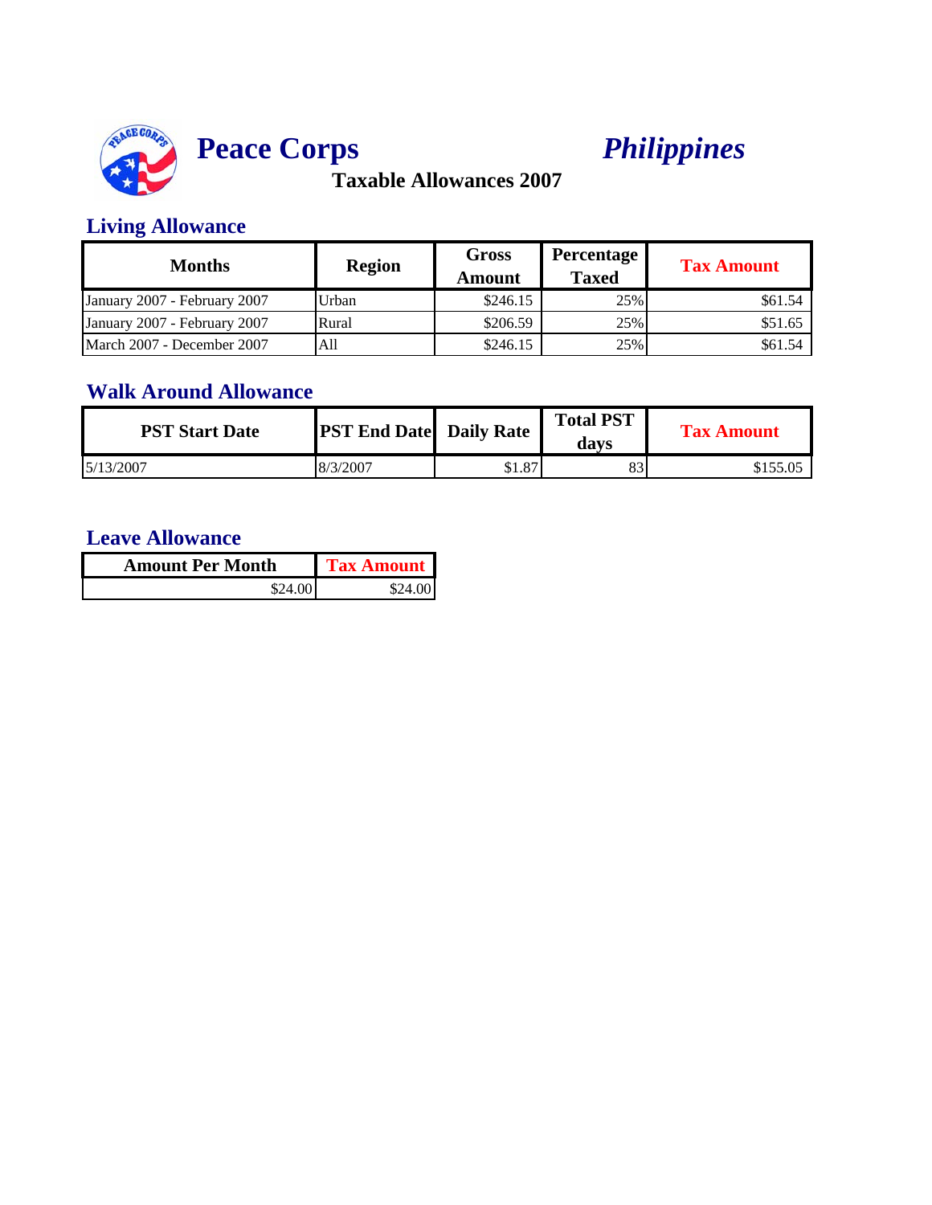# Peace Corps *Philippines*

**Taxable Allowances 2007**

## Living Allowance

| Months | Region | Gross Amount | Percentage Taxed | Tax Amount |
|---|---|---|---|---|
| January 2007 - February 2007 | Urban | $246.15 | 25% | $61.54 |
| January 2007 - February 2007 | Rural | $206.59 | 25% | $51.65 |
| March 2007 - December 2007 | All | $246.15 | 25% | $61.54 |

## Walk Around Allowance

| PST Start Date | PST End Date | Daily Rate | Total PST days | Tax Amount |
|---|---|---|---|---|
| 5/13/2007 | 8/3/2007 | $1.87 | 83 | $155.05 |

## Leave Allowance

| Amount Per Month | Tax Amount |
|---|---|
| $24.00 | $24.00 |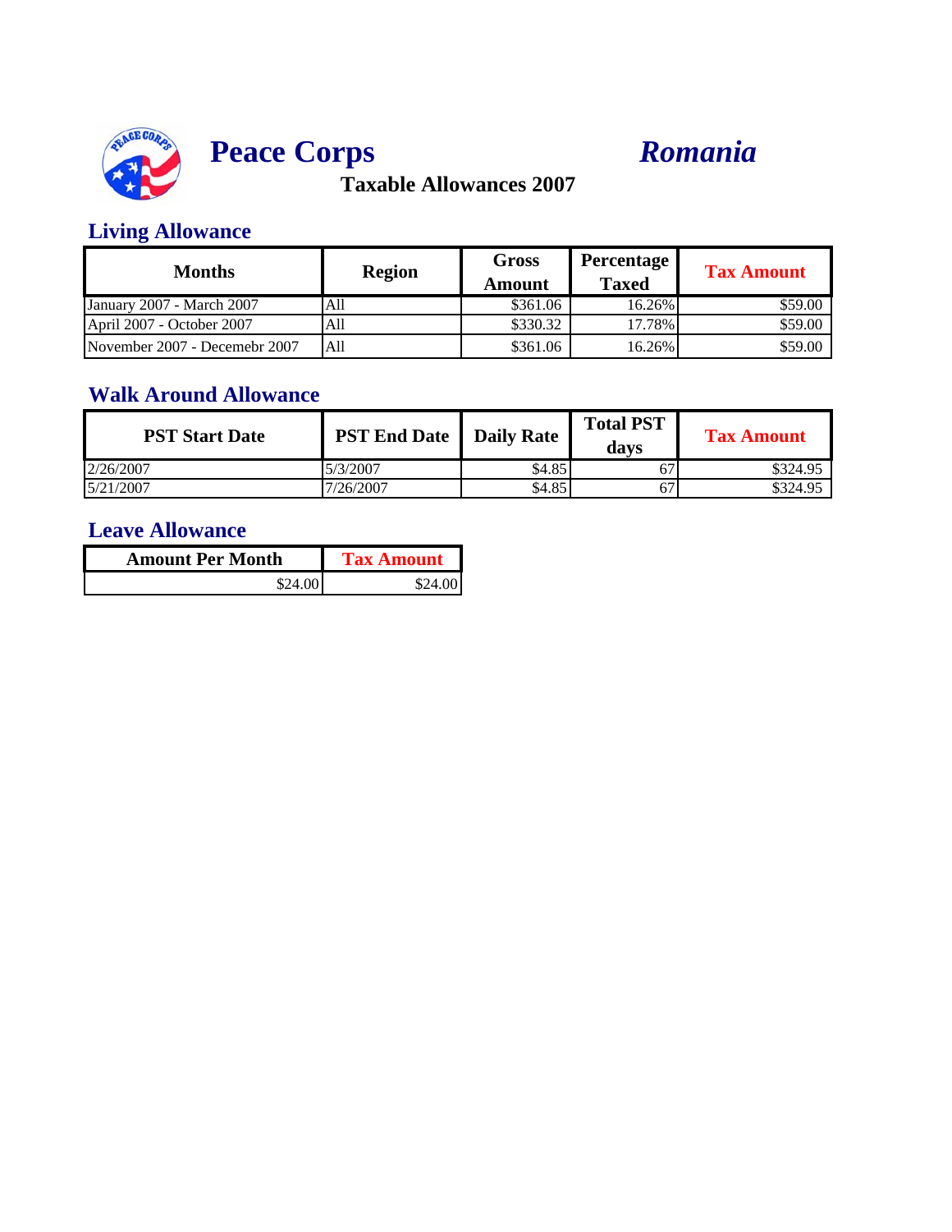# Peace Corps *Romania*

## Taxable Allowances 2007

### Living Allowance

| Months | Region | Gross Amount | Percentage Taxed | Tax Amount |
|---|---|---|---|---|
| January 2007 - March 2007 | All | $361.06 | 16.26% | $59.00 |
| April 2007 - October 2007 | All | $330.32 | 17.78% | $59.00 |
| November 2007 - Decemebr 2007 | All | $361.06 | 16.26% | $59.00 |

### Walk Around Allowance

| PST Start Date | PST End Date | Daily Rate | Total PST days | Tax Amount |
|---|---|---|---|---|
| 2/26/2007 | 5/3/2007 | $4.85 | 67 | $324.95 |
| 5/21/2007 | 7/26/2007 | $4.85 | 67 | $324.95 |

### Leave Allowance

| Amount Per Month | Tax Amount |
|---|---|
| $24.00 | $24.00 |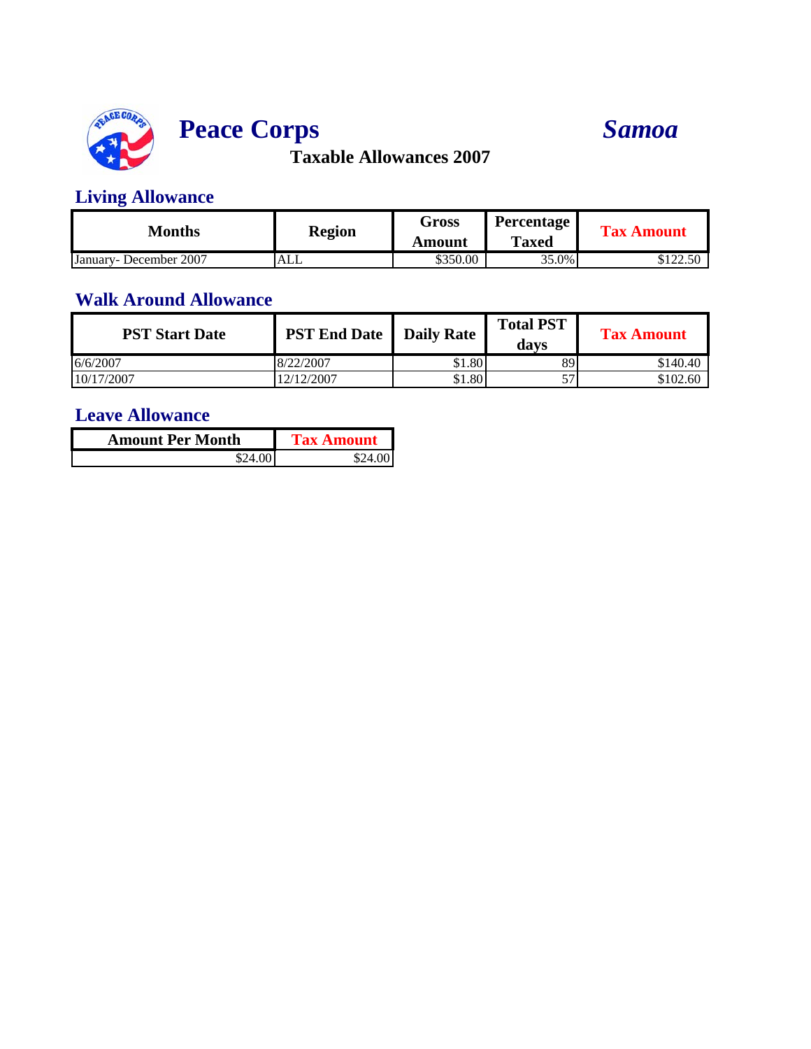# Peace Corps *Samoa*

## Taxable Allowances 2007

### Living Allowance

| Months | Region | Gross Amount | Percentage Taxed | Tax Amount |
|---|---|---|---|---|
| January- December 2007 | ALL | $350.00 | 35.0% | $122.50 |

### Walk Around Allowance

| PST Start Date | PST End Date | Daily Rate | Total PST days | Tax Amount |
|---|---|---|---|---|
| 6/6/2007 | 8/22/2007 | $1.80 | 89 | $140.40 |
| 10/17/2007 | 12/12/2007 | $1.80 | 57 | $102.60 |

### Leave Allowance

| Amount Per Month | Tax Amount |
|---|---|
| $24.00 | $24.00 |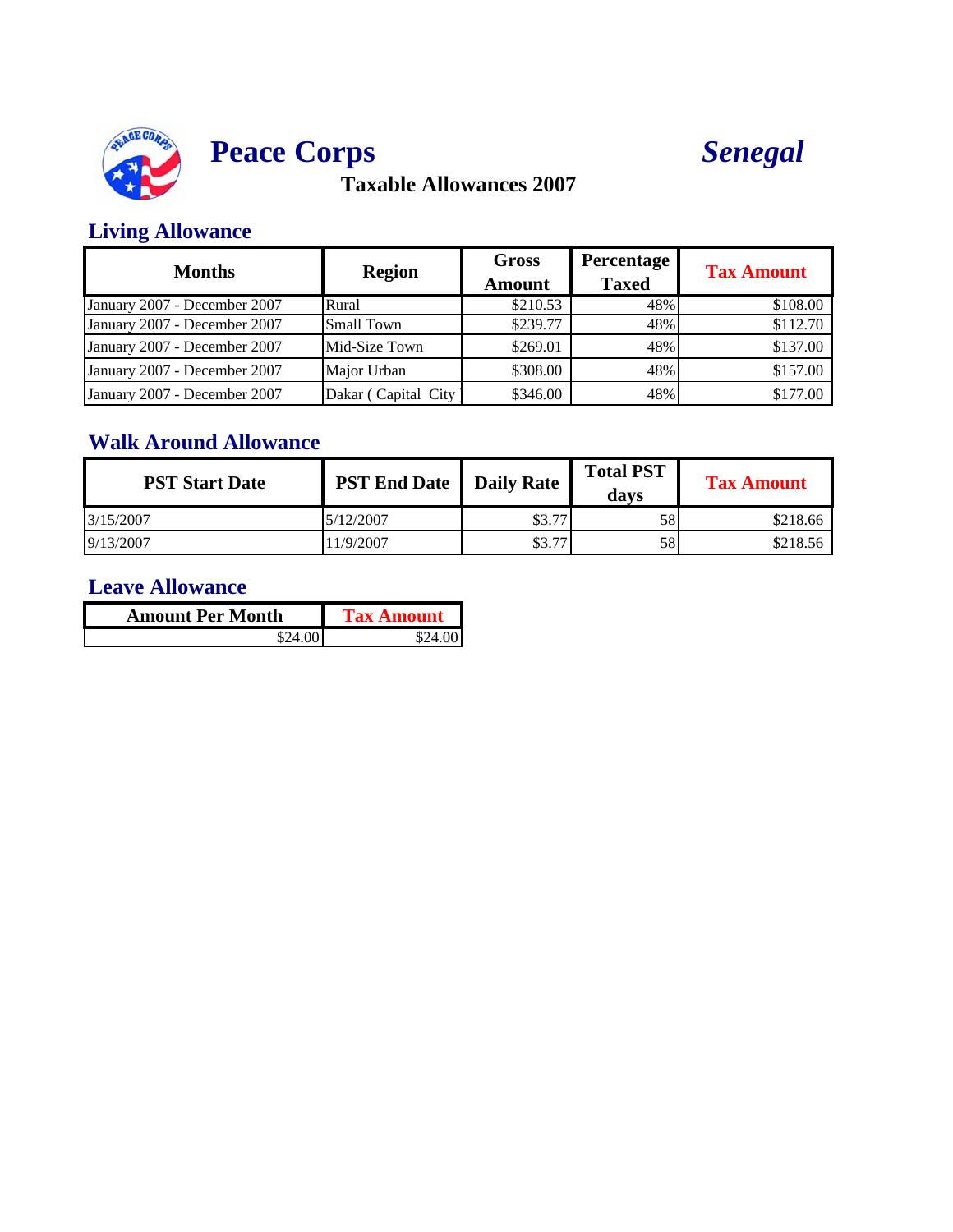# Peace Corps

***Senegal***

## Taxable Allowances 2007

### Living Allowance

| Months | Region | Gross Amount | Percentage Taxed | Tax Amount |
|---|---|---|---|---|
| January 2007 - December 2007 | Rural | $210.53 | 48% | $108.00 |
| January 2007 - December 2007 | Small Town | $239.77 | 48% | $112.70 |
| January 2007 - December 2007 | Mid-Size Town | $269.01 | 48% | $137.00 |
| January 2007 - December 2007 | Major Urban | $308.00 | 48% | $157.00 |
| January 2007 - December 2007 | Dakar ( Capital City | $346.00 | 48% | $177.00 |

### Walk Around Allowance

| PST Start Date | PST End Date | Daily Rate | Total PST days | Tax Amount |
|---|---|---|---|---|
| 3/15/2007 | 5/12/2007 | $3.77 | 58 | $218.66 |
| 9/13/2007 | 11/9/2007 | $3.77 | 58 | $218.56 |

### Leave Allowance

| Amount Per Month | Tax Amount |
|---|---|
| $24.00 | $24.00 |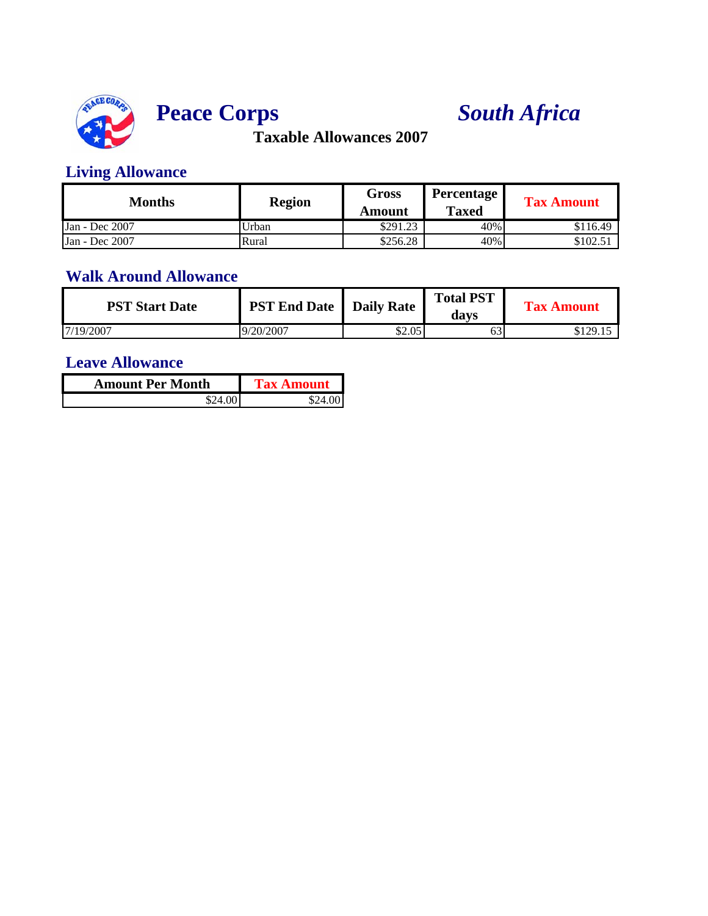# Peace Corps *South Africa*

**Taxable Allowances 2007**

## Living Allowance

| Months | Region | Gross Amount | Percentage Taxed | Tax Amount |
|---|---|---|---|---|
| Jan - Dec 2007 | Urban | $291.23 | 40% | $116.49 |
| Jan - Dec 2007 | Rural | $256.28 | 40% | $102.51 |

## Walk Around Allowance

| PST Start Date | PST End Date | Daily Rate | Total PST days | Tax Amount |
|---|---|---|---|---|
| 7/19/2007 | 9/20/2007 | $2.05 | 63 | $129.15 |

## Leave Allowance

| Amount Per Month | Tax Amount |
|---|---|
| $24.00 | $24.00 |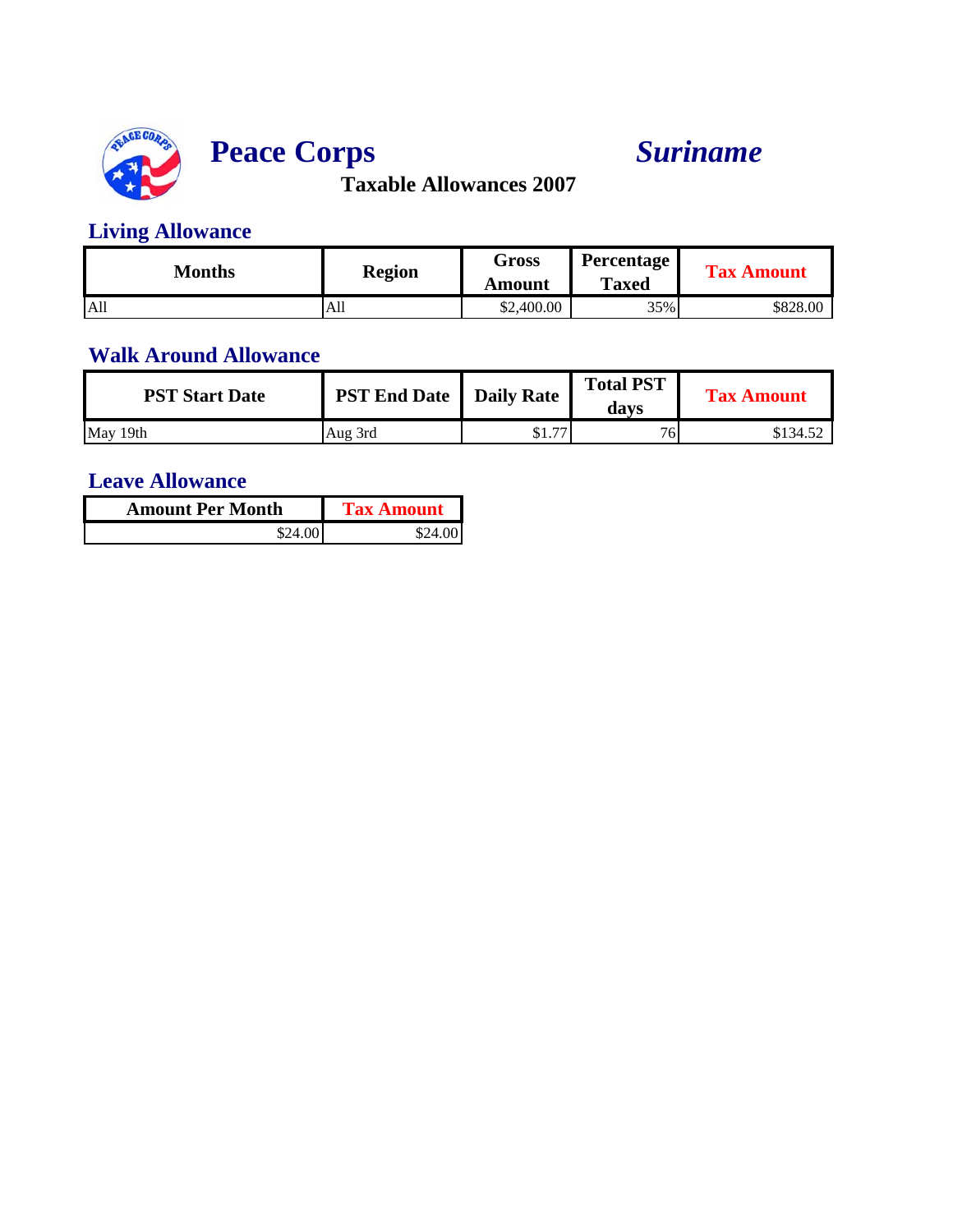# Peace Corps *Suriname*

**Taxable Allowances 2007**

## Living Allowance

| Months | Region | Gross Amount | Percentage Taxed | Tax Amount |
|---|---|---|---|---|
| All | All | $2,400.00 | 35% | $828.00 |

## Walk Around Allowance

| PST Start Date | PST End Date | Daily Rate | Total PST days | Tax Amount |
|---|---|---|---|---|
| May 19th | Aug 3rd | $1.77 | 76 | $134.52 |

## Leave Allowance

| Amount Per Month | Tax Amount |
|---|---|
| $24.00 | $24.00 |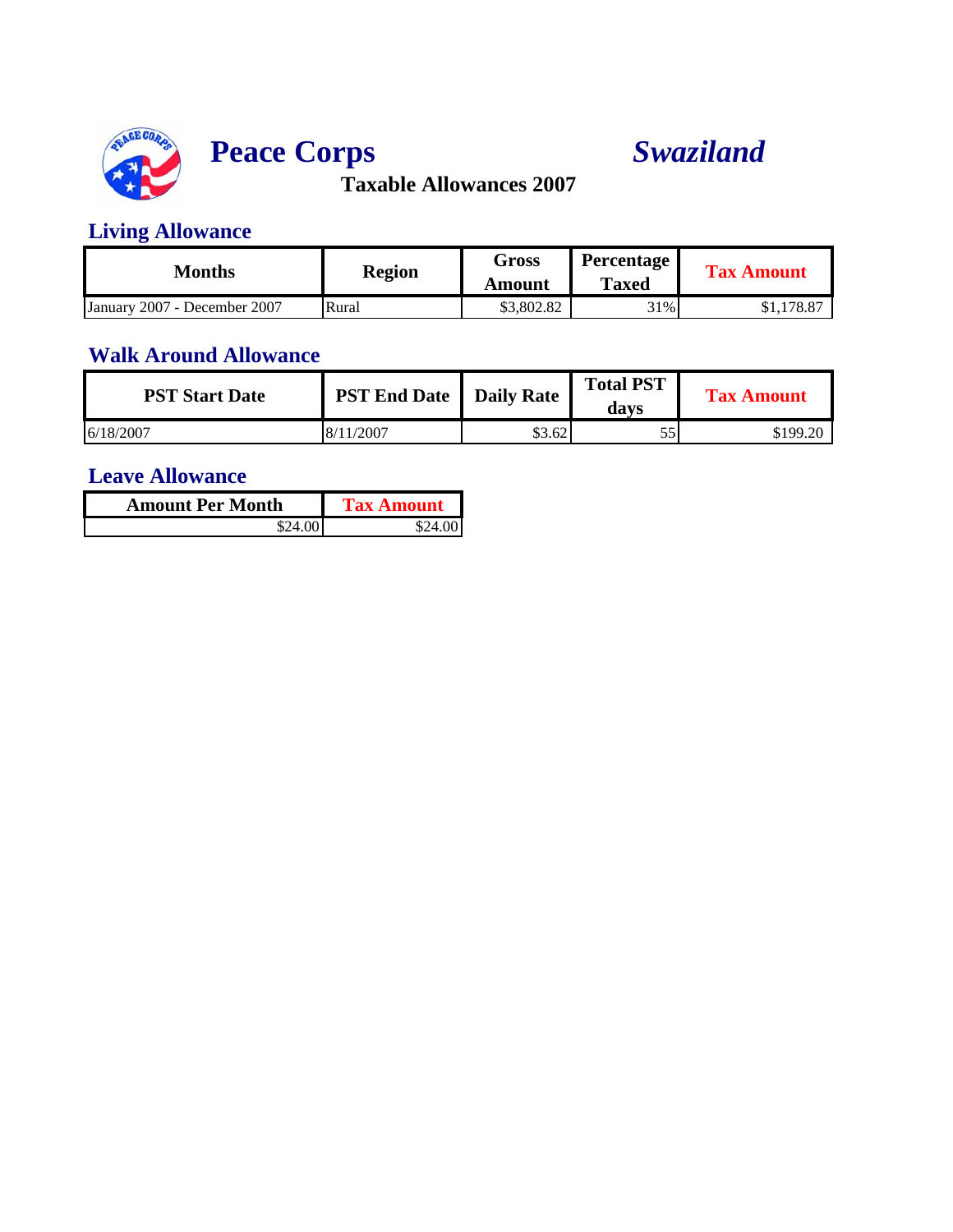# Peace Corps *Swaziland*

**Taxable Allowances 2007**

## Living Allowance

| Months | Region | Gross Amount | Percentage Taxed | Tax Amount |
|---|---|---|---|---|
| January 2007 - December 2007 | Rural | $3,802.82 | 31% | $1,178.87 |

## Walk Around Allowance

| PST Start Date | PST End Date | Daily Rate | Total PST days | Tax Amount |
|---|---|---|---|---|
| 6/18/2007 | 8/11/2007 | $3.62 | 55 | $199.20 |

## Leave Allowance

| Amount Per Month | Tax Amount |
|---|---|
| $24.00 | $24.00 |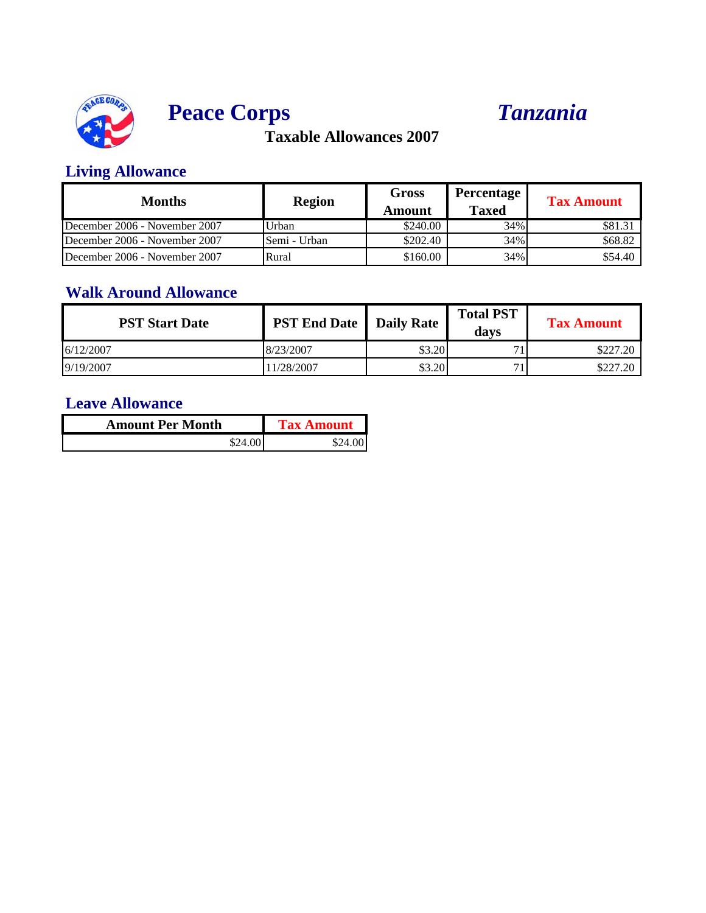# Peace Corps *Tanzania*

## Taxable Allowances 2007

### Living Allowance

| Months | Region | Gross Amount | Percentage Taxed | Tax Amount |
|---|---|---|---|---|
| December 2006 - November 2007 | Urban | $240.00 | 34% | $81.31 |
| December 2006 - November 2007 | Semi - Urban | $202.40 | 34% | $68.82 |
| December 2006 - November 2007 | Rural | $160.00 | 34% | $54.40 |

### Walk Around Allowance

| PST Start Date | PST End Date | Daily Rate | Total PST days | Tax Amount |
|---|---|---|---|---|
| 6/12/2007 | 8/23/2007 | $3.20 | 71 | $227.20 |
| 9/19/2007 | 11/28/2007 | $3.20 | 71 | $227.20 |

### Leave Allowance

| Amount Per Month | Tax Amount |
|---|---|
| $24.00 | $24.00 |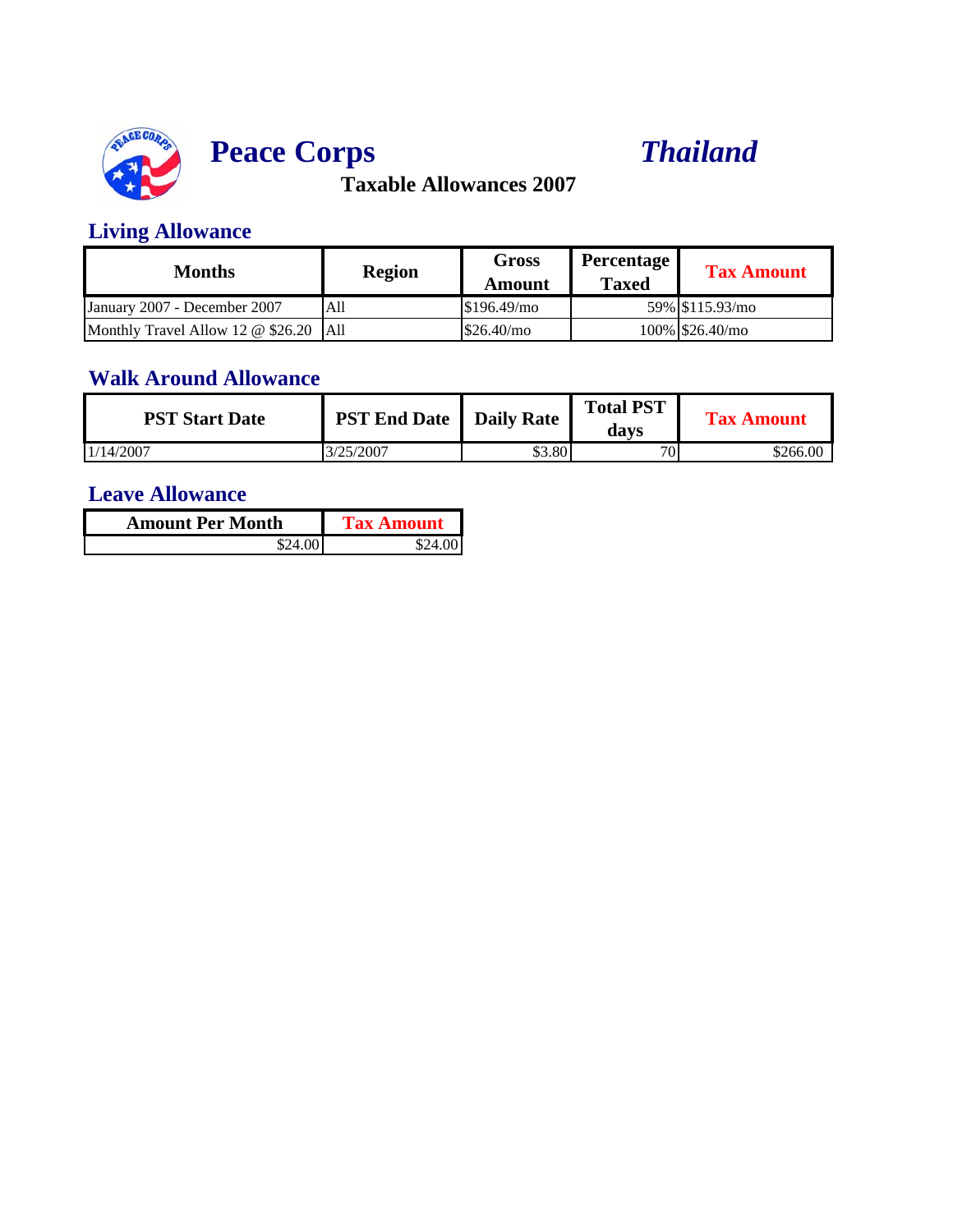# Peace Corps *Thailand*

## Taxable Allowances 2007

### Living Allowance

| Months | Region | Gross Amount | Percentage Taxed | Tax Amount |
|---|---|---|---|---|
| January 2007 - December 2007 | All | $196.49/mo | 59% | $115.93/mo |
| Monthly Travel Allow 12 @ $26.20 | All | $26.40/mo | 100% | $26.40/mo |

### Walk Around Allowance

| PST Start Date | PST End Date | Daily Rate | Total PST days | Tax Amount |
|---|---|---|---|---|
| 1/14/2007 | 3/25/2007 | $3.80 | 70 | $266.00 |

### Leave Allowance

| Amount Per Month | Tax Amount |
|---|---|
| $24.00 | $24.00 |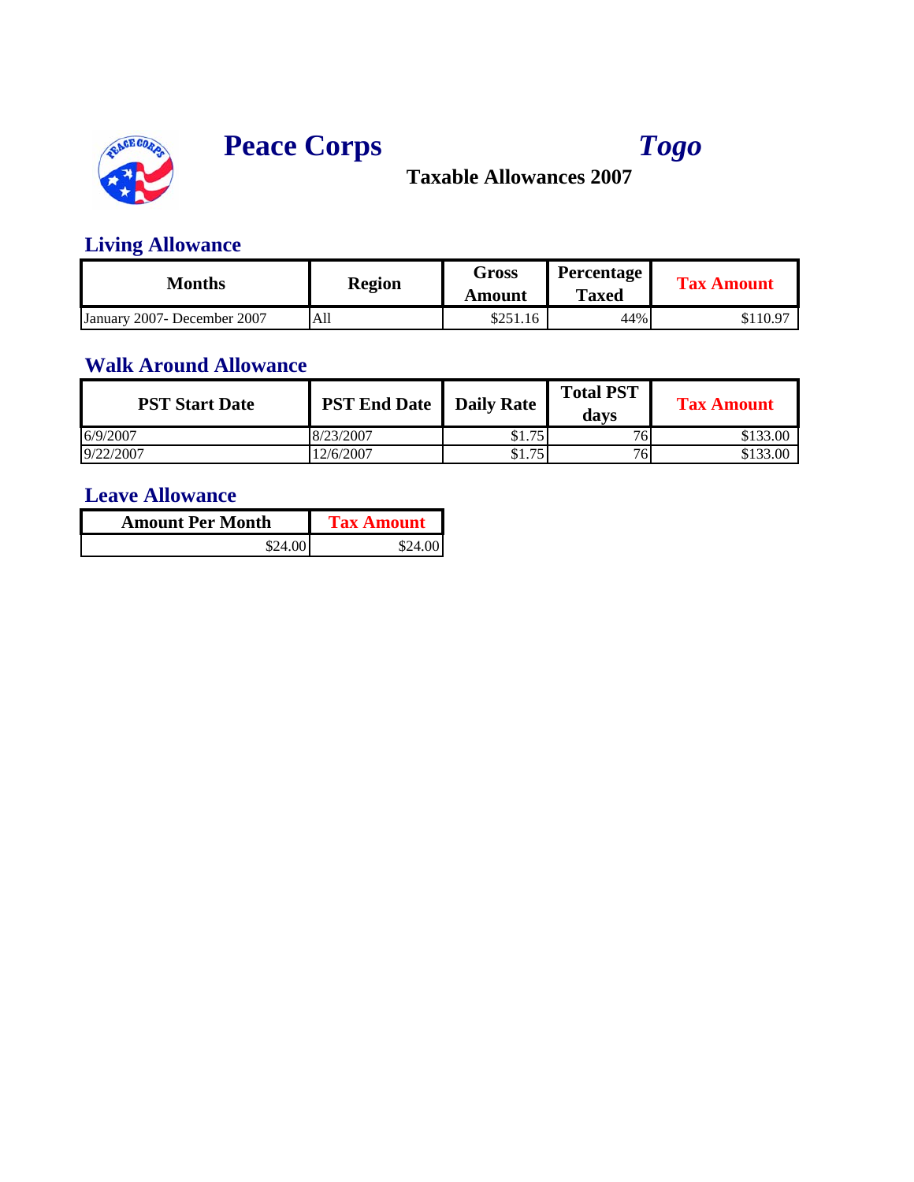# Peace Corps *Togo*

## Taxable Allowances 2007

### Living Allowance

| Months | Region | Gross Amount | Percentage Taxed | Tax Amount |
|---|---|---|---|---|
| January 2007- December 2007 | All | $251.16 | 44% | $110.97 |

### Walk Around Allowance

| PST Start Date | PST End Date | Daily Rate | Total PST days | Tax Amount |
|---|---|---|---|---|
| 6/9/2007 | 8/23/2007 | $1.75 | 76 | $133.00 |
| 9/22/2007 | 12/6/2007 | $1.75 | 76 | $133.00 |

### Leave Allowance

| Amount Per Month | Tax Amount |
|---|---|
| $24.00 | $24.00 |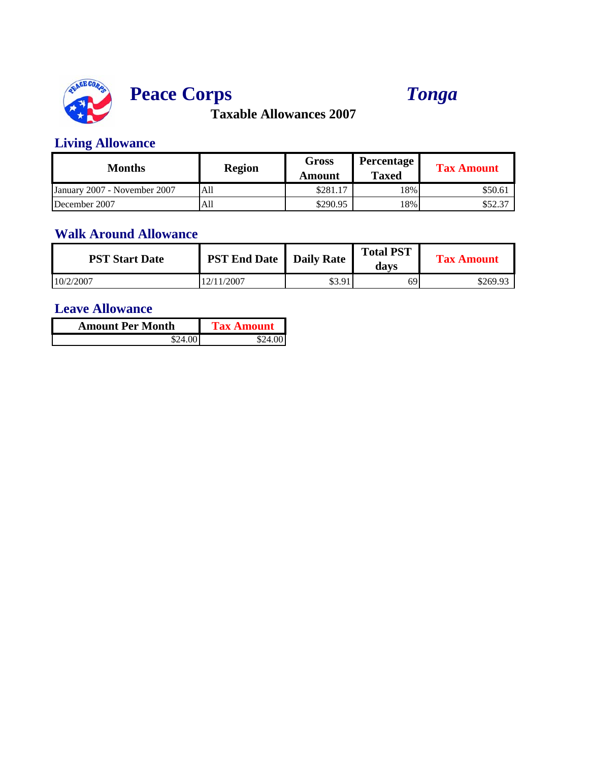# Peace Corps *Tonga*

**Taxable Allowances 2007**

## Living Allowance

| Months | Region | Gross Amount | Percentage Taxed | Tax Amount |
|---|---|---|---|---|
| January 2007 - November 2007 | All | $281.17 | 18% | $50.61 |
| December 2007 | All | $290.95 | 18% | $52.37 |

## Walk Around Allowance

| PST Start Date | PST End Date | Daily Rate | Total PST days | Tax Amount |
|---|---|---|---|---|
| 10/2/2007 | 12/11/2007 | $3.91 | 69 | $269.93 |

## Leave Allowance

| Amount Per Month | Tax Amount |
|---|---|
| $24.00 | $24.00 |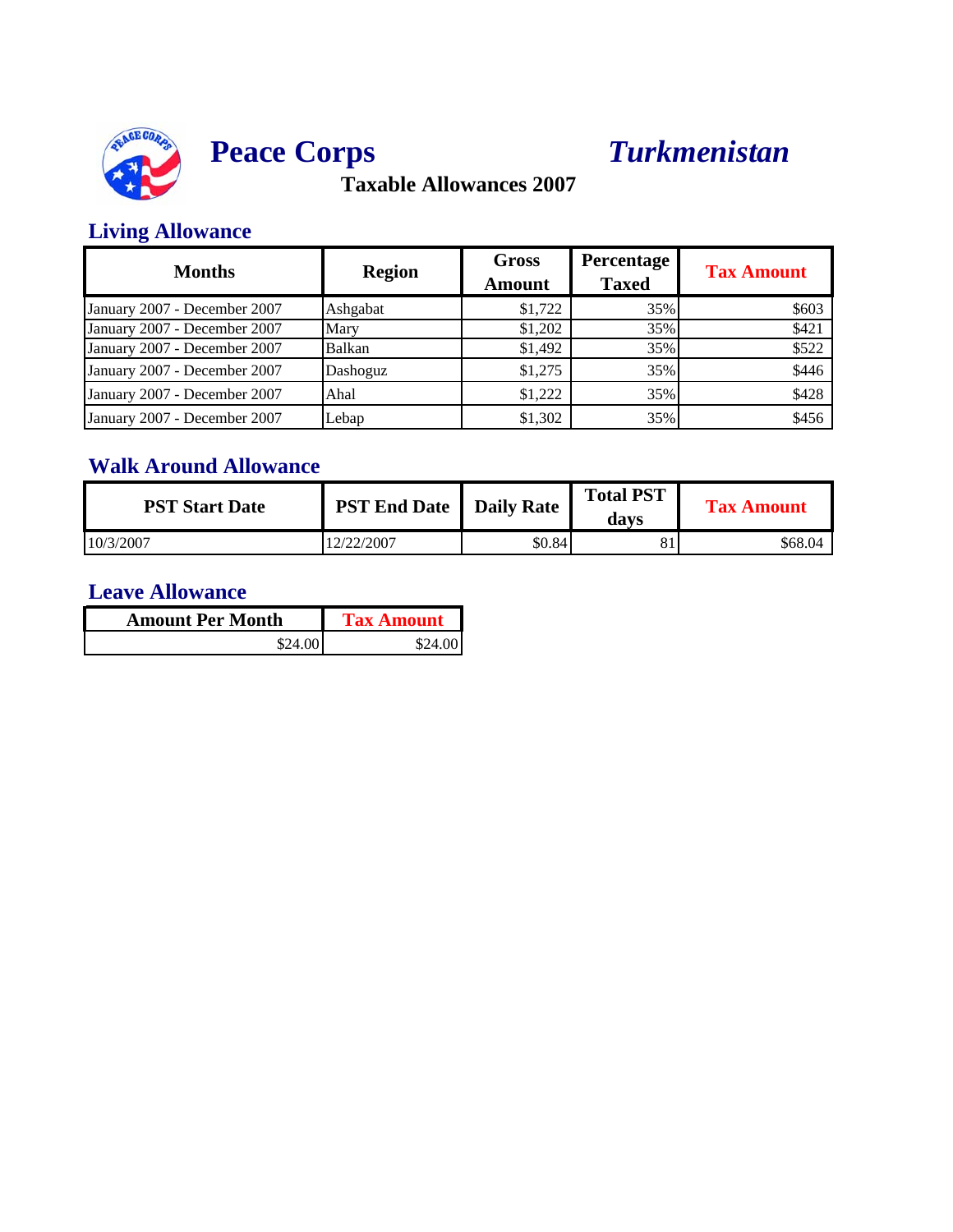# Peace Corps *Turkmenistan*

**Taxable Allowances 2007**

## Living Allowance

| Months | Region | Gross Amount | Percentage Taxed | Tax Amount |
|---|---|---|---|---|
| January 2007 - December 2007 | Ashgabat | $1,722 | 35% | $603 |
| January 2007 - December 2007 | Mary | $1,202 | 35% | $421 |
| January 2007 - December 2007 | Balkan | $1,492 | 35% | $522 |
| January 2007 - December 2007 | Dashoguz | $1,275 | 35% | $446 |
| January 2007 - December 2007 | Ahal | $1,222 | 35% | $428 |
| January 2007 - December 2007 | Lebap | $1,302 | 35% | $456 |

## Walk Around Allowance

| PST Start Date | PST End Date | Daily Rate | Total PST days | Tax Amount |
|---|---|---|---|---|
| 10/3/2007 | 12/22/2007 | $0.84 | 81 | $68.04 |

## Leave Allowance

| Amount Per Month | Tax Amount |
|---|---|
| $24.00 | $24.00 |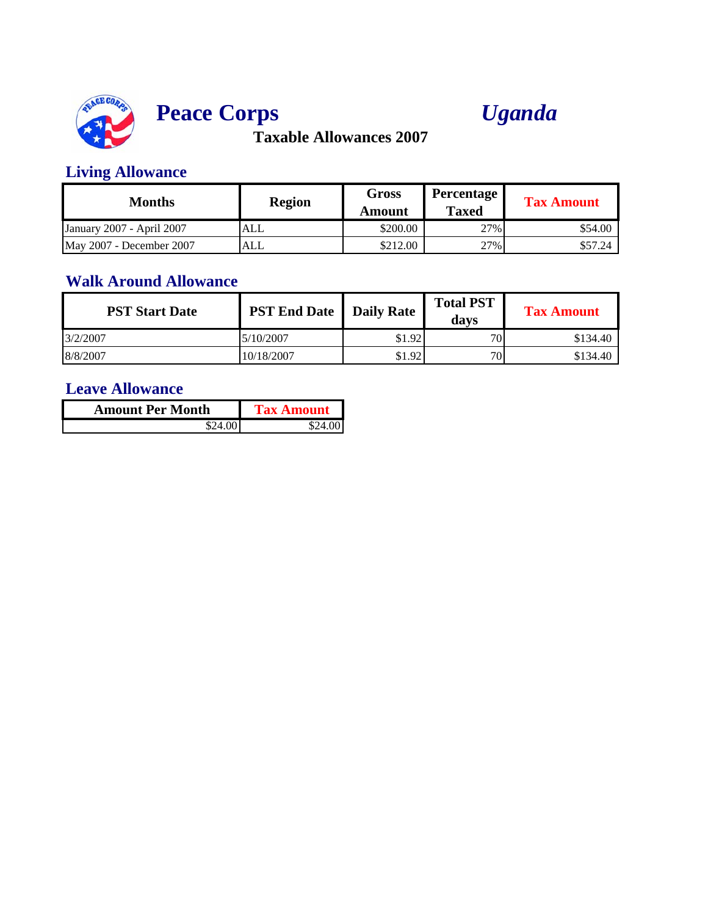# Peace Corps *Uganda*

## Taxable Allowances 2007

### Living Allowance

| Months | Region | Gross Amount | Percentage Taxed | Tax Amount |
|---|---|---|---|---|
| January 2007 - April 2007 | ALL | $200.00 | 27% | $54.00 |
| May 2007 - December 2007 | ALL | $212.00 | 27% | $57.24 |

### Walk Around Allowance

| PST Start Date | PST End Date | Daily Rate | Total PST days | Tax Amount |
|---|---|---|---|---|
| 3/2/2007 | 5/10/2007 | $1.92 | 70 | $134.40 |
| 8/8/2007 | 10/18/2007 | $1.92 | 70 | $134.40 |

### Leave Allowance

| Amount Per Month | Tax Amount |
|---|---|
| $24.00 | $24.00 |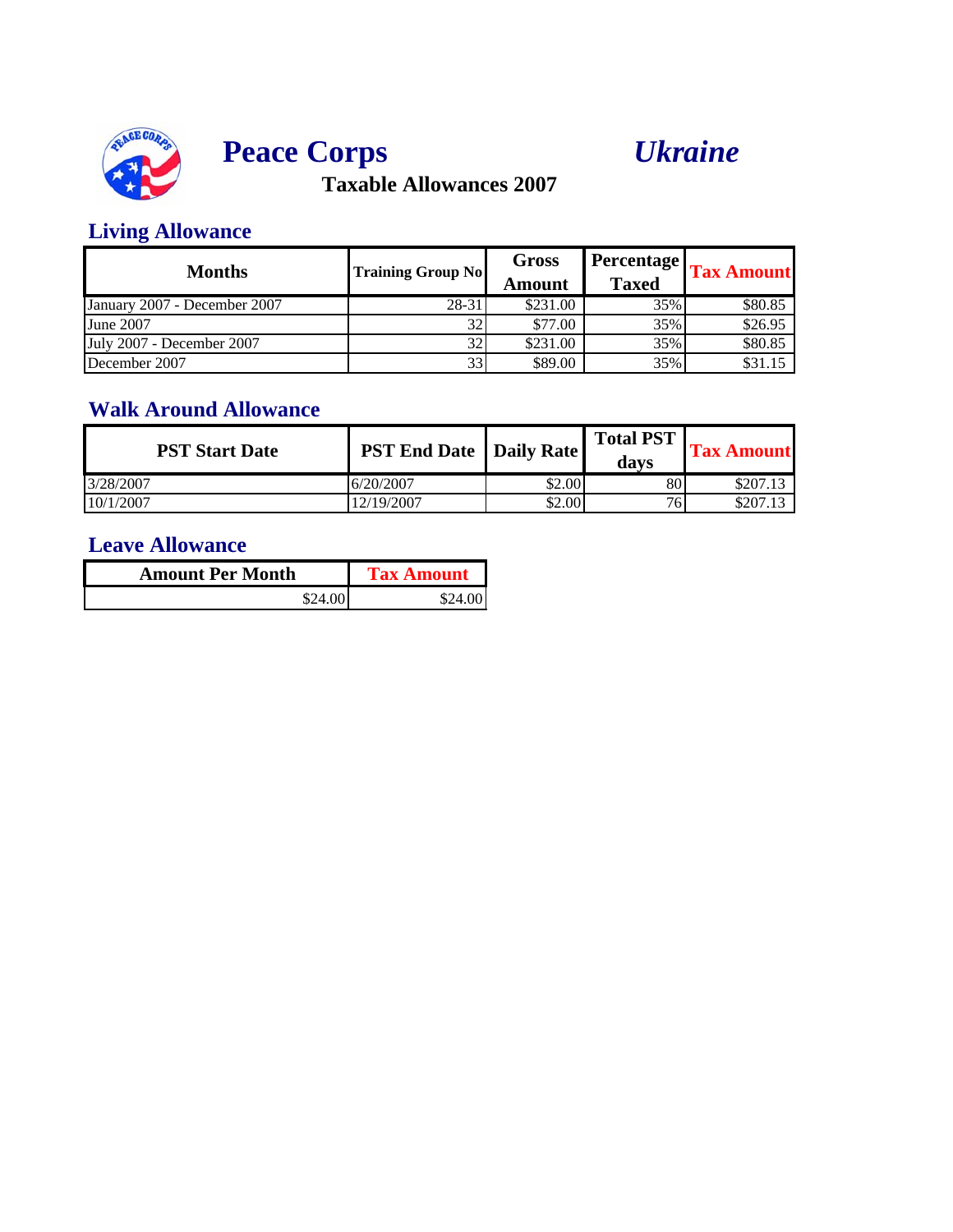# Peace Corps *Ukraine*

## Taxable Allowances 2007

### Living Allowance

| Months | Training Group No | Gross Amount | Percentage Taxed | Tax Amount |
|---|---|---|---|---|
| January 2007 - December 2007 | 28-31 | $231.00 | 35% | $80.85 |
| June 2007 | 32 | $77.00 | 35% | $26.95 |
| July 2007 - December 2007 | 32 | $231.00 | 35% | $80.85 |
| December 2007 | 33 | $89.00 | 35% | $31.15 |

### Walk Around Allowance

| PST Start Date | PST End Date | Daily Rate | Total PST days | Tax Amount |
|---|---|---|---|---|
| 3/28/2007 | 6/20/2007 | $2.00 | 80 | $207.13 |
| 10/1/2007 | 12/19/2007 | $2.00 | 76 | $207.13 |

### Leave Allowance

| Amount Per Month | Tax Amount |
|---|---|
| $24.00 | $24.00 |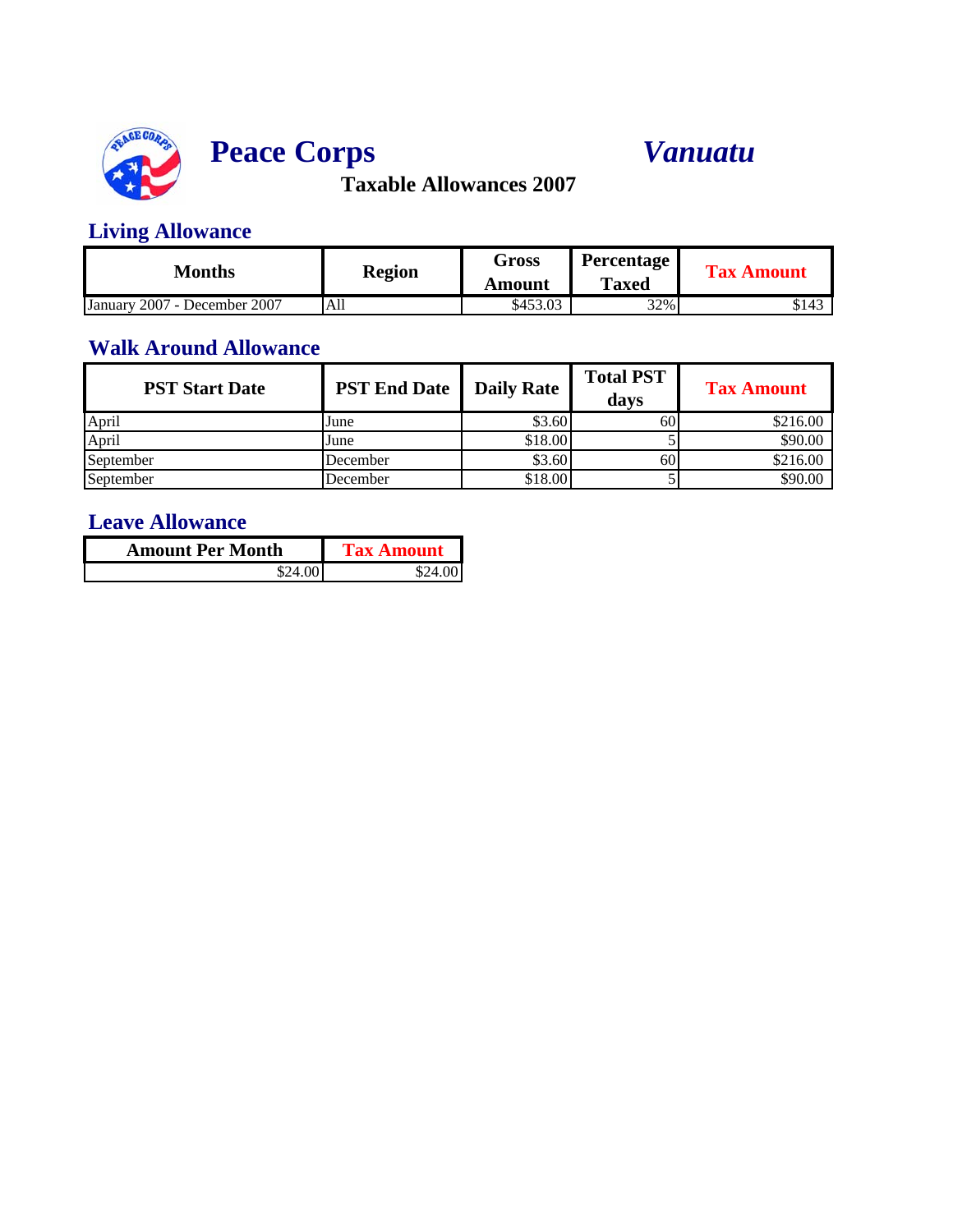# Peace Corps *Vanuatu*

**Taxable Allowances 2007**

## Living Allowance

| Months | Region | Gross Amount | Percentage Taxed | Tax Amount |
|---|---|---|---|---|
| January 2007 - December 2007 | All | $453.03 | 32% | $143 |

## Walk Around Allowance

| PST Start Date | PST End Date | Daily Rate | Total PST days | Tax Amount |
|---|---|---|---|---|
| April | June | $3.60 | 60 | $216.00 |
| April | June | $18.00 | 5 | $90.00 |
| September | December | $3.60 | 60 | $216.00 |
| September | December | $18.00 | 5 | $90.00 |

## Leave Allowance

| Amount Per Month | Tax Amount |
|---|---|
| $24.00 | $24.00 |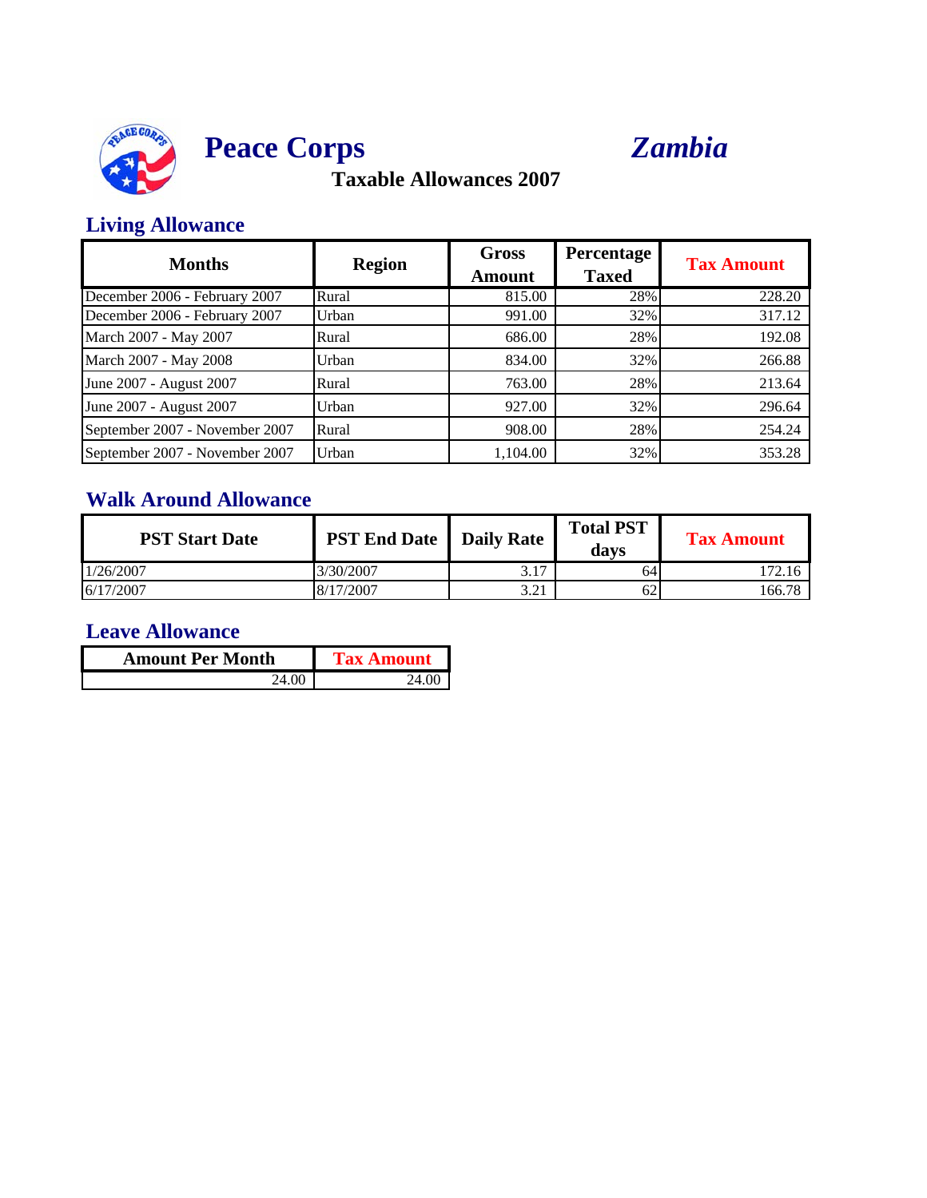# Peace Corps *Zambia*

**Taxable Allowances 2007**

## Living Allowance

| Months | Region | Gross Amount | Percentage Taxed | Tax Amount |
|---|---|---|---|---|
| December 2006 - February 2007 | Rural | 815.00 | 28% | 228.20 |
| December 2006 - February 2007 | Urban | 991.00 | 32% | 317.12 |
| March 2007 - May 2007 | Rural | 686.00 | 28% | 192.08 |
| March 2007 - May 2008 | Urban | 834.00 | 32% | 266.88 |
| June 2007 - August 2007 | Rural | 763.00 | 28% | 213.64 |
| June 2007 - August 2007 | Urban | 927.00 | 32% | 296.64 |
| September 2007 - November 2007 | Rural | 908.00 | 28% | 254.24 |
| September 2007 - November 2007 | Urban | 1,104.00 | 32% | 353.28 |

## Walk Around Allowance

| PST Start Date | PST End Date | Daily Rate | Total PST days | Tax Amount |
|---|---|---|---|---|
| 1/26/2007 | 3/30/2007 | 3.17 | 64 | 172.16 |
| 6/17/2007 | 8/17/2007 | 3.21 | 62 | 166.78 |

## Leave Allowance

| Amount Per Month | Tax Amount |
|---|---|
| 24.00 | 24.00 |